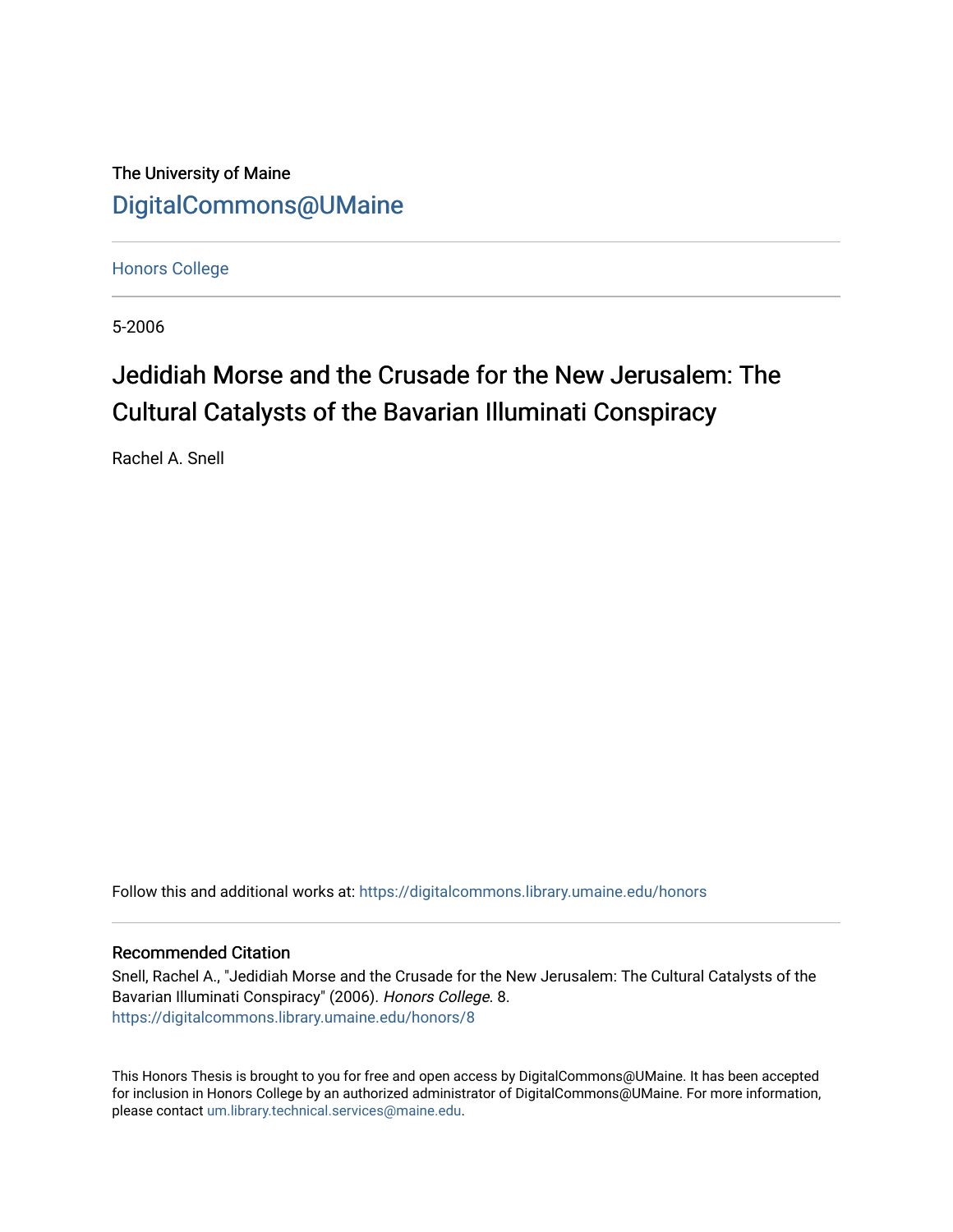The University of Maine

[DigitalCommons@UMaine](https://digitalcommons.library.umaine.edu/)

Honors College

5-2006

# Jedidiah Morse and the Crusade for the New Jerusalem: The Cultural Catalysts of the Bavarian Illuminati Conspiracy

Rachel A. Snell

Follow this and additional works at: https://digitalcommons.library.umaine.edu/honors

## Recommended Citation

Snell, Rachel A., "Jedidiah Morse and the Crusade for the New Jerusalem: The Cultural Catalysts of the Bavarian Illuminati Conspiracy" (2006). *Honors College*. 8.
https://digitalcommons.library.umaine.edu/honors/8

This Honors Thesis is brought to you for free and open access by DigitalCommons@UMaine. It has been accepted for inclusion in Honors College by an authorized administrator of DigitalCommons@UMaine. For more information, please contact um.library.technical.services@maine.edu.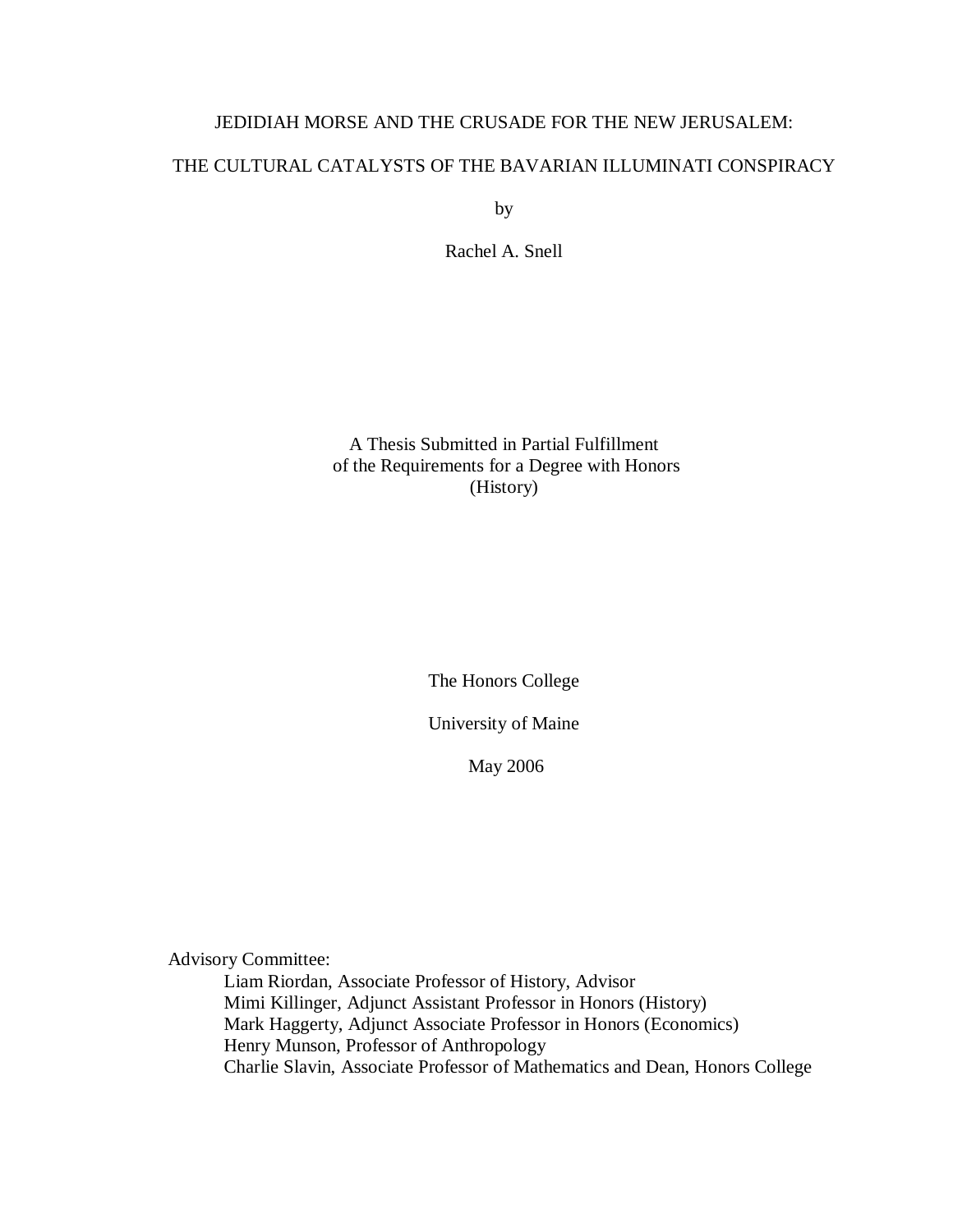# JEDIDIAH MORSE AND THE CRUSADE FOR THE NEW JERUSALEM:

# THE CULTURAL CATALYSTS OF THE BAVARIAN ILLUMINATI CONSPIRACY

by

Rachel A. Snell

A Thesis Submitted in Partial Fulfillment
of the Requirements for a Degree with Honors
(History)

The Honors College

University of Maine

May 2006

Advisory Committee:

Liam Riordan, Associate Professor of History, Advisor
Mimi Killinger, Adjunct Assistant Professor in Honors (History)
Mark Haggerty, Adjunct Associate Professor in Honors (Economics)
Henry Munson, Professor of Anthropology
Charlie Slavin, Associate Professor of Mathematics and Dean, Honors College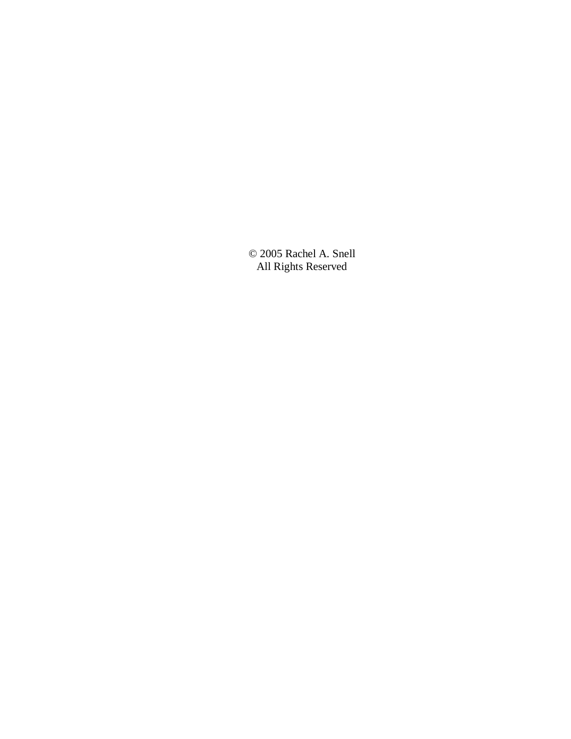© 2005 Rachel A. Snell
All Rights Reserved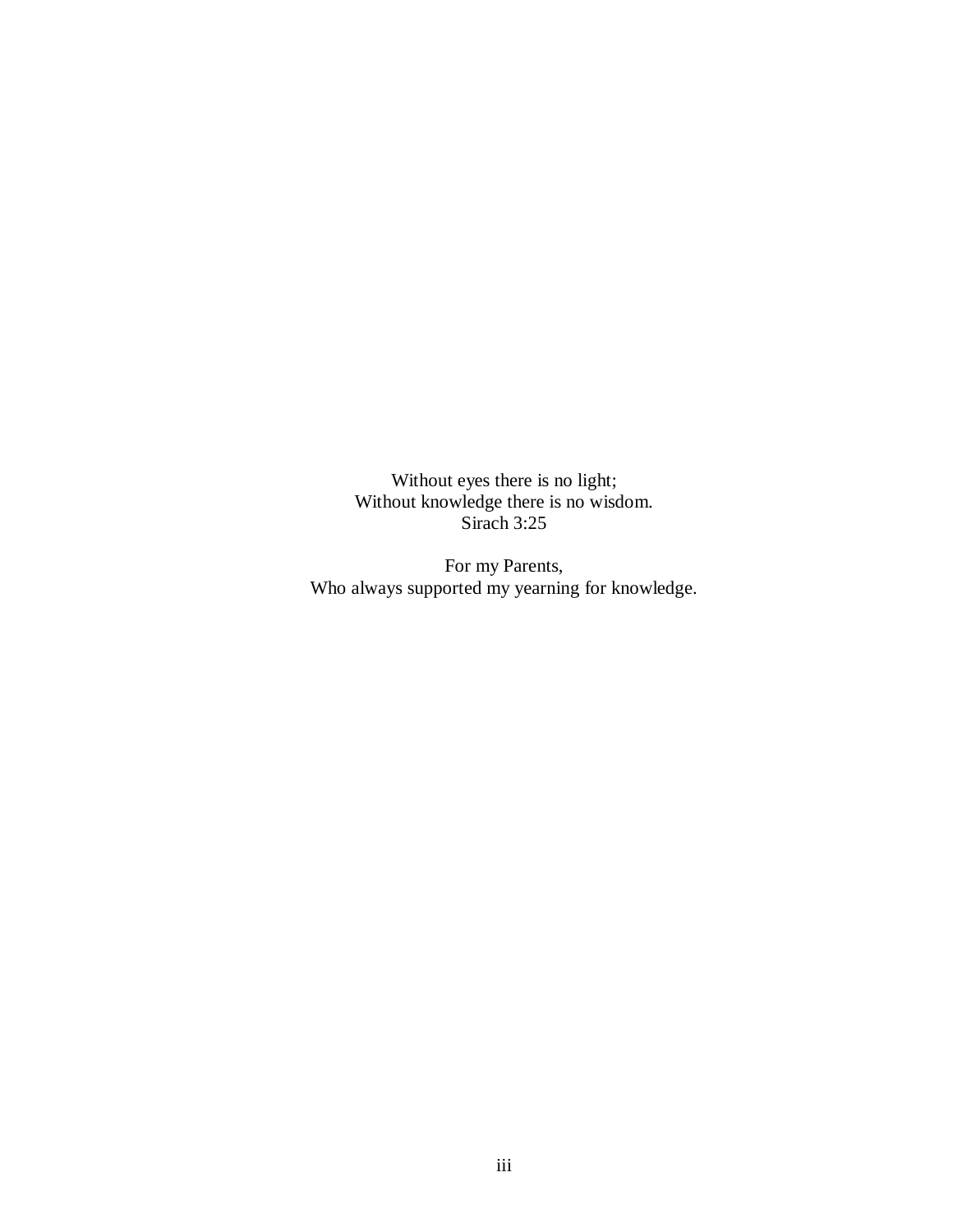Without eyes there is no light;  
Without knowledge there is no wisdom.  
Sirach 3:25

For my Parents,  
Who always supported my yearning for knowledge.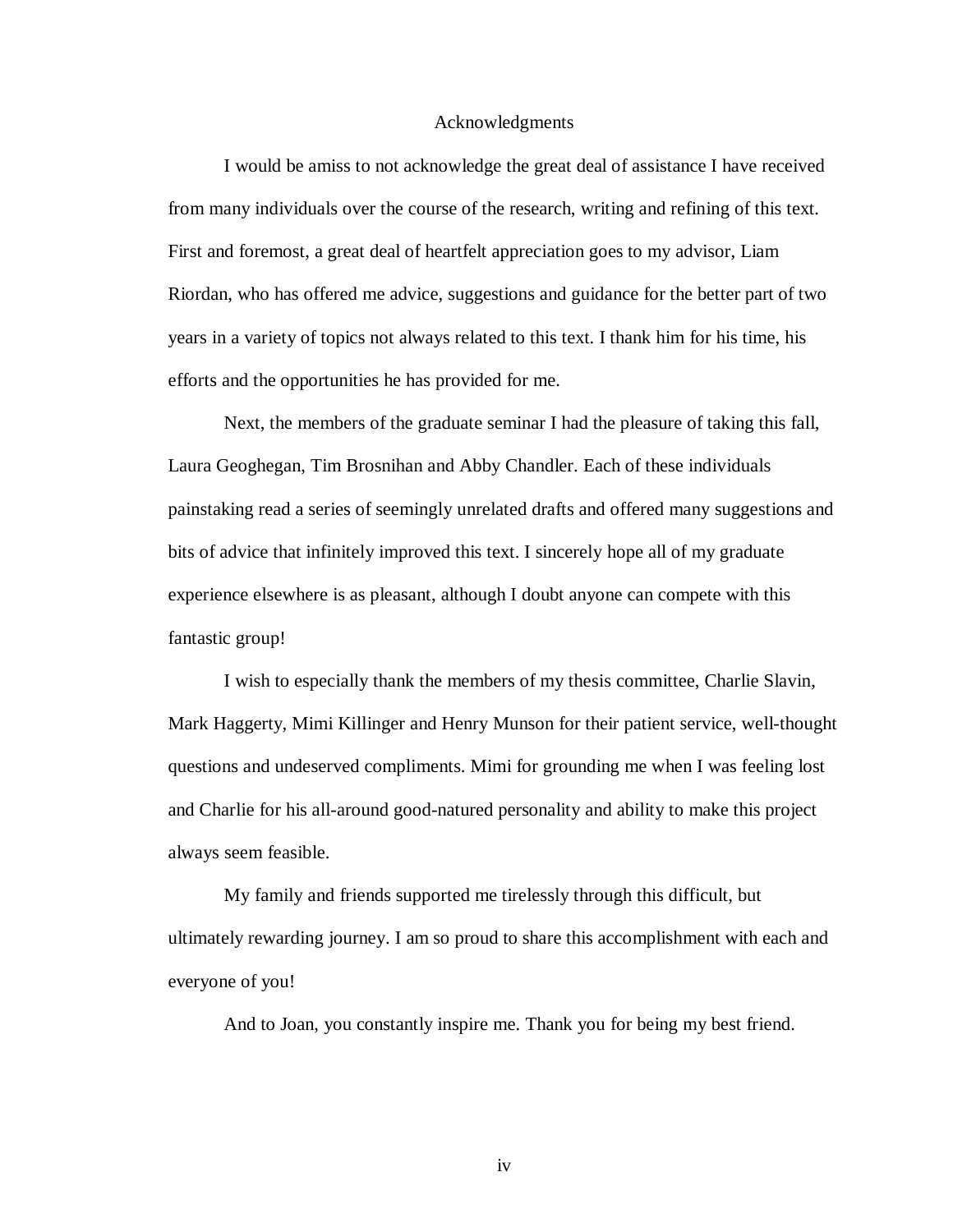# Acknowledgments

I would be amiss to not acknowledge the great deal of assistance I have received from many individuals over the course of the research, writing and refining of this text. First and foremost, a great deal of heartfelt appreciation goes to my advisor, Liam Riordan, who has offered me advice, suggestions and guidance for the better part of two years in a variety of topics not always related to this text. I thank him for his time, his efforts and the opportunities he has provided for me.

Next, the members of the graduate seminar I had the pleasure of taking this fall, Laura Geoghegan, Tim Brosnihan and Abby Chandler. Each of these individuals painstaking read a series of seemingly unrelated drafts and offered many suggestions and bits of advice that infinitely improved this text. I sincerely hope all of my graduate experience elsewhere is as pleasant, although I doubt anyone can compete with this fantastic group!

I wish to especially thank the members of my thesis committee, Charlie Slavin, Mark Haggerty, Mimi Killinger and Henry Munson for their patient service, well-thought questions and undeserved compliments. Mimi for grounding me when I was feeling lost and Charlie for his all-around good-natured personality and ability to make this project always seem feasible.

My family and friends supported me tirelessly through this difficult, but ultimately rewarding journey. I am so proud to share this accomplishment with each and everyone of you!

And to Joan, you constantly inspire me. Thank you for being my best friend.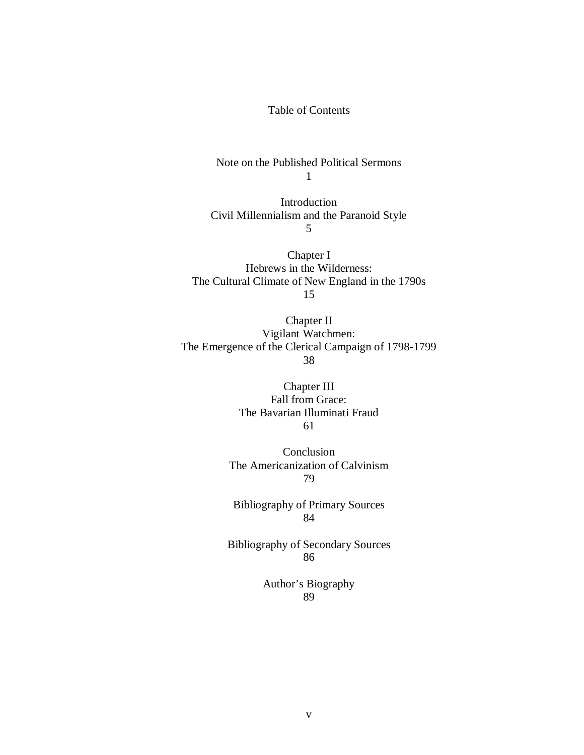# Table of Contents

Note on the Published Political Sermons
1

Introduction
Civil Millennialism and the Paranoid Style
5

Chapter I
Hebrews in the Wilderness:
The Cultural Climate of New England in the 1790s
15

Chapter II
Vigilant Watchmen:
The Emergence of the Clerical Campaign of 1798-1799
38

Chapter III
Fall from Grace:
The Bavarian Illuminati Fraud
61

Conclusion
The Americanization of Calvinism
79

Bibliography of Primary Sources
84

Bibliography of Secondary Sources
86

Author's Biography
89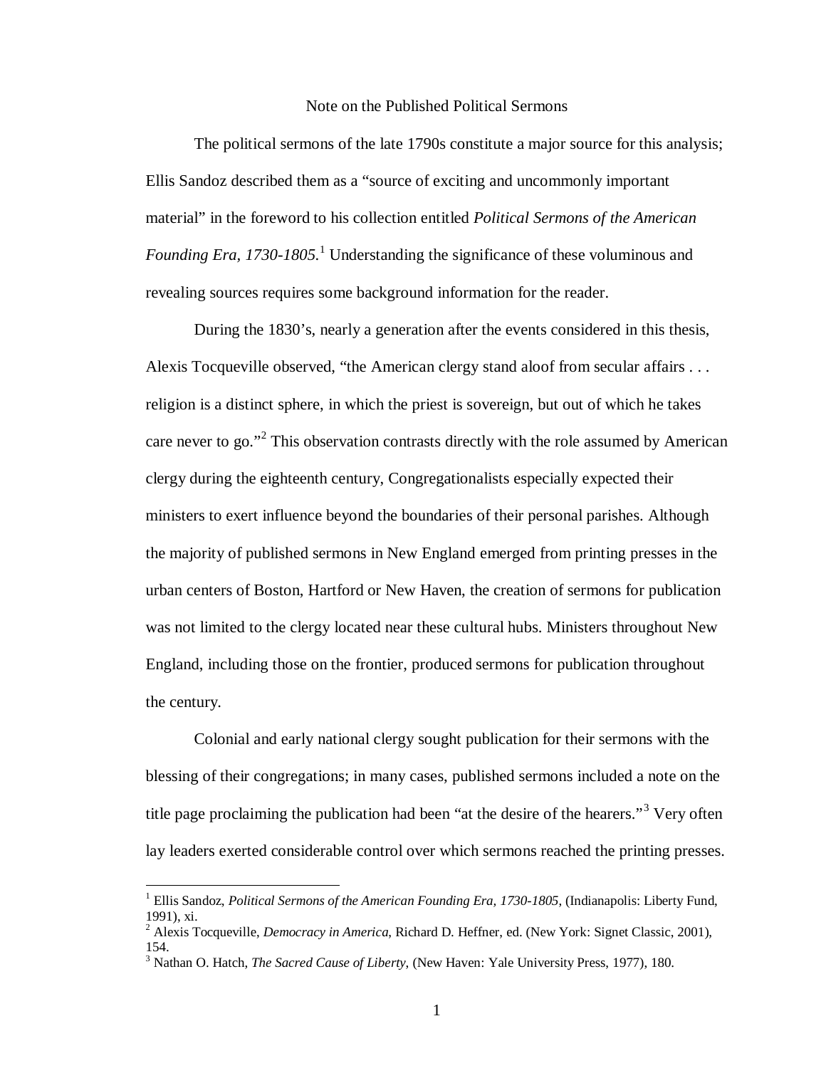## Note on the Published Political Sermons

The political sermons of the late 1790s constitute a major source for this analysis; Ellis Sandoz described them as a "source of exciting and uncommonly important material" in the foreword to his collection entitled *Political Sermons of the American Founding Era, 1730-1805*.[1] Understanding the significance of these voluminous and revealing sources requires some background information for the reader.

During the 1830's, nearly a generation after the events considered in this thesis, Alexis Tocqueville observed, "the American clergy stand aloof from secular affairs . . . religion is a distinct sphere, in which the priest is sovereign, but out of which he takes care never to go."[2] This observation contrasts directly with the role assumed by American clergy during the eighteenth century, Congregationalists especially expected their ministers to exert influence beyond the boundaries of their personal parishes. Although the majority of published sermons in New England emerged from printing presses in the urban centers of Boston, Hartford or New Haven, the creation of sermons for publication was not limited to the clergy located near these cultural hubs. Ministers throughout New England, including those on the frontier, produced sermons for publication throughout the century.

Colonial and early national clergy sought publication for their sermons with the blessing of their congregations; in many cases, published sermons included a note on the title page proclaiming the publication had been "at the desire of the hearers."[3] Very often lay leaders exerted considerable control over which sermons reached the printing presses.

---

[1] Ellis Sandoz, *Political Sermons of the American Founding Era, 1730-1805*, (Indianapolis: Liberty Fund, 1991), xi.

[2] Alexis Tocqueville, *Democracy in America*, Richard D. Heffner, ed. (New York: Signet Classic, 2001), 154.

[3] Nathan O. Hatch, *The Sacred Cause of Liberty*, (New Haven: Yale University Press, 1977), 180.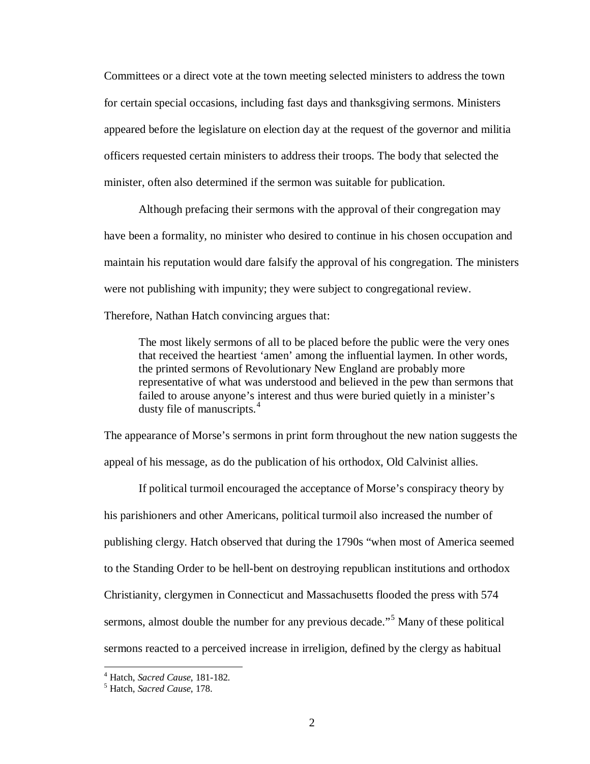Committees or a direct vote at the town meeting selected ministers to address the town for certain special occasions, including fast days and thanksgiving sermons. Ministers appeared before the legislature on election day at the request of the governor and militia officers requested certain ministers to address their troops. The body that selected the minister, often also determined if the sermon was suitable for publication.

Although prefacing their sermons with the approval of their congregation may have been a formality, no minister who desired to continue in his chosen occupation and maintain his reputation would dare falsify the approval of his congregation. The ministers were not publishing with impunity; they were subject to congregational review. Therefore, Nathan Hatch convincing argues that:

> The most likely sermons of all to be placed before the public were the very ones that received the heartiest 'amen' among the influential laymen. In other words, the printed sermons of Revolutionary New England are probably more representative of what was understood and believed in the pew than sermons that failed to arouse anyone's interest and thus were buried quietly in a minister's dusty file of manuscripts.[4]

The appearance of Morse's sermons in print form throughout the new nation suggests the appeal of his message, as do the publication of his orthodox, Old Calvinist allies.

If political turmoil encouraged the acceptance of Morse's conspiracy theory by his parishioners and other Americans, political turmoil also increased the number of publishing clergy. Hatch observed that during the 1790s "when most of America seemed to the Standing Order to be hell-bent on destroying republican institutions and orthodox Christianity, clergymen in Connecticut and Massachusetts flooded the press with 574 sermons, almost double the number for any previous decade."[5] Many of these political sermons reacted to a perceived increase in irreligion, defined by the clergy as habitual

---

[4] Hatch, *Sacred Cause*, 181-182.

[5] Hatch, *Sacred Cause*, 178.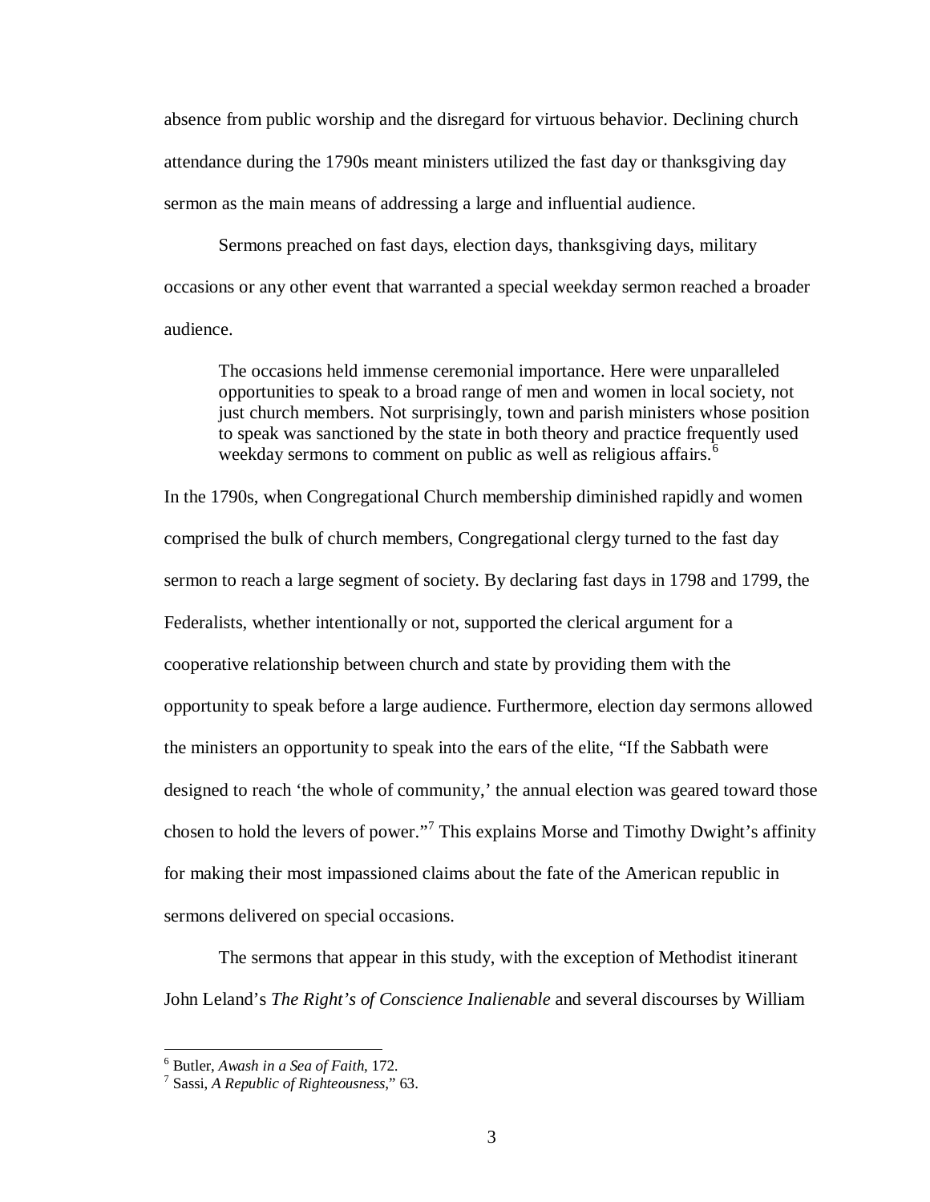absence from public worship and the disregard for virtuous behavior. Declining church attendance during the 1790s meant ministers utilized the fast day or thanksgiving day sermon as the main means of addressing a large and influential audience.

Sermons preached on fast days, election days, thanksgiving days, military occasions or any other event that warranted a special weekday sermon reached a broader audience.

> The occasions held immense ceremonial importance. Here were unparalleled opportunities to speak to a broad range of men and women in local society, not just church members. Not surprisingly, town and parish ministers whose position to speak was sanctioned by the state in both theory and practice frequently used weekday sermons to comment on public as well as religious affairs.[6]

In the 1790s, when Congregational Church membership diminished rapidly and women comprised the bulk of church members, Congregational clergy turned to the fast day sermon to reach a large segment of society. By declaring fast days in 1798 and 1799, the Federalists, whether intentionally or not, supported the clerical argument for a cooperative relationship between church and state by providing them with the opportunity to speak before a large audience. Furthermore, election day sermons allowed the ministers an opportunity to speak into the ears of the elite, "If the Sabbath were designed to reach 'the whole of community,' the annual election was geared toward those chosen to hold the levers of power."[7] This explains Morse and Timothy Dwight's affinity for making their most impassioned claims about the fate of the American republic in sermons delivered on special occasions.

The sermons that appear in this study, with the exception of Methodist itinerant John Leland's *The Right's of Conscience Inalienable* and several discourses by William

---

[6] Butler, *Awash in a Sea of Faith*, 172.

[7] Sassi, *A Republic of Righteousness*," 63.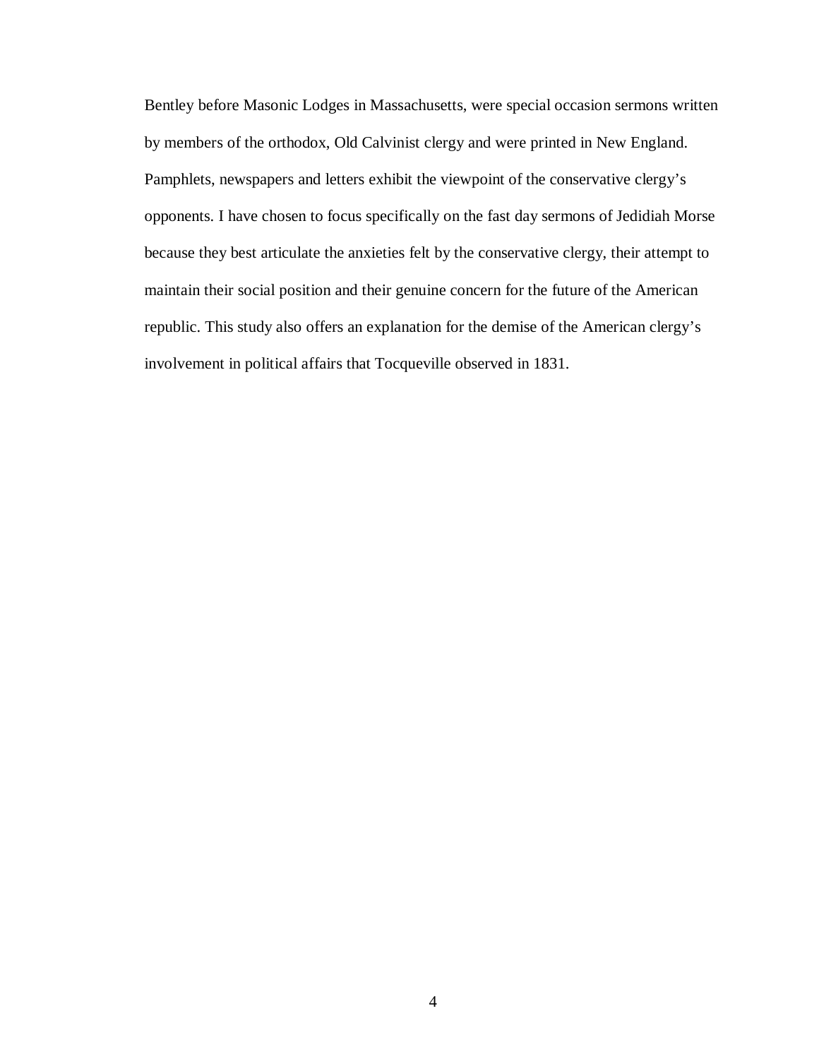Bentley before Masonic Lodges in Massachusetts, were special occasion sermons written by members of the orthodox, Old Calvinist clergy and were printed in New England. Pamphlets, newspapers and letters exhibit the viewpoint of the conservative clergy's opponents. I have chosen to focus specifically on the fast day sermons of Jedidiah Morse because they best articulate the anxieties felt by the conservative clergy, their attempt to maintain their social position and their genuine concern for the future of the American republic. This study also offers an explanation for the demise of the American clergy's involvement in political affairs that Tocqueville observed in 1831.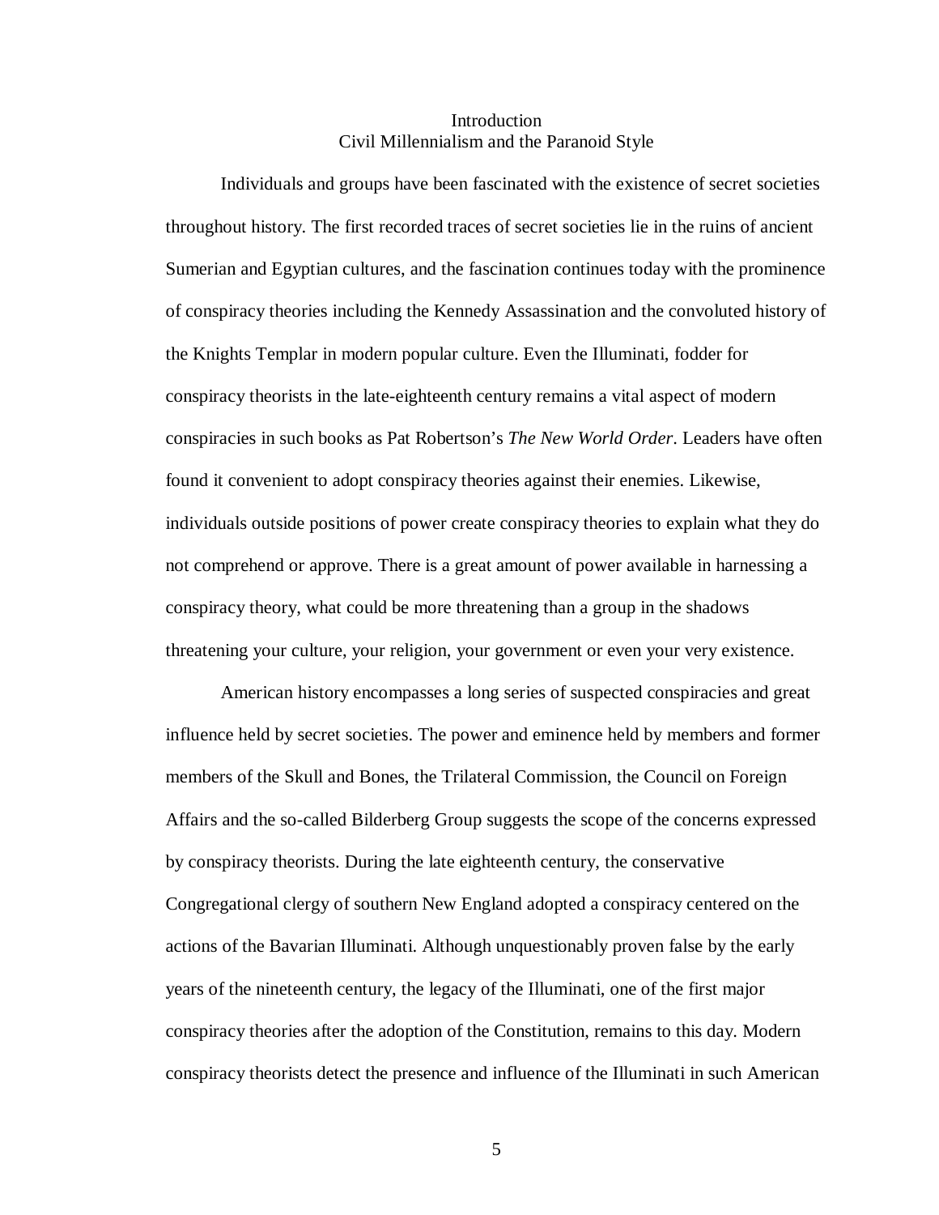# Introduction
## Civil Millennialism and the Paranoid Style

Individuals and groups have been fascinated with the existence of secret societies throughout history. The first recorded traces of secret societies lie in the ruins of ancient Sumerian and Egyptian cultures, and the fascination continues today with the prominence of conspiracy theories including the Kennedy Assassination and the convoluted history of the Knights Templar in modern popular culture. Even the Illuminati, fodder for conspiracy theorists in the late-eighteenth century remains a vital aspect of modern conspiracies in such books as Pat Robertson's *The New World Order*. Leaders have often found it convenient to adopt conspiracy theories against their enemies. Likewise, individuals outside positions of power create conspiracy theories to explain what they do not comprehend or approve. There is a great amount of power available in harnessing a conspiracy theory, what could be more threatening than a group in the shadows threatening your culture, your religion, your government or even your very existence.

American history encompasses a long series of suspected conspiracies and great influence held by secret societies. The power and eminence held by members and former members of the Skull and Bones, the Trilateral Commission, the Council on Foreign Affairs and the so-called Bilderberg Group suggests the scope of the concerns expressed by conspiracy theorists. During the late eighteenth century, the conservative Congregational clergy of southern New England adopted a conspiracy centered on the actions of the Bavarian Illuminati. Although unquestionably proven false by the early years of the nineteenth century, the legacy of the Illuminati, one of the first major conspiracy theories after the adoption of the Constitution, remains to this day. Modern conspiracy theorists detect the presence and influence of the Illuminati in such American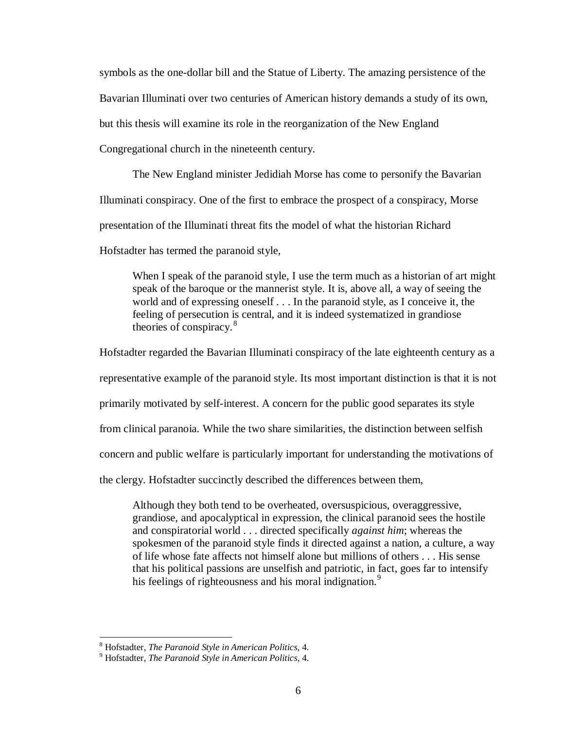symbols as the one-dollar bill and the Statue of Liberty. The amazing persistence of the Bavarian Illuminati over two centuries of American history demands a study of its own, but this thesis will examine its role in the reorganization of the New England Congregational church in the nineteenth century.

The New England minister Jedidiah Morse has come to personify the Bavarian Illuminati conspiracy. One of the first to embrace the prospect of a conspiracy, Morse presentation of the Illuminati threat fits the model of what the historian Richard Hofstadter has termed the paranoid style,

> When I speak of the paranoid style, I use the term much as a historian of art might speak of the baroque or the mannerist style. It is, above all, a way of seeing the world and of expressing oneself . . . In the paranoid style, as I conceive it, the feeling of persecution is central, and it is indeed systematized in grandiose theories of conspiracy.[8]

Hofstadter regarded the Bavarian Illuminati conspiracy of the late eighteenth century as a representative example of the paranoid style. Its most important distinction is that it is not primarily motivated by self-interest. A concern for the public good separates its style from clinical paranoia. While the two share similarities, the distinction between selfish concern and public welfare is particularly important for understanding the motivations of the clergy. Hofstadter succinctly described the differences between them,

> Although they both tend to be overheated, oversuspicious, overaggressive, grandiose, and apocalyptical in expression, the clinical paranoid sees the hostile and conspiratorial world . . . directed specifically *against him*; whereas the spokesmen of the paranoid style finds it directed against a nation, a culture, a way of life whose fate affects not himself alone but millions of others . . . His sense that his political passions are unselfish and patriotic, in fact, goes far to intensify his feelings of righteousness and his moral indignation.[9]

---

[8] Hofstadter, *The Paranoid Style in American Politics*, 4.

[9] Hofstadter, *The Paranoid Style in American Politics*, 4.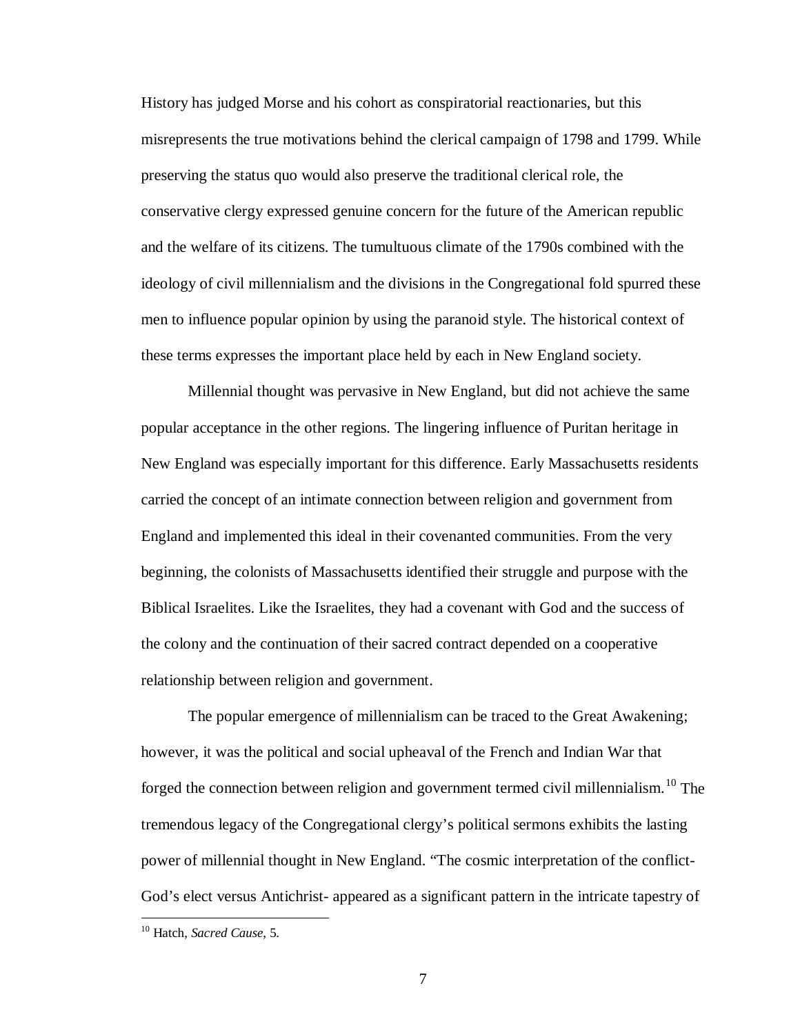History has judged Morse and his cohort as conspiratorial reactionaries, but this misrepresents the true motivations behind the clerical campaign of 1798 and 1799. While preserving the status quo would also preserve the traditional clerical role, the conservative clergy expressed genuine concern for the future of the American republic and the welfare of its citizens. The tumultuous climate of the 1790s combined with the ideology of civil millennialism and the divisions in the Congregational fold spurred these men to influence popular opinion by using the paranoid style. The historical context of these terms expresses the important place held by each in New England society.

Millennial thought was pervasive in New England, but did not achieve the same popular acceptance in the other regions. The lingering influence of Puritan heritage in New England was especially important for this difference. Early Massachusetts residents carried the concept of an intimate connection between religion and government from England and implemented this ideal in their covenanted communities. From the very beginning, the colonists of Massachusetts identified their struggle and purpose with the Biblical Israelites. Like the Israelites, they had a covenant with God and the success of the colony and the continuation of their sacred contract depended on a cooperative relationship between religion and government.

The popular emergence of millennialism can be traced to the Great Awakening; however, it was the political and social upheaval of the French and Indian War that forged the connection between religion and government termed civil millennialism.[10] The tremendous legacy of the Congregational clergy's political sermons exhibits the lasting power of millennial thought in New England. "The cosmic interpretation of the conflict- God's elect versus Antichrist- appeared as a significant pattern in the intricate tapestry of

---

[10] Hatch, *Sacred Cause*, 5.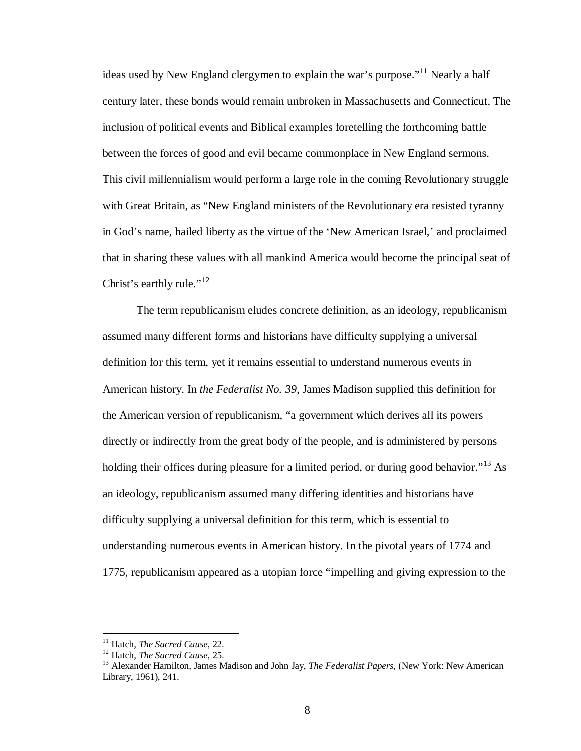ideas used by New England clergymen to explain the war's purpose."[11] Nearly a half century later, these bonds would remain unbroken in Massachusetts and Connecticut. The inclusion of political events and Biblical examples foretelling the forthcoming battle between the forces of good and evil became commonplace in New England sermons. This civil millennialism would perform a large role in the coming Revolutionary struggle with Great Britain, as "New England ministers of the Revolutionary era resisted tyranny in God's name, hailed liberty as the virtue of the 'New American Israel,' and proclaimed that in sharing these values with all mankind America would become the principal seat of Christ's earthly rule."[12]

The term republicanism eludes concrete definition, as an ideology, republicanism assumed many different forms and historians have difficulty supplying a universal definition for this term, yet it remains essential to understand numerous events in American history. In *the Federalist No. 39*, James Madison supplied this definition for the American version of republicanism, "a government which derives all its powers directly or indirectly from the great body of the people, and is administered by persons holding their offices during pleasure for a limited period, or during good behavior."[13] As an ideology, republicanism assumed many differing identities and historians have difficulty supplying a universal definition for this term, which is essential to understanding numerous events in American history. In the pivotal years of 1774 and 1775, republicanism appeared as a utopian force "impelling and giving expression to the

---

[11] Hatch, *The Sacred Cause*, 22.

[12] Hatch, *The Sacred Cause*, 25.

[13] Alexander Hamilton, James Madison and John Jay, *The Federalist Papers*, (New York: New American Library, 1961), 241.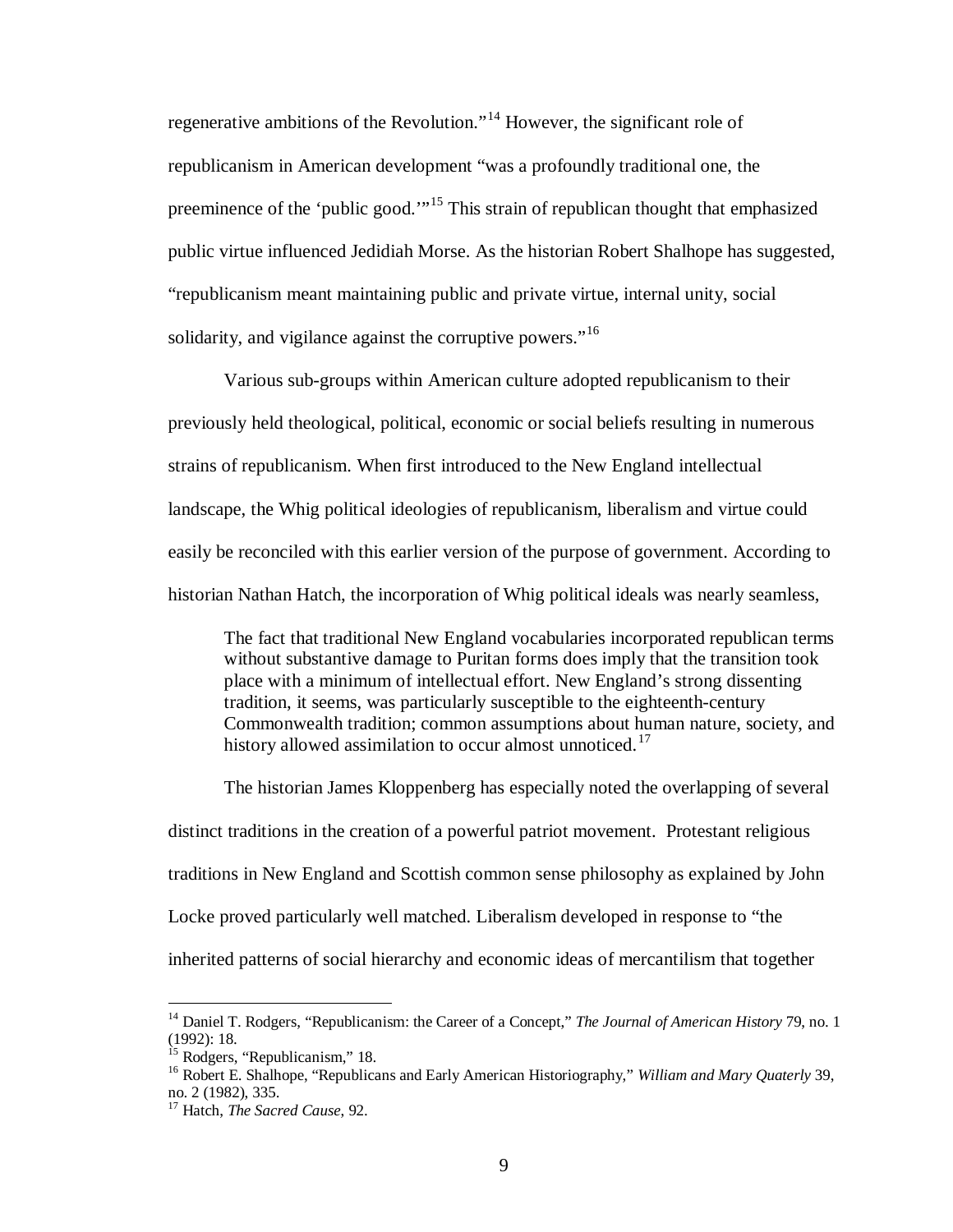regenerative ambitions of the Revolution."[14] However, the significant role of republicanism in American development "was a profoundly traditional one, the preeminence of the 'public good.'"[15] This strain of republican thought that emphasized public virtue influenced Jedidiah Morse. As the historian Robert Shalhope has suggested, "republicanism meant maintaining public and private virtue, internal unity, social solidarity, and vigilance against the corruptive powers."[16]

Various sub-groups within American culture adopted republicanism to their previously held theological, political, economic or social beliefs resulting in numerous strains of republicanism. When first introduced to the New England intellectual landscape, the Whig political ideologies of republicanism, liberalism and virtue could easily be reconciled with this earlier version of the purpose of government. According to historian Nathan Hatch, the incorporation of Whig political ideals was nearly seamless,

> The fact that traditional New England vocabularies incorporated republican terms without substantive damage to Puritan forms does imply that the transition took place with a minimum of intellectual effort. New England's strong dissenting tradition, it seems, was particularly susceptible to the eighteenth-century Commonwealth tradition; common assumptions about human nature, society, and history allowed assimilation to occur almost unnoticed.[17]

The historian James Kloppenberg has especially noted the overlapping of several distinct traditions in the creation of a powerful patriot movement. Protestant religious traditions in New England and Scottish common sense philosophy as explained by John Locke proved particularly well matched. Liberalism developed in response to "the inherited patterns of social hierarchy and economic ideas of mercantilism that together

---

[14] Daniel T. Rodgers, "Republicanism: the Career of a Concept," *The Journal of American History* 79, no. 1 (1992): 18.

[15] Rodgers, "Republicanism," 18.

[16] Robert E. Shalhope, "Republicans and Early American Historiography," *William and Mary Quaterly* 39, no. 2 (1982), 335.

[17] Hatch, *The Sacred Cause*, 92.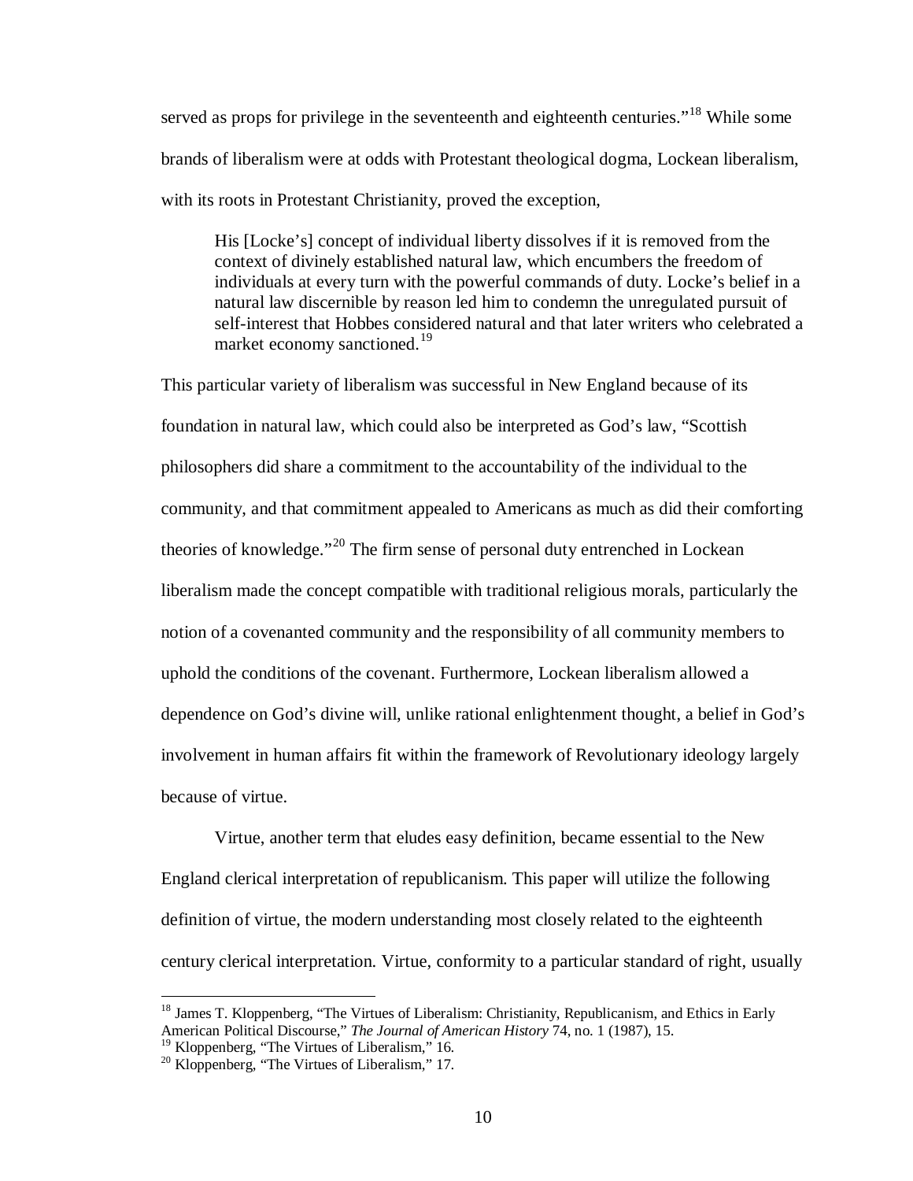served as props for privilege in the seventeenth and eighteenth centuries."[18] While some brands of liberalism were at odds with Protestant theological dogma, Lockean liberalism, with its roots in Protestant Christianity, proved the exception,

> His [Locke's] concept of individual liberty dissolves if it is removed from the context of divinely established natural law, which encumbers the freedom of individuals at every turn with the powerful commands of duty. Locke's belief in a natural law discernible by reason led him to condemn the unregulated pursuit of self-interest that Hobbes considered natural and that later writers who celebrated a market economy sanctioned.[19]

This particular variety of liberalism was successful in New England because of its foundation in natural law, which could also be interpreted as God's law, "Scottish philosophers did share a commitment to the accountability of the individual to the community, and that commitment appealed to Americans as much as did their comforting theories of knowledge."[20] The firm sense of personal duty entrenched in Lockean liberalism made the concept compatible with traditional religious morals, particularly the notion of a covenanted community and the responsibility of all community members to uphold the conditions of the covenant. Furthermore, Lockean liberalism allowed a dependence on God's divine will, unlike rational enlightenment thought, a belief in God's involvement in human affairs fit within the framework of Revolutionary ideology largely because of virtue.

Virtue, another term that eludes easy definition, became essential to the New England clerical interpretation of republicanism. This paper will utilize the following definition of virtue, the modern understanding most closely related to the eighteenth century clerical interpretation. Virtue, conformity to a particular standard of right, usually

---

[18] James T. Kloppenberg, "The Virtues of Liberalism: Christianity, Republicanism, and Ethics in Early American Political Discourse," *The Journal of American History* 74, no. 1 (1987), 15.

[19] Kloppenberg, "The Virtues of Liberalism," 16.

[20] Kloppenberg, "The Virtues of Liberalism," 17.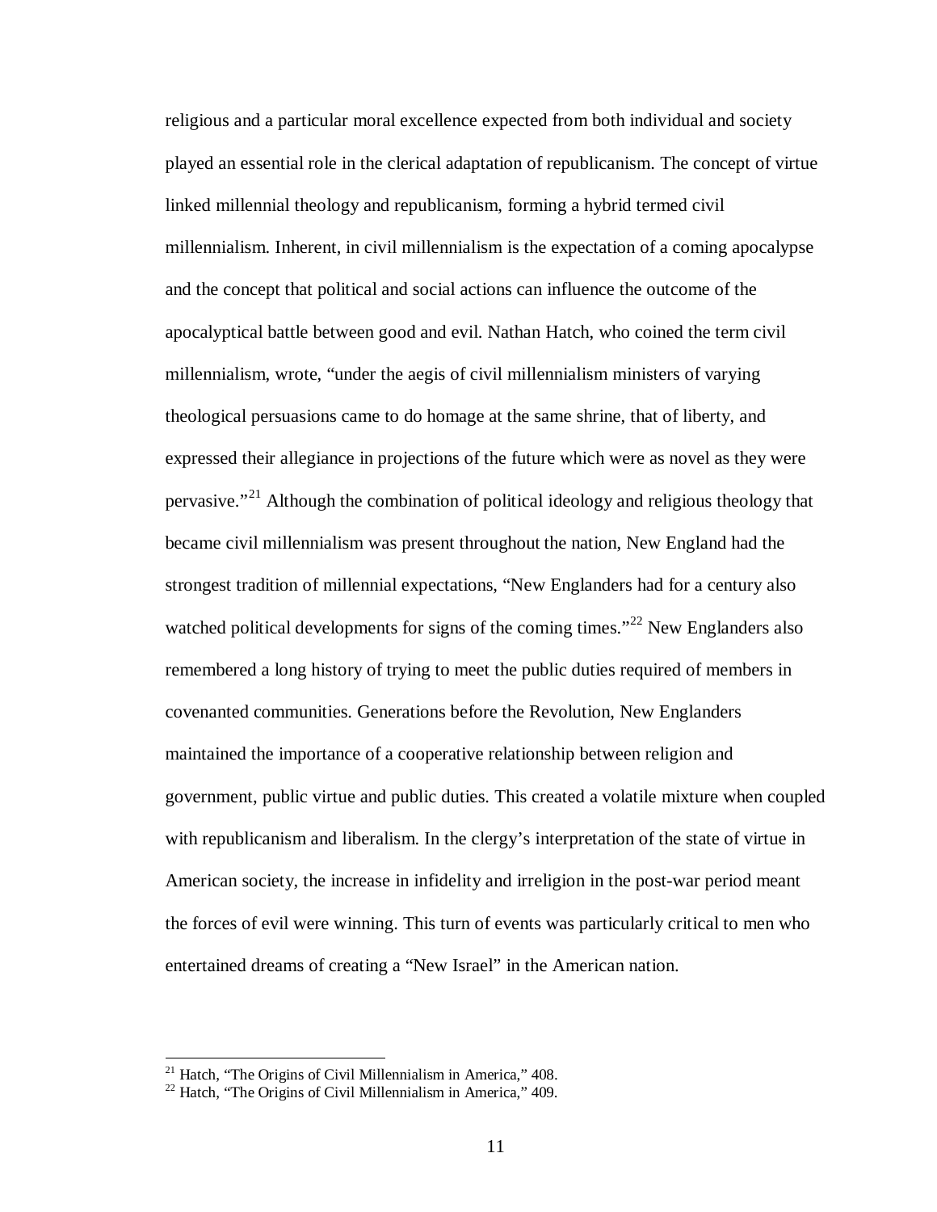religious and a particular moral excellence expected from both individual and society played an essential role in the clerical adaptation of republicanism. The concept of virtue linked millennial theology and republicanism, forming a hybrid termed civil millennialism. Inherent, in civil millennialism is the expectation of a coming apocalypse and the concept that political and social actions can influence the outcome of the apocalyptical battle between good and evil. Nathan Hatch, who coined the term civil millennialism, wrote, "under the aegis of civil millennialism ministers of varying theological persuasions came to do homage at the same shrine, that of liberty, and expressed their allegiance in projections of the future which were as novel as they were pervasive."[21] Although the combination of political ideology and religious theology that became civil millennialism was present throughout the nation, New England had the strongest tradition of millennial expectations, "New Englanders had for a century also watched political developments for signs of the coming times."[22] New Englanders also remembered a long history of trying to meet the public duties required of members in covenanted communities. Generations before the Revolution, New Englanders maintained the importance of a cooperative relationship between religion and government, public virtue and public duties. This created a volatile mixture when coupled with republicanism and liberalism. In the clergy's interpretation of the state of virtue in American society, the increase in infidelity and irreligion in the post-war period meant the forces of evil were winning. This turn of events was particularly critical to men who entertained dreams of creating a "New Israel" in the American nation.

[21] Hatch, "The Origins of Civil Millennialism in America," 408.
[22] Hatch, "The Origins of Civil Millennialism in America," 409.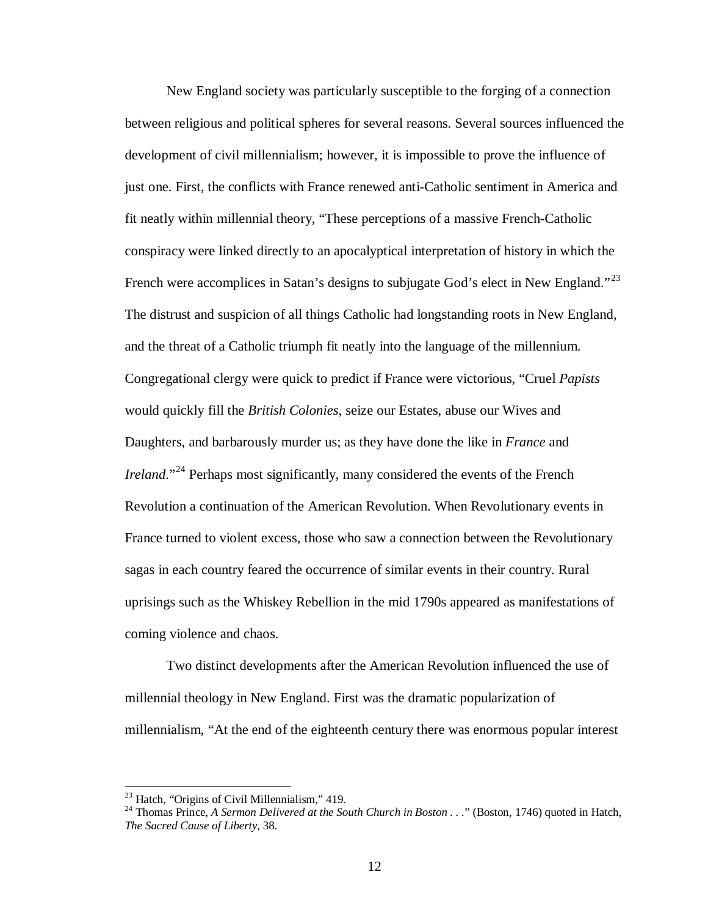New England society was particularly susceptible to the forging of a connection between religious and political spheres for several reasons. Several sources influenced the development of civil millennialism; however, it is impossible to prove the influence of just one. First, the conflicts with France renewed anti-Catholic sentiment in America and fit neatly within millennial theory, "These perceptions of a massive French-Catholic conspiracy were linked directly to an apocalyptical interpretation of history in which the French were accomplices in Satan's designs to subjugate God's elect in New England."[23] The distrust and suspicion of all things Catholic had longstanding roots in New England, and the threat of a Catholic triumph fit neatly into the language of the millennium. Congregational clergy were quick to predict if France were victorious, "Cruel *Papists* would quickly fill the *British Colonies*, seize our Estates, abuse our Wives and Daughters, and barbarously murder us; as they have done the like in *France* and *Ireland*."[24] Perhaps most significantly, many considered the events of the French Revolution a continuation of the American Revolution. When Revolutionary events in France turned to violent excess, those who saw a connection between the Revolutionary sagas in each country feared the occurrence of similar events in their country. Rural uprisings such as the Whiskey Rebellion in the mid 1790s appeared as manifestations of coming violence and chaos.

Two distinct developments after the American Revolution influenced the use of millennial theology in New England. First was the dramatic popularization of millennialism, "At the end of the eighteenth century there was enormous popular interest

---

[23] Hatch, "Origins of Civil Millennialism," 419.

[24] Thomas Prince, *A Sermon Delivered at the South Church in Boston . . .*" (Boston, 1746) quoted in Hatch, *The Sacred Cause of Liberty*, 38.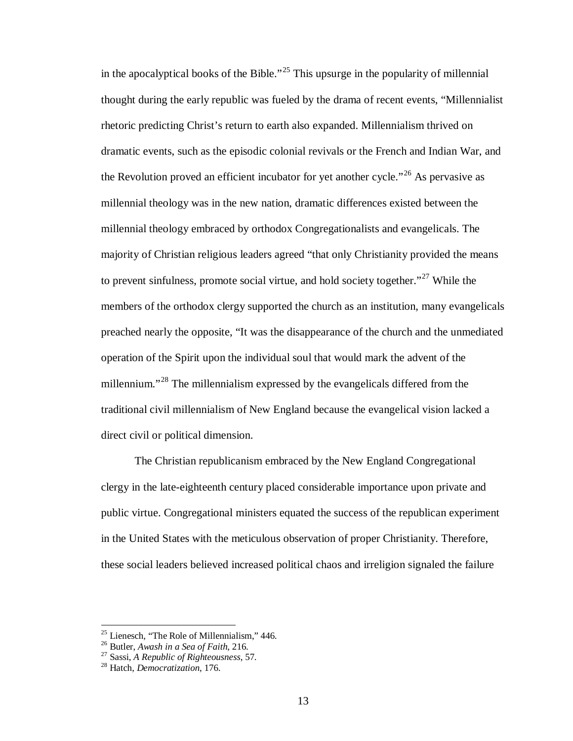in the apocalyptical books of the Bible."[25] This upsurge in the popularity of millennial thought during the early republic was fueled by the drama of recent events, "Millennialist rhetoric predicting Christ's return to earth also expanded. Millennialism thrived on dramatic events, such as the episodic colonial revivals or the French and Indian War, and the Revolution proved an efficient incubator for yet another cycle."[26] As pervasive as millennial theology was in the new nation, dramatic differences existed between the millennial theology embraced by orthodox Congregationalists and evangelicals. The majority of Christian religious leaders agreed "that only Christianity provided the means to prevent sinfulness, promote social virtue, and hold society together."[27] While the members of the orthodox clergy supported the church as an institution, many evangelicals preached nearly the opposite, "It was the disappearance of the church and the unmediated operation of the Spirit upon the individual soul that would mark the advent of the millennium."[28] The millennialism expressed by the evangelicals differed from the traditional civil millennialism of New England because the evangelical vision lacked a direct civil or political dimension.

The Christian republicanism embraced by the New England Congregational clergy in the late-eighteenth century placed considerable importance upon private and public virtue. Congregational ministers equated the success of the republican experiment in the United States with the meticulous observation of proper Christianity. Therefore, these social leaders believed increased political chaos and irreligion signaled the failure

---

[25] Lienesch, "The Role of Millennialism," 446.
[26] Butler, *Awash in a Sea of Faith*, 216.
[27] Sassi, *A Republic of Righteousness*, 57.
[28] Hatch, *Democratization*, 176.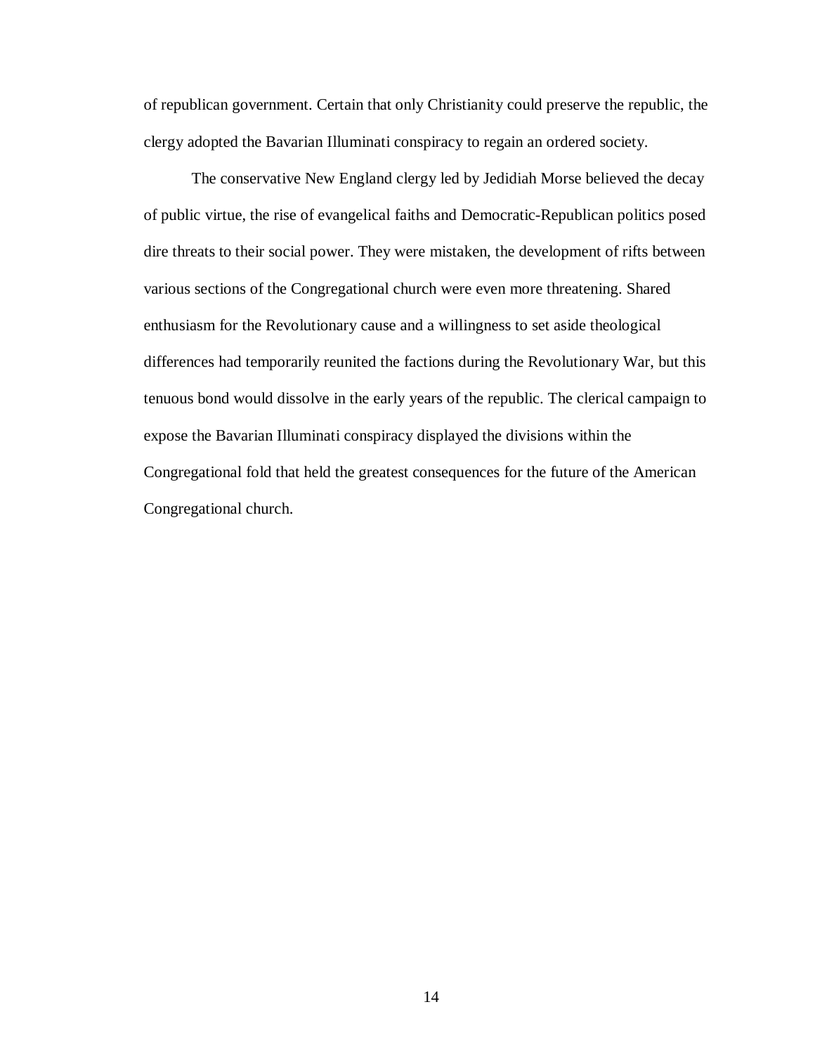of republican government. Certain that only Christianity could preserve the republic, the clergy adopted the Bavarian Illuminati conspiracy to regain an ordered society.

The conservative New England clergy led by Jedidiah Morse believed the decay of public virtue, the rise of evangelical faiths and Democratic-Republican politics posed dire threats to their social power. They were mistaken, the development of rifts between various sections of the Congregational church were even more threatening. Shared enthusiasm for the Revolutionary cause and a willingness to set aside theological differences had temporarily reunited the factions during the Revolutionary War, but this tenuous bond would dissolve in the early years of the republic. The clerical campaign to expose the Bavarian Illuminati conspiracy displayed the divisions within the Congregational fold that held the greatest consequences for the future of the American Congregational church.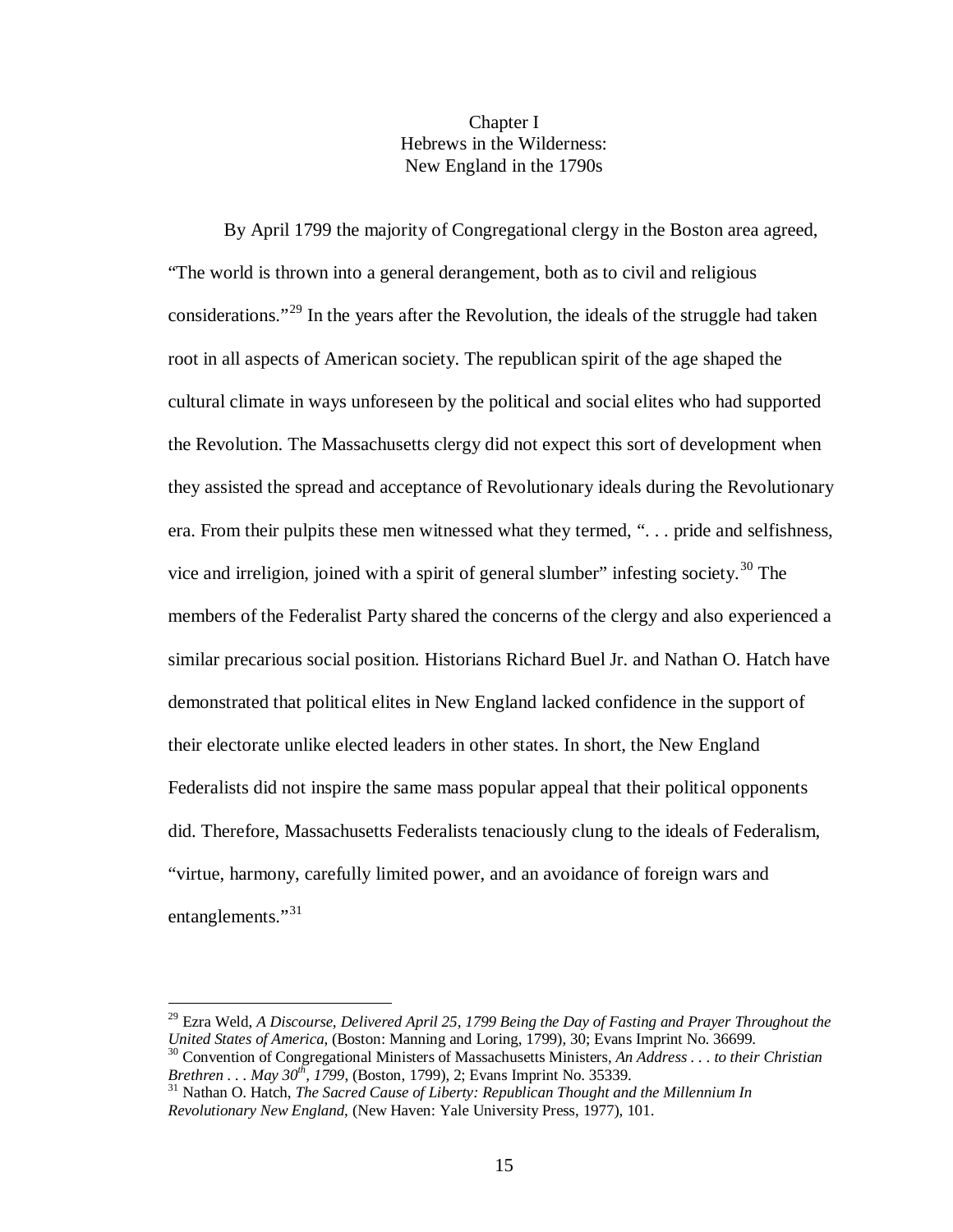# Chapter I
# Hebrews in the Wilderness:
# New England in the 1790s

By April 1799 the majority of Congregational clergy in the Boston area agreed, "The world is thrown into a general derangement, both as to civil and religious considerations."[29] In the years after the Revolution, the ideals of the struggle had taken root in all aspects of American society. The republican spirit of the age shaped the cultural climate in ways unforeseen by the political and social elites who had supported the Revolution. The Massachusetts clergy did not expect this sort of development when they assisted the spread and acceptance of Revolutionary ideals during the Revolutionary era. From their pulpits these men witnessed what they termed, ". . . pride and selfishness, vice and irreligion, joined with a spirit of general slumber" infesting society.[30] The members of the Federalist Party shared the concerns of the clergy and also experienced a similar precarious social position. Historians Richard Buel Jr. and Nathan O. Hatch have demonstrated that political elites in New England lacked confidence in the support of their electorate unlike elected leaders in other states. In short, the New England Federalists did not inspire the same mass popular appeal that their political opponents did. Therefore, Massachusetts Federalists tenaciously clung to the ideals of Federalism, "virtue, harmony, carefully limited power, and an avoidance of foreign wars and entanglements."[31]

---

[29] Ezra Weld, *A Discourse, Delivered April 25, 1799 Being the Day of Fasting and Prayer Throughout the United States of America*, (Boston: Manning and Loring, 1799), 30; Evans Imprint No. 36699.

[30] Convention of Congregational Ministers of Massachusetts Ministers, *An Address . . . to their Christian Brethren . . . May 30th, 1799*, (Boston, 1799), 2; Evans Imprint No. 35339.

[31] Nathan O. Hatch, *The Sacred Cause of Liberty: Republican Thought and the Millennium In Revolutionary New England*, (New Haven: Yale University Press, 1977), 101.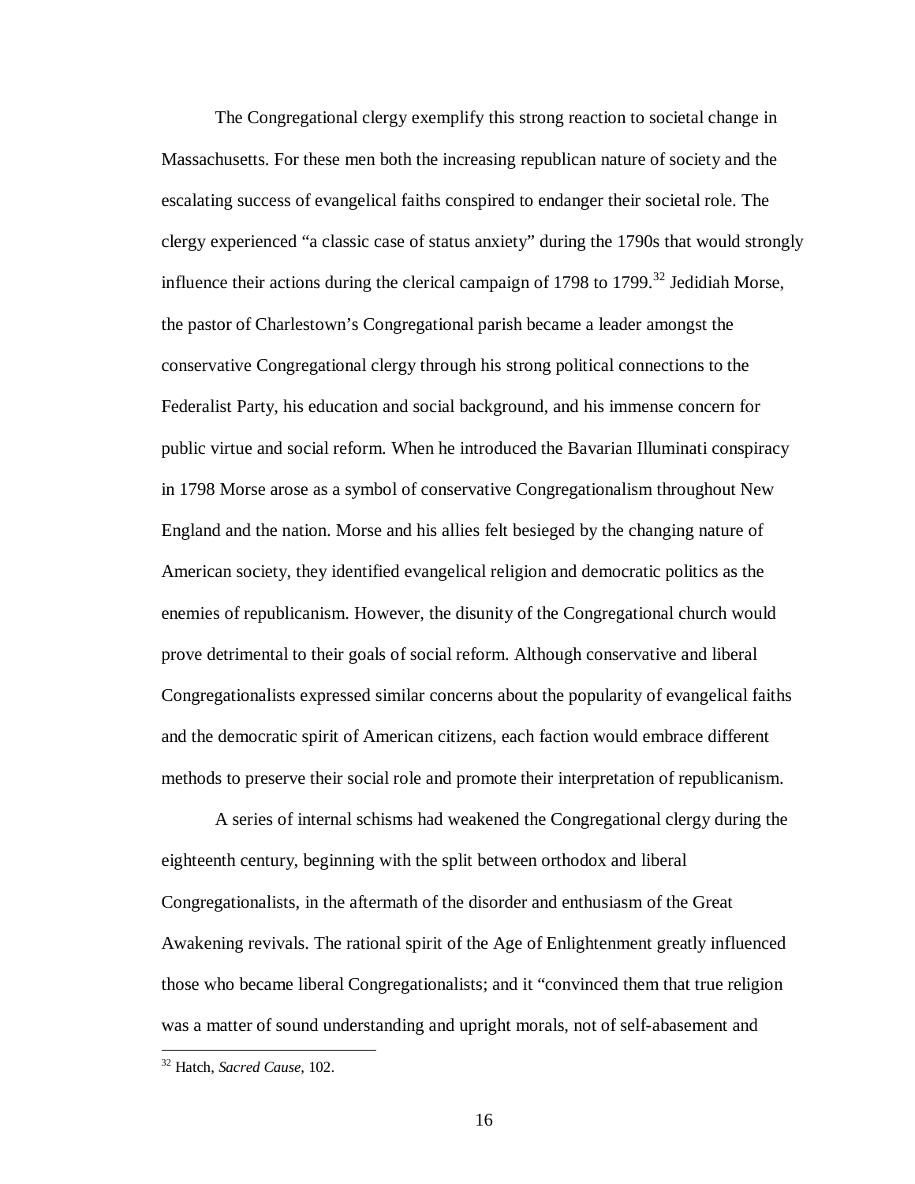The Congregational clergy exemplify this strong reaction to societal change in Massachusetts. For these men both the increasing republican nature of society and the escalating success of evangelical faiths conspired to endanger their societal role. The clergy experienced "a classic case of status anxiety" during the 1790s that would strongly influence their actions during the clerical campaign of 1798 to 1799.[32] Jedidiah Morse, the pastor of Charlestown's Congregational parish became a leader amongst the conservative Congregational clergy through his strong political connections to the Federalist Party, his education and social background, and his immense concern for public virtue and social reform. When he introduced the Bavarian Illuminati conspiracy in 1798 Morse arose as a symbol of conservative Congregationalism throughout New England and the nation. Morse and his allies felt besieged by the changing nature of American society, they identified evangelical religion and democratic politics as the enemies of republicanism. However, the disunity of the Congregational church would prove detrimental to their goals of social reform. Although conservative and liberal Congregationalists expressed similar concerns about the popularity of evangelical faiths and the democratic spirit of American citizens, each faction would embrace different methods to preserve their social role and promote their interpretation of republicanism.

A series of internal schisms had weakened the Congregational clergy during the eighteenth century, beginning with the split between orthodox and liberal Congregationalists, in the aftermath of the disorder and enthusiasm of the Great Awakening revivals. The rational spirit of the Age of Enlightenment greatly influenced those who became liberal Congregationalists; and it "convinced them that true religion was a matter of sound understanding and upright morals, not of self-abasement and

---

[32] Hatch, *Sacred Cause*, 102.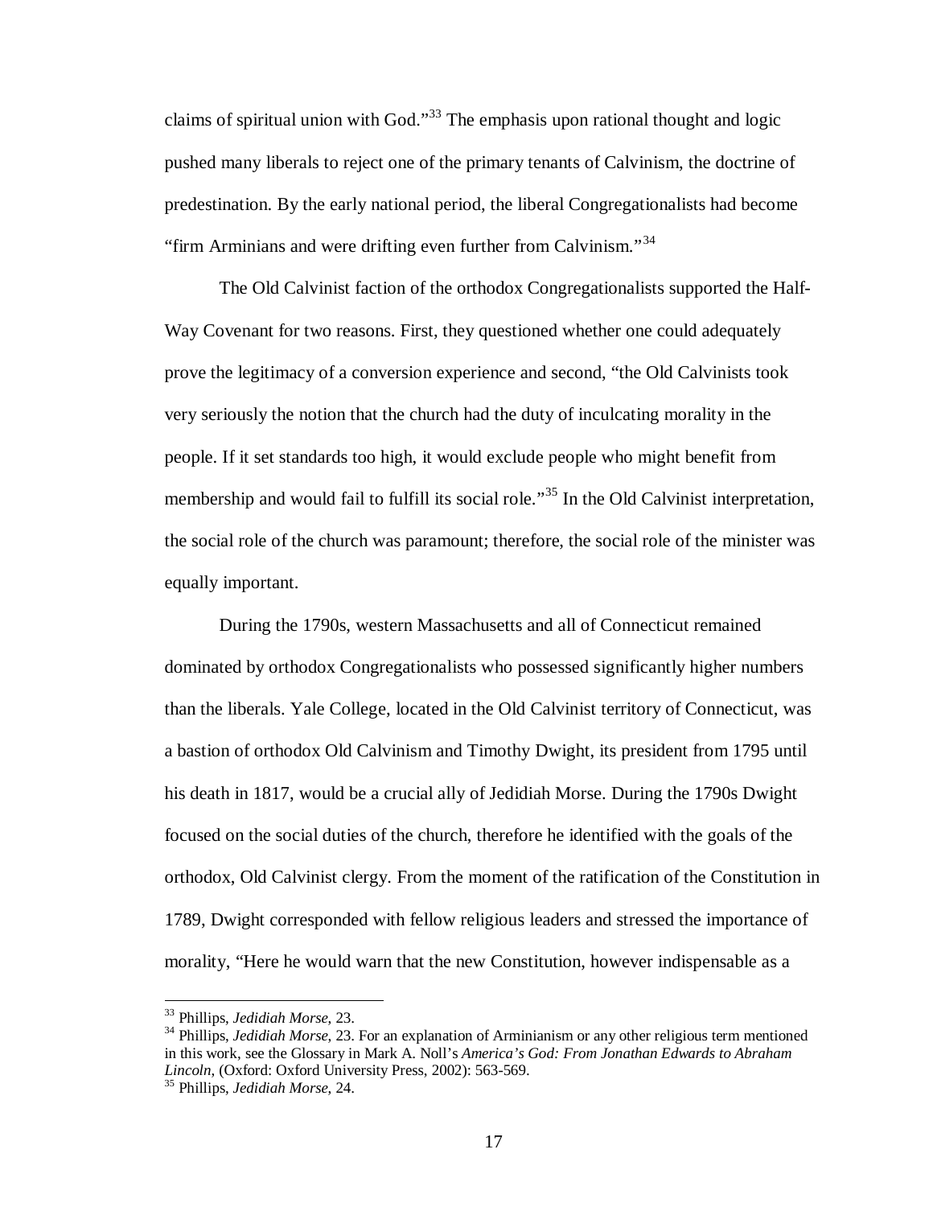claims of spiritual union with God."[33] The emphasis upon rational thought and logic pushed many liberals to reject one of the primary tenants of Calvinism, the doctrine of predestination. By the early national period, the liberal Congregationalists had become "firm Arminians and were drifting even further from Calvinism."[34]

The Old Calvinist faction of the orthodox Congregationalists supported the Half-Way Covenant for two reasons. First, they questioned whether one could adequately prove the legitimacy of a conversion experience and second, "the Old Calvinists took very seriously the notion that the church had the duty of inculcating morality in the people. If it set standards too high, it would exclude people who might benefit from membership and would fail to fulfill its social role."[35] In the Old Calvinist interpretation, the social role of the church was paramount; therefore, the social role of the minister was equally important.

During the 1790s, western Massachusetts and all of Connecticut remained dominated by orthodox Congregationalists who possessed significantly higher numbers than the liberals. Yale College, located in the Old Calvinist territory of Connecticut, was a bastion of orthodox Old Calvinism and Timothy Dwight, its president from 1795 until his death in 1817, would be a crucial ally of Jedidiah Morse. During the 1790s Dwight focused on the social duties of the church, therefore he identified with the goals of the orthodox, Old Calvinist clergy. From the moment of the ratification of the Constitution in 1789, Dwight corresponded with fellow religious leaders and stressed the importance of morality, "Here he would warn that the new Constitution, however indispensable as a

---

[33] Phillips, *Jedidiah Morse*, 23.

[34] Phillips, *Jedidiah Morse*, 23. For an explanation of Arminianism or any other religious term mentioned in this work, see the Glossary in Mark A. Noll's *America's God: From Jonathan Edwards to Abraham Lincoln*, (Oxford: Oxford University Press, 2002): 563-569.

[35] Phillips, *Jedidiah Morse*, 24.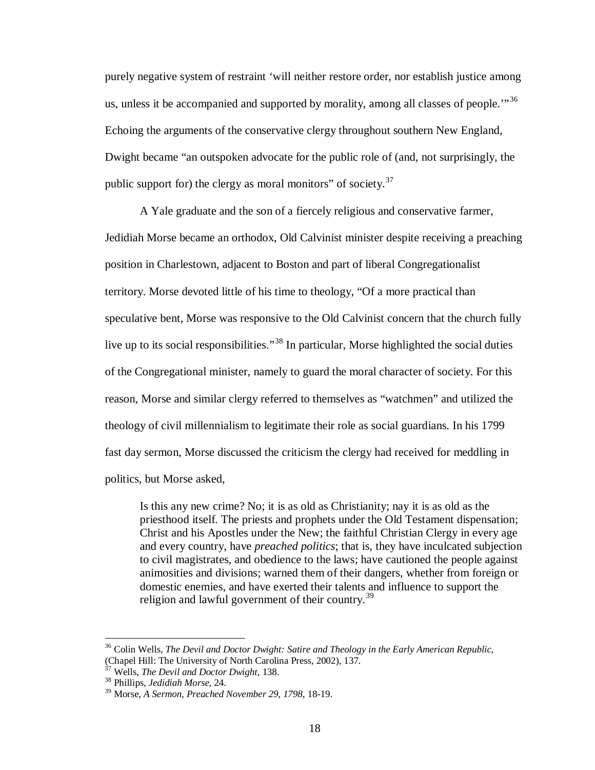purely negative system of restraint 'will neither restore order, nor establish justice among us, unless it be accompanied and supported by morality, among all classes of people.'"[36] Echoing the arguments of the conservative clergy throughout southern New England, Dwight became "an outspoken advocate for the public role of (and, not surprisingly, the public support for) the clergy as moral monitors" of society.[37]

A Yale graduate and the son of a fiercely religious and conservative farmer, Jedidiah Morse became an orthodox, Old Calvinist minister despite receiving a preaching position in Charlestown, adjacent to Boston and part of liberal Congregationalist territory. Morse devoted little of his time to theology, "Of a more practical than speculative bent, Morse was responsive to the Old Calvinist concern that the church fully live up to its social responsibilities."[38] In particular, Morse highlighted the social duties of the Congregational minister, namely to guard the moral character of society. For this reason, Morse and similar clergy referred to themselves as "watchmen" and utilized the theology of civil millennialism to legitimate their role as social guardians. In his 1799 fast day sermon, Morse discussed the criticism the clergy had received for meddling in politics, but Morse asked,

> Is this any new crime? No; it is as old as Christianity; nay it is as old as the priesthood itself. The priests and prophets under the Old Testament dispensation; Christ and his Apostles under the New; the faithful Christian Clergy in every age and every country, have *preached politics*; that is, they have inculcated subjection to civil magistrates, and obedience to the laws; have cautioned the people against animosities and divisions; warned them of their dangers, whether from foreign or domestic enemies, and have exerted their talents and influence to support the religion and lawful government of their country.[39]

---

[36] Colin Wells, *The Devil and Doctor Dwight: Satire and Theology in the Early American Republic*, (Chapel Hill: The University of North Carolina Press, 2002), 137.
[37] Wells, *The Devil and Doctor Dwight*, 138.
[38] Phillips, *Jedidiah Morse*, 24.
[39] Morse, *A Sermon, Preached November 29, 1798*, 18-19.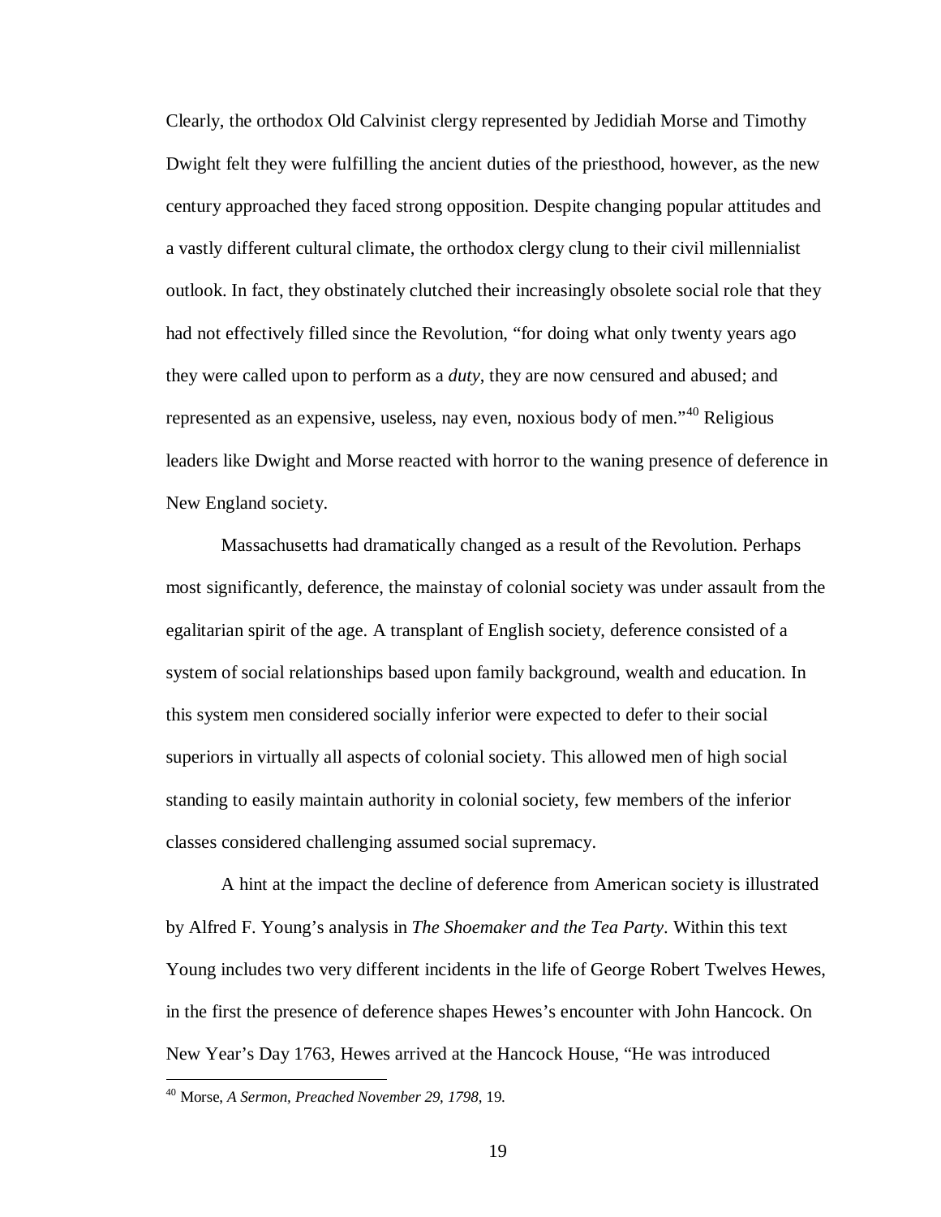Clearly, the orthodox Old Calvinist clergy represented by Jedidiah Morse and Timothy Dwight felt they were fulfilling the ancient duties of the priesthood, however, as the new century approached they faced strong opposition. Despite changing popular attitudes and a vastly different cultural climate, the orthodox clergy clung to their civil millennialist outlook. In fact, they obstinately clutched their increasingly obsolete social role that they had not effectively filled since the Revolution, "for doing what only twenty years ago they were called upon to perform as a *duty*, they are now censured and abused; and represented as an expensive, useless, nay even, noxious body of men."[40] Religious leaders like Dwight and Morse reacted with horror to the waning presence of deference in New England society.

Massachusetts had dramatically changed as a result of the Revolution. Perhaps most significantly, deference, the mainstay of colonial society was under assault from the egalitarian spirit of the age. A transplant of English society, deference consisted of a system of social relationships based upon family background, wealth and education. In this system men considered socially inferior were expected to defer to their social superiors in virtually all aspects of colonial society. This allowed men of high social standing to easily maintain authority in colonial society, few members of the inferior classes considered challenging assumed social supremacy.

A hint at the impact the decline of deference from American society is illustrated by Alfred F. Young's analysis in *The Shoemaker and the Tea Party*. Within this text Young includes two very different incidents in the life of George Robert Twelves Hewes, in the first the presence of deference shapes Hewes's encounter with John Hancock. On New Year's Day 1763, Hewes arrived at the Hancock House, "He was introduced

[40] Morse, *A Sermon, Preached November 29, 1798*, 19.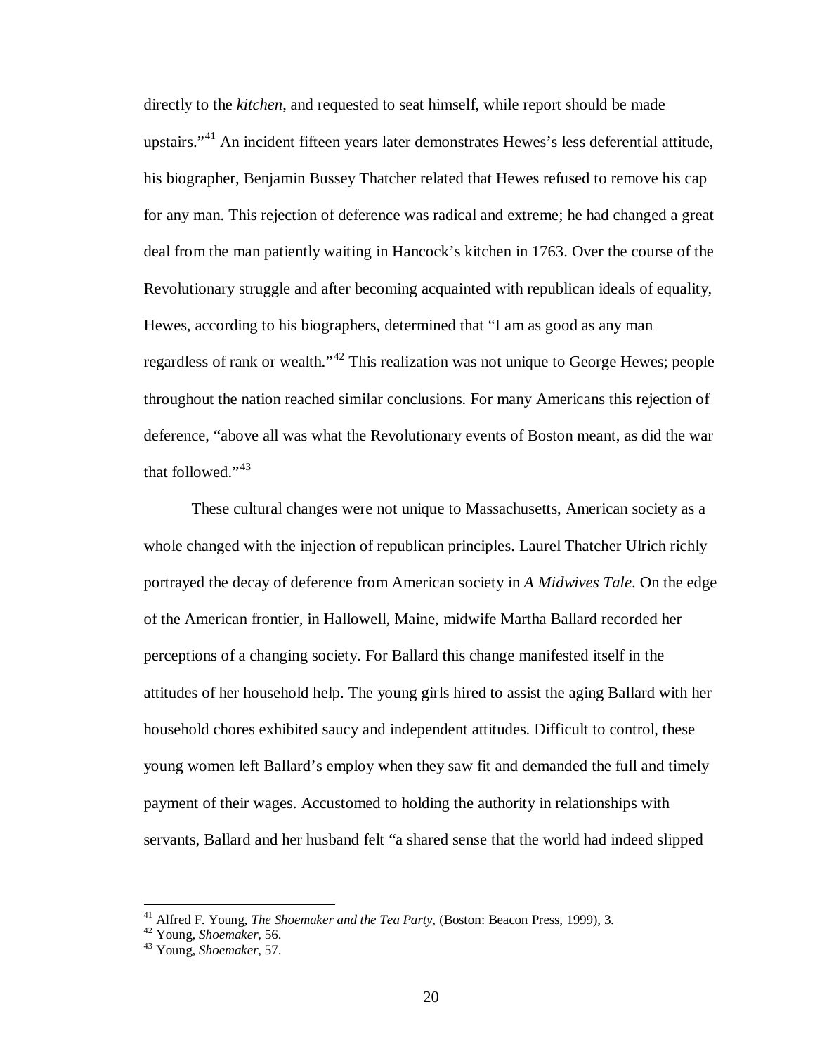directly to the *kitchen*, and requested to seat himself, while report should be made upstairs."[41] An incident fifteen years later demonstrates Hewes's less deferential attitude, his biographer, Benjamin Bussey Thatcher related that Hewes refused to remove his cap for any man. This rejection of deference was radical and extreme; he had changed a great deal from the man patiently waiting in Hancock's kitchen in 1763. Over the course of the Revolutionary struggle and after becoming acquainted with republican ideals of equality, Hewes, according to his biographers, determined that "I am as good as any man regardless of rank or wealth."[42] This realization was not unique to George Hewes; people throughout the nation reached similar conclusions. For many Americans this rejection of deference, "above all was what the Revolutionary events of Boston meant, as did the war that followed."[43]

These cultural changes were not unique to Massachusetts, American society as a whole changed with the injection of republican principles. Laurel Thatcher Ulrich richly portrayed the decay of deference from American society in *A Midwives Tale*. On the edge of the American frontier, in Hallowell, Maine, midwife Martha Ballard recorded her perceptions of a changing society. For Ballard this change manifested itself in the attitudes of her household help. The young girls hired to assist the aging Ballard with her household chores exhibited saucy and independent attitudes. Difficult to control, these young women left Ballard's employ when they saw fit and demanded the full and timely payment of their wages. Accustomed to holding the authority in relationships with servants, Ballard and her husband felt "a shared sense that the world had indeed slipped

---

[41] Alfred F. Young, *The Shoemaker and the Tea Party*, (Boston: Beacon Press, 1999), 3.
[42] Young, *Shoemaker*, 56.
[43] Young, *Shoemaker*, 57.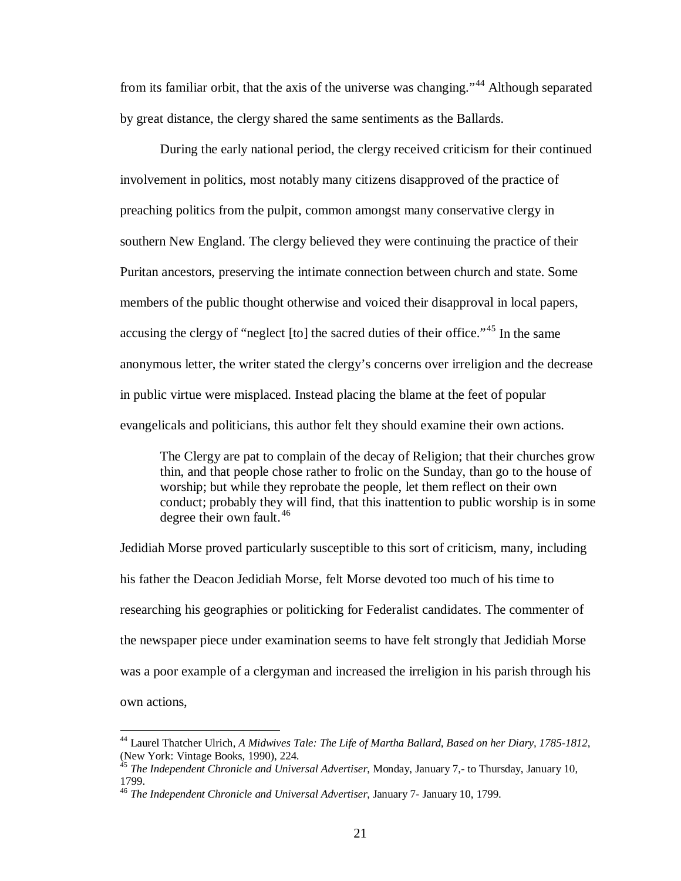from its familiar orbit, that the axis of the universe was changing."[44] Although separated by great distance, the clergy shared the same sentiments as the Ballards.

During the early national period, the clergy received criticism for their continued involvement in politics, most notably many citizens disapproved of the practice of preaching politics from the pulpit, common amongst many conservative clergy in southern New England. The clergy believed they were continuing the practice of their Puritan ancestors, preserving the intimate connection between church and state. Some members of the public thought otherwise and voiced their disapproval in local papers, accusing the clergy of "neglect [to] the sacred duties of their office."[45] In the same anonymous letter, the writer stated the clergy's concerns over irreligion and the decrease in public virtue were misplaced. Instead placing the blame at the feet of popular evangelicals and politicians, this author felt they should examine their own actions.

> The Clergy are pat to complain of the decay of Religion; that their churches grow thin, and that people chose rather to frolic on the Sunday, than go to the house of worship; but while they reprobate the people, let them reflect on their own conduct; probably they will find, that this inattention to public worship is in some degree their own fault.[46]

Jedidiah Morse proved particularly susceptible to this sort of criticism, many, including his father the Deacon Jedidiah Morse, felt Morse devoted too much of his time to researching his geographies or politicking for Federalist candidates. The commenter of the newspaper piece under examination seems to have felt strongly that Jedidiah Morse was a poor example of a clergyman and increased the irreligion in his parish through his own actions,

---

[44] Laurel Thatcher Ulrich, *A Midwives Tale: The Life of Martha Ballard, Based on her Diary, 1785-1812*, (New York: Vintage Books, 1990), 224.

[45] *The Independent Chronicle and Universal Advertiser*, Monday, January 7,- to Thursday, January 10, 1799.

[46] *The Independent Chronicle and Universal Advertiser*, January 7- January 10, 1799.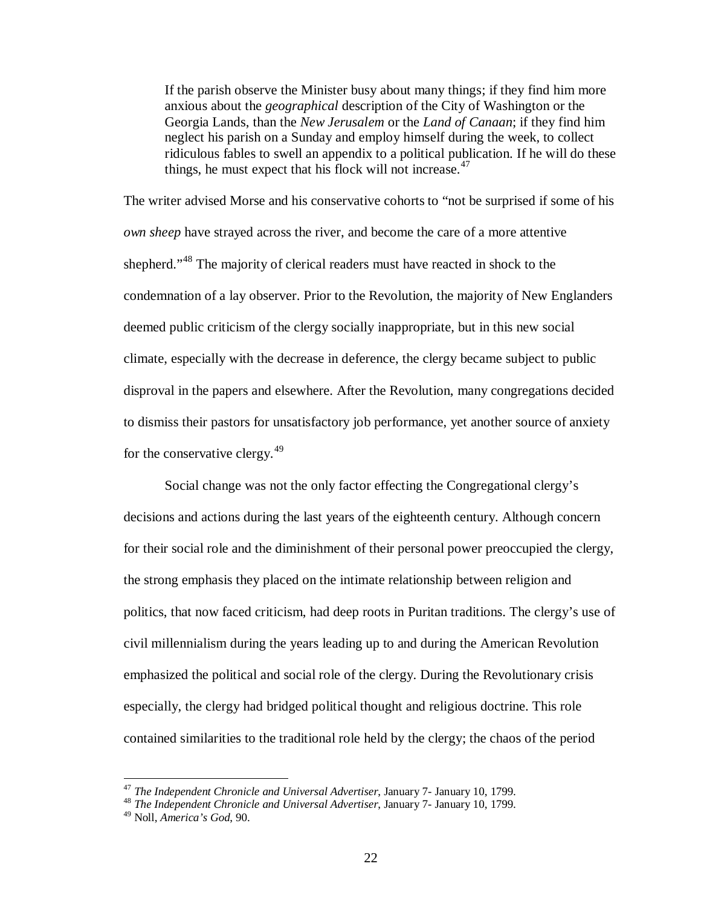> If the parish observe the Minister busy about many things; if they find him more anxious about the *geographical* description of the City of Washington or the Georgia Lands, than the *New Jerusalem* or the *Land of Canaan*; if they find him neglect his parish on a Sunday and employ himself during the week, to collect ridiculous fables to swell an appendix to a political publication. If he will do these things, he must expect that his flock will not increase.[47]

The writer advised Morse and his conservative cohorts to "not be surprised if some of his *own sheep* have strayed across the river, and become the care of a more attentive shepherd."[48] The majority of clerical readers must have reacted in shock to the condemnation of a lay observer. Prior to the Revolution, the majority of New Englanders deemed public criticism of the clergy socially inappropriate, but in this new social climate, especially with the decrease in deference, the clergy became subject to public disproval in the papers and elsewhere. After the Revolution, many congregations decided to dismiss their pastors for unsatisfactory job performance, yet another source of anxiety for the conservative clergy.[49]

Social change was not the only factor effecting the Congregational clergy's decisions and actions during the last years of the eighteenth century. Although concern for their social role and the diminishment of their personal power preoccupied the clergy, the strong emphasis they placed on the intimate relationship between religion and politics, that now faced criticism, had deep roots in Puritan traditions. The clergy's use of civil millennialism during the years leading up to and during the American Revolution emphasized the political and social role of the clergy. During the Revolutionary crisis especially, the clergy had bridged political thought and religious doctrine. This role contained similarities to the traditional role held by the clergy; the chaos of the period

---

[47] *The Independent Chronicle and Universal Advertiser*, January 7- January 10, 1799.

[48] *The Independent Chronicle and Universal Advertiser*, January 7- January 10, 1799.

[49] Noll, *America's God*, 90.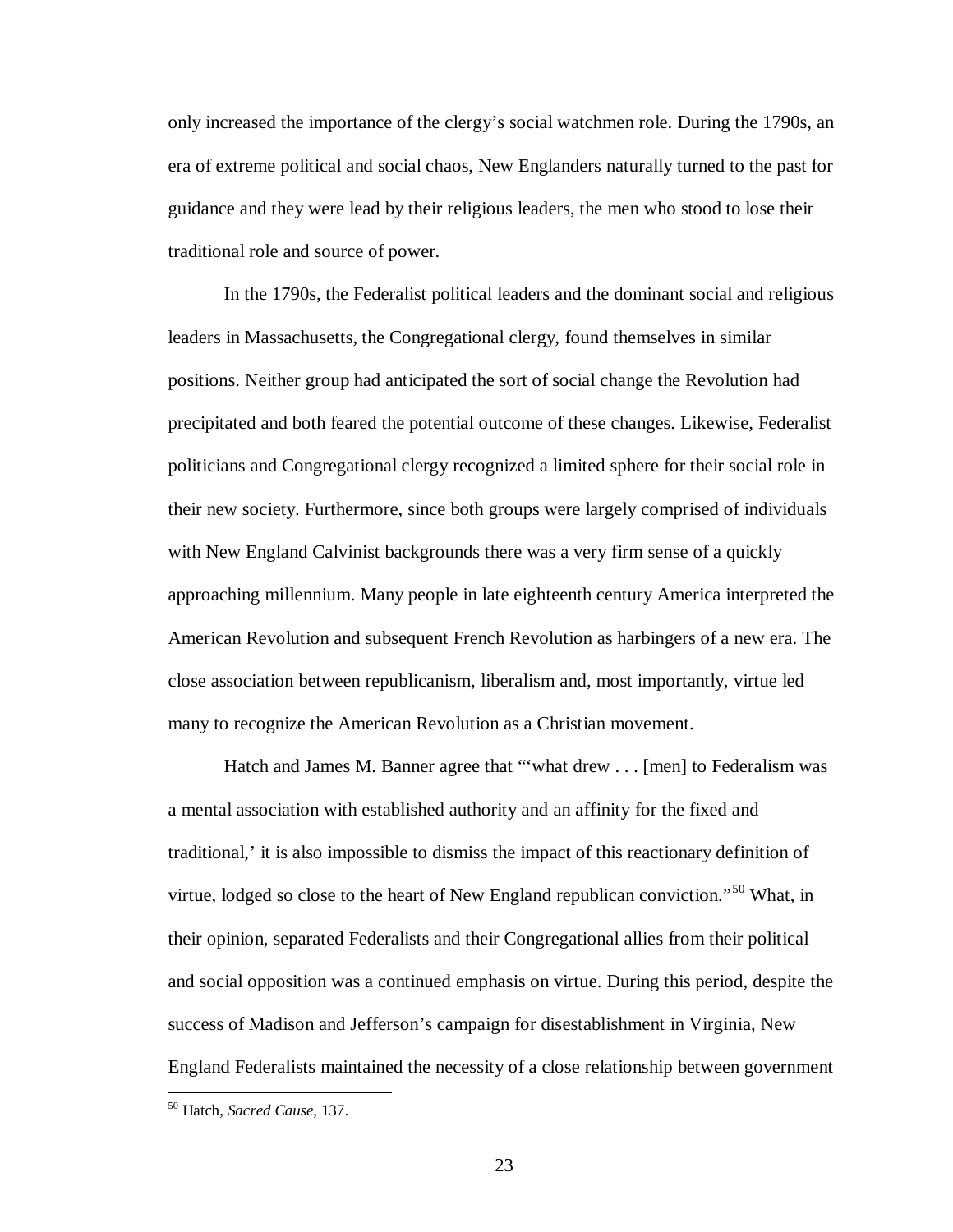only increased the importance of the clergy's social watchmen role. During the 1790s, an era of extreme political and social chaos, New Englanders naturally turned to the past for guidance and they were lead by their religious leaders, the men who stood to lose their traditional role and source of power.

In the 1790s, the Federalist political leaders and the dominant social and religious leaders in Massachusetts, the Congregational clergy, found themselves in similar positions. Neither group had anticipated the sort of social change the Revolution had precipitated and both feared the potential outcome of these changes. Likewise, Federalist politicians and Congregational clergy recognized a limited sphere for their social role in their new society. Furthermore, since both groups were largely comprised of individuals with New England Calvinist backgrounds there was a very firm sense of a quickly approaching millennium. Many people in late eighteenth century America interpreted the American Revolution and subsequent French Revolution as harbingers of a new era. The close association between republicanism, liberalism and, most importantly, virtue led many to recognize the American Revolution as a Christian movement.

Hatch and James M. Banner agree that "'what drew . . . [men] to Federalism was a mental association with established authority and an affinity for the fixed and traditional,' it is also impossible to dismiss the impact of this reactionary definition of virtue, lodged so close to the heart of New England republican conviction."[50] What, in their opinion, separated Federalists and their Congregational allies from their political and social opposition was a continued emphasis on virtue. During this period, despite the success of Madison and Jefferson's campaign for disestablishment in Virginia, New England Federalists maintained the necessity of a close relationship between government

---

[50] Hatch, *Sacred Cause*, 137.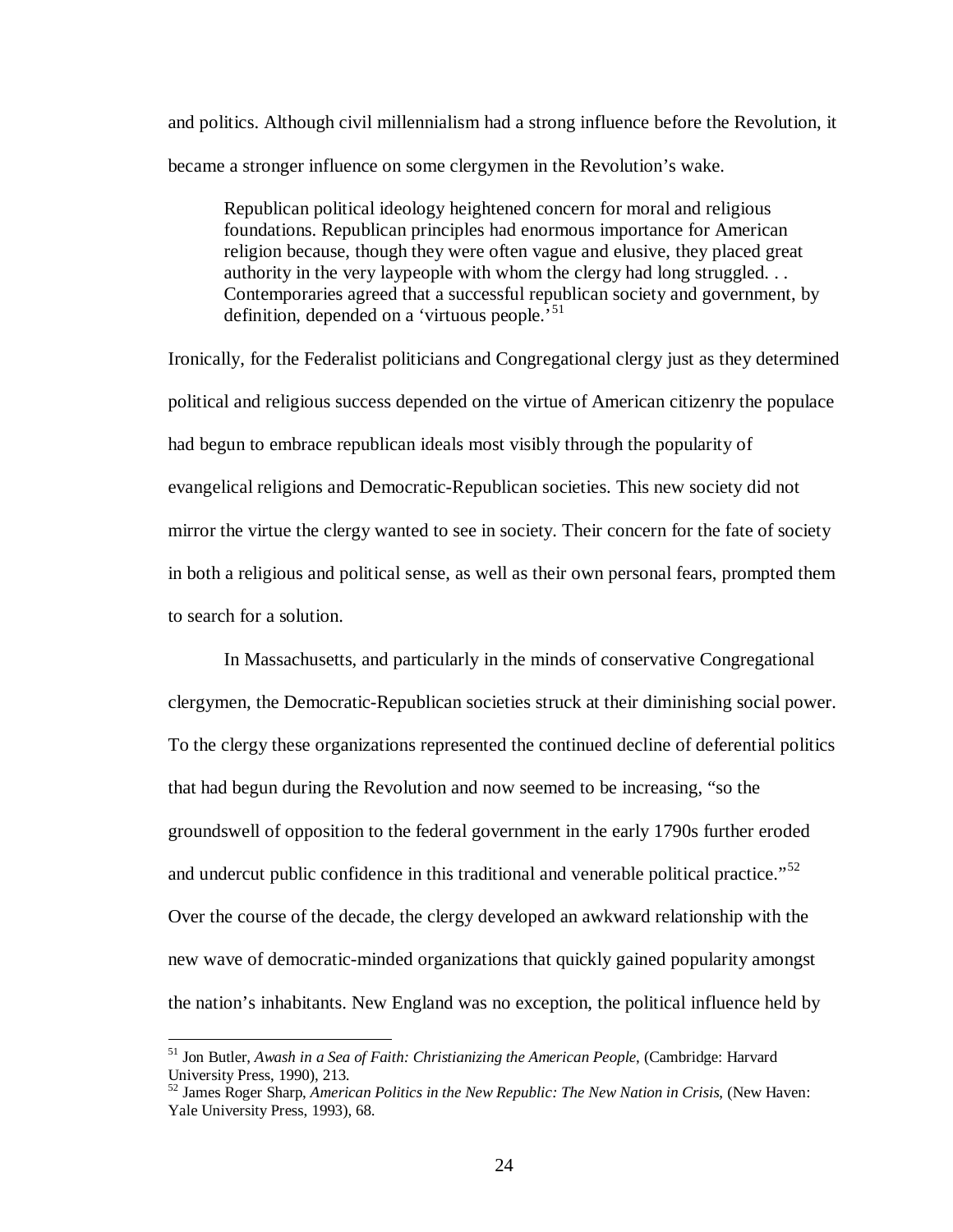and politics. Although civil millennialism had a strong influence before the Revolution, it became a stronger influence on some clergymen in the Revolution's wake.

> Republican political ideology heightened concern for moral and religious foundations. Republican principles had enormous importance for American religion because, though they were often vague and elusive, they placed great authority in the very laypeople with whom the clergy had long struggled. . . Contemporaries agreed that a successful republican society and government, by definition, depended on a 'virtuous people.'[51]

Ironically, for the Federalist politicians and Congregational clergy just as they determined political and religious success depended on the virtue of American citizenry the populace had begun to embrace republican ideals most visibly through the popularity of evangelical religions and Democratic-Republican societies. This new society did not mirror the virtue the clergy wanted to see in society. Their concern for the fate of society in both a religious and political sense, as well as their own personal fears, prompted them to search for a solution.

In Massachusetts, and particularly in the minds of conservative Congregational clergymen, the Democratic-Republican societies struck at their diminishing social power. To the clergy these organizations represented the continued decline of deferential politics that had begun during the Revolution and now seemed to be increasing, "so the groundswell of opposition to the federal government in the early 1790s further eroded and undercut public confidence in this traditional and venerable political practice."[52] Over the course of the decade, the clergy developed an awkward relationship with the new wave of democratic-minded organizations that quickly gained popularity amongst the nation's inhabitants. New England was no exception, the political influence held by

---

[51] Jon Butler, *Awash in a Sea of Faith: Christianizing the American People*, (Cambridge: Harvard University Press, 1990), 213.

[52] James Roger Sharp, *American Politics in the New Republic: The New Nation in Crisis*, (New Haven: Yale University Press, 1993), 68.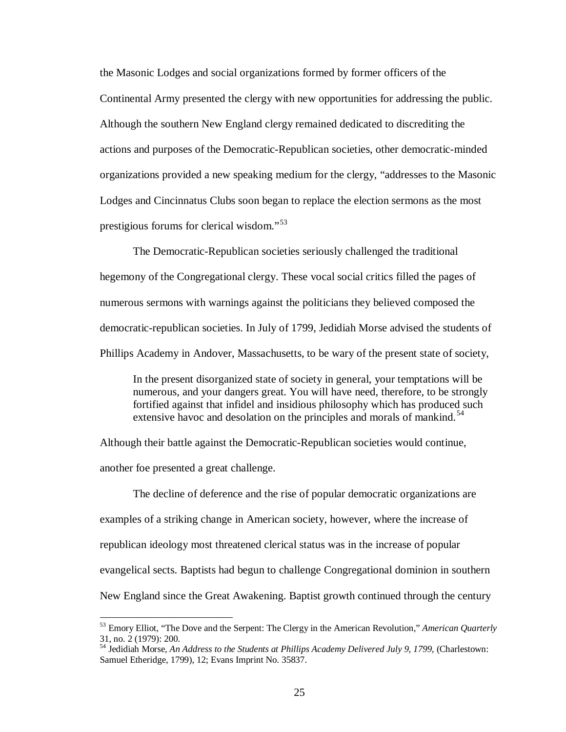the Masonic Lodges and social organizations formed by former officers of the Continental Army presented the clergy with new opportunities for addressing the public. Although the southern New England clergy remained dedicated to discrediting the actions and purposes of the Democratic-Republican societies, other democratic-minded organizations provided a new speaking medium for the clergy, "addresses to the Masonic Lodges and Cincinnatus Clubs soon began to replace the election sermons as the most prestigious forums for clerical wisdom."[53]

The Democratic-Republican societies seriously challenged the traditional hegemony of the Congregational clergy. These vocal social critics filled the pages of numerous sermons with warnings against the politicians they believed composed the democratic-republican societies. In July of 1799, Jedidiah Morse advised the students of Phillips Academy in Andover, Massachusetts, to be wary of the present state of society,

> In the present disorganized state of society in general, your temptations will be numerous, and your dangers great. You will have need, therefore, to be strongly fortified against that infidel and insidious philosophy which has produced such extensive havoc and desolation on the principles and morals of mankind.[54]

Although their battle against the Democratic-Republican societies would continue, another foe presented a great challenge.

The decline of deference and the rise of popular democratic organizations are examples of a striking change in American society, however, where the increase of republican ideology most threatened clerical status was in the increase of popular evangelical sects. Baptists had begun to challenge Congregational dominion in southern New England since the Great Awakening. Baptist growth continued through the century

---

[53] Emory Elliot, "The Dove and the Serpent: The Clergy in the American Revolution," *American Quarterly* 31, no. 2 (1979): 200.

[54] Jedidiah Morse, *An Address to the Students at Phillips Academy Delivered July 9, 1799*, (Charlestown: Samuel Etheridge, 1799), 12; Evans Imprint No. 35837.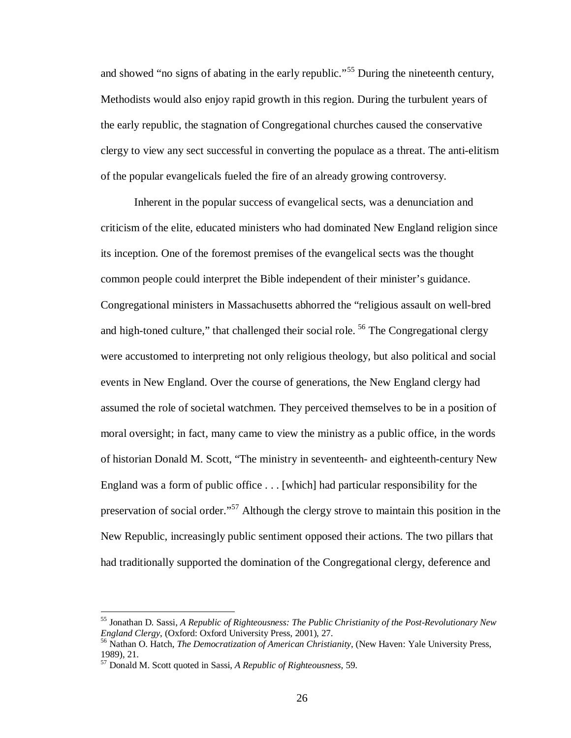and showed "no signs of abating in the early republic."[55] During the nineteenth century, Methodists would also enjoy rapid growth in this region. During the turbulent years of the early republic, the stagnation of Congregational churches caused the conservative clergy to view any sect successful in converting the populace as a threat. The anti-elitism of the popular evangelicals fueled the fire of an already growing controversy.

Inherent in the popular success of evangelical sects, was a denunciation and criticism of the elite, educated ministers who had dominated New England religion since its inception. One of the foremost premises of the evangelical sects was the thought common people could interpret the Bible independent of their minister's guidance. Congregational ministers in Massachusetts abhorred the "religious assault on well-bred and high-toned culture," that challenged their social role. [56] The Congregational clergy were accustomed to interpreting not only religious theology, but also political and social events in New England. Over the course of generations, the New England clergy had assumed the role of societal watchmen. They perceived themselves to be in a position of moral oversight; in fact, many came to view the ministry as a public office, in the words of historian Donald M. Scott, "The ministry in seventeenth- and eighteenth-century New England was a form of public office . . . [which] had particular responsibility for the preservation of social order."[57] Although the clergy strove to maintain this position in the New Republic, increasingly public sentiment opposed their actions. The two pillars that had traditionally supported the domination of the Congregational clergy, deference and

---

[55] Jonathan D. Sassi, *A Republic of Righteousness: The Public Christianity of the Post-Revolutionary New England Clergy*, (Oxford: Oxford University Press, 2001), 27.

[56] Nathan O. Hatch, *The Democratization of American Christianity*, (New Haven: Yale University Press, 1989), 21.

[57] Donald M. Scott quoted in Sassi, *A Republic of Righteousness,* 59.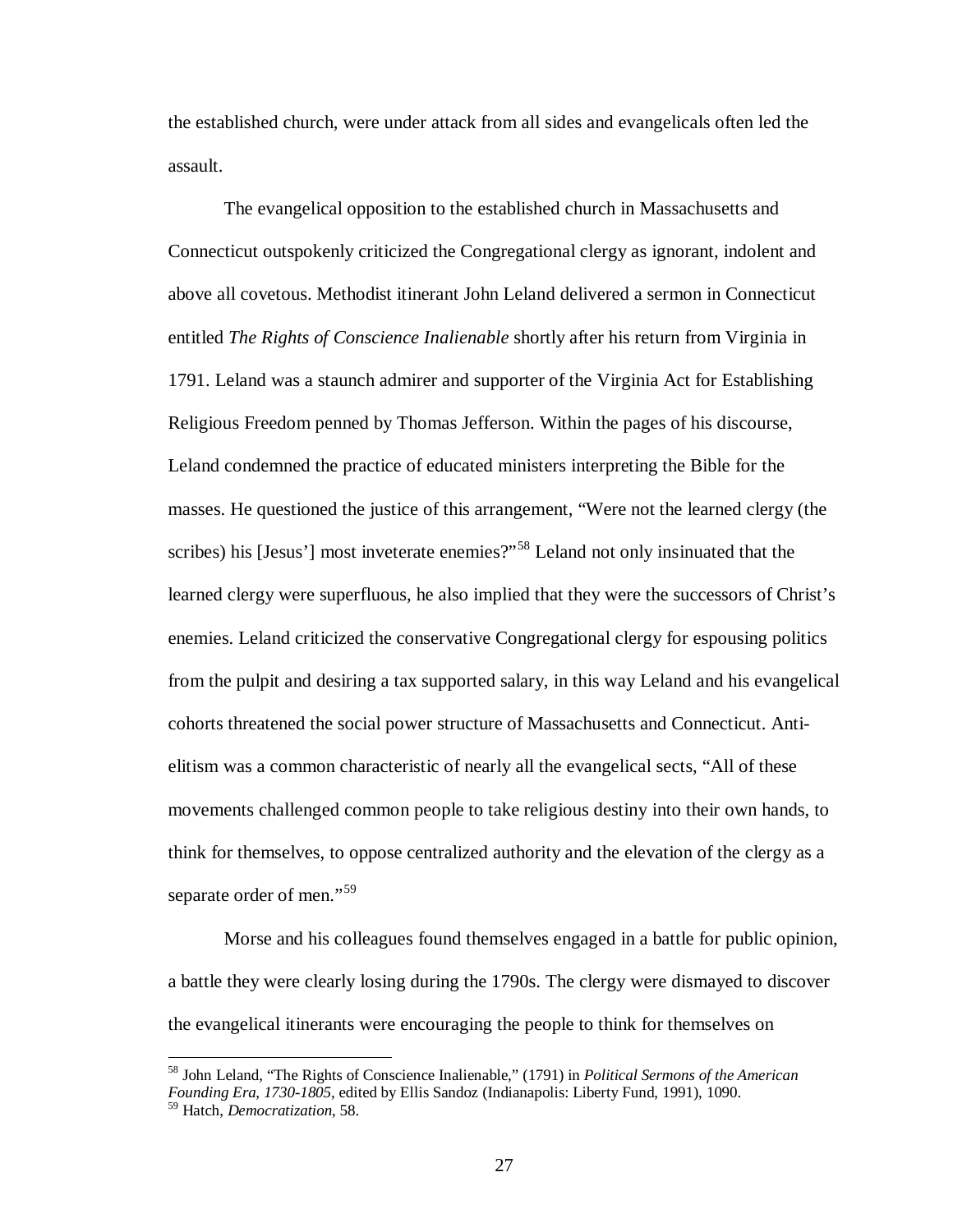the established church, were under attack from all sides and evangelicals often led the assault.

The evangelical opposition to the established church in Massachusetts and Connecticut outspokenly criticized the Congregational clergy as ignorant, indolent and above all covetous. Methodist itinerant John Leland delivered a sermon in Connecticut entitled *The Rights of Conscience Inalienable* shortly after his return from Virginia in 1791. Leland was a staunch admirer and supporter of the Virginia Act for Establishing Religious Freedom penned by Thomas Jefferson. Within the pages of his discourse, Leland condemned the practice of educated ministers interpreting the Bible for the masses. He questioned the justice of this arrangement, "Were not the learned clergy (the scribes) his [Jesus'] most inveterate enemies?"[58] Leland not only insinuated that the learned clergy were superfluous, he also implied that they were the successors of Christ's enemies. Leland criticized the conservative Congregational clergy for espousing politics from the pulpit and desiring a tax supported salary, in this way Leland and his evangelical cohorts threatened the social power structure of Massachusetts and Connecticut. Anti-elitism was a common characteristic of nearly all the evangelical sects, "All of these movements challenged common people to take religious destiny into their own hands, to think for themselves, to oppose centralized authority and the elevation of the clergy as a separate order of men."[59]

Morse and his colleagues found themselves engaged in a battle for public opinion, a battle they were clearly losing during the 1790s. The clergy were dismayed to discover the evangelical itinerants were encouraging the people to think for themselves on

---

[58] John Leland, "The Rights of Conscience Inalienable," (1791) in *Political Sermons of the American Founding Era, 1730-1805,* edited by Ellis Sandoz (Indianapolis: Liberty Fund, 1991), 1090.

[59] Hatch, *Democratization*, 58.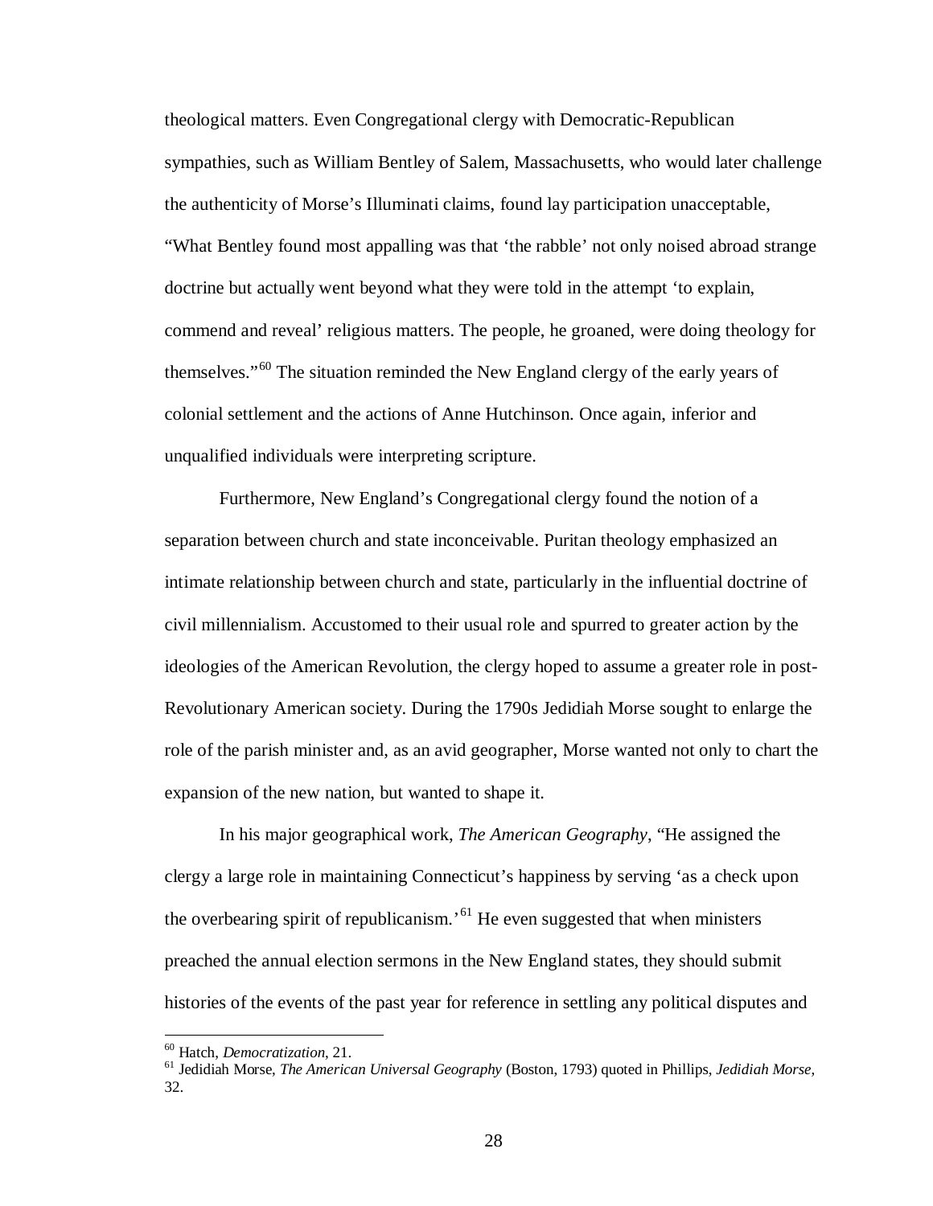theological matters. Even Congregational clergy with Democratic-Republican sympathies, such as William Bentley of Salem, Massachusetts, who would later challenge the authenticity of Morse's Illuminati claims, found lay participation unacceptable, "What Bentley found most appalling was that 'the rabble' not only noised abroad strange doctrine but actually went beyond what they were told in the attempt 'to explain, commend and reveal' religious matters. The people, he groaned, were doing theology for themselves."[60] The situation reminded the New England clergy of the early years of colonial settlement and the actions of Anne Hutchinson. Once again, inferior and unqualified individuals were interpreting scripture.

Furthermore, New England's Congregational clergy found the notion of a separation between church and state inconceivable. Puritan theology emphasized an intimate relationship between church and state, particularly in the influential doctrine of civil millennialism. Accustomed to their usual role and spurred to greater action by the ideologies of the American Revolution, the clergy hoped to assume a greater role in post-Revolutionary American society. During the 1790s Jedidiah Morse sought to enlarge the role of the parish minister and, as an avid geographer, Morse wanted not only to chart the expansion of the new nation, but wanted to shape it.

In his major geographical work, *The American Geography*, "He assigned the clergy a large role in maintaining Connecticut's happiness by serving 'as a check upon the overbearing spirit of republicanism.'[61] He even suggested that when ministers preached the annual election sermons in the New England states, they should submit histories of the events of the past year for reference in settling any political disputes and

---

[60] Hatch, *Democratization*, 21.

[61] Jedidiah Morse, *The American Universal Geography* (Boston, 1793) quoted in Phillips, *Jedidiah Morse*, 32.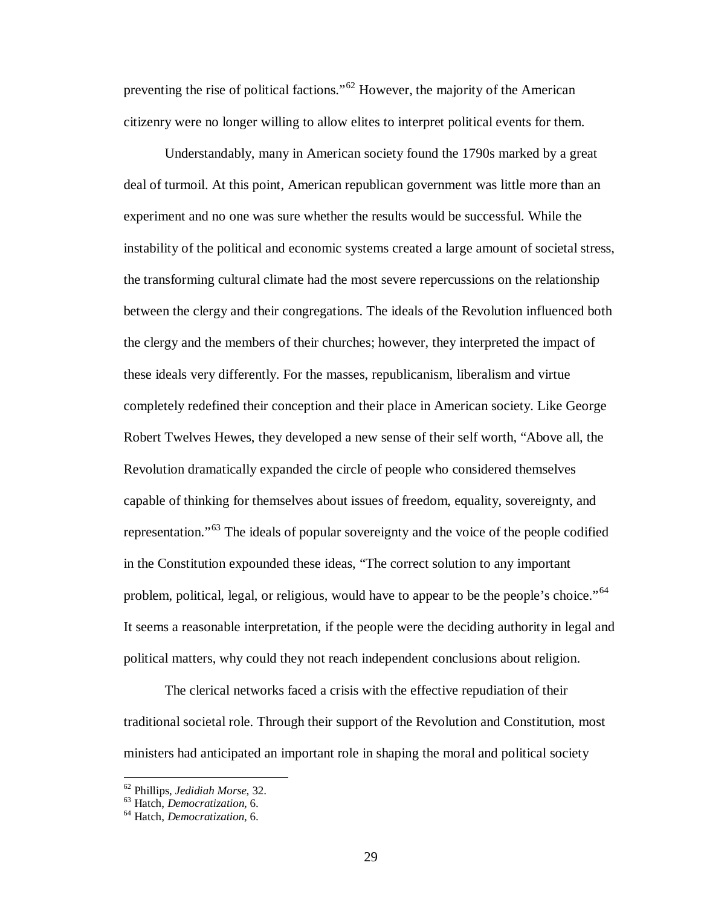preventing the rise of political factions."[62] However, the majority of the American citizenry were no longer willing to allow elites to interpret political events for them.

Understandably, many in American society found the 1790s marked by a great deal of turmoil. At this point, American republican government was little more than an experiment and no one was sure whether the results would be successful. While the instability of the political and economic systems created a large amount of societal stress, the transforming cultural climate had the most severe repercussions on the relationship between the clergy and their congregations. The ideals of the Revolution influenced both the clergy and the members of their churches; however, they interpreted the impact of these ideals very differently. For the masses, republicanism, liberalism and virtue completely redefined their conception and their place in American society. Like George Robert Twelves Hewes, they developed a new sense of their self worth, "Above all, the Revolution dramatically expanded the circle of people who considered themselves capable of thinking for themselves about issues of freedom, equality, sovereignty, and representation."[63] The ideals of popular sovereignty and the voice of the people codified in the Constitution expounded these ideas, "The correct solution to any important problem, political, legal, or religious, would have to appear to be the people's choice."[64] It seems a reasonable interpretation, if the people were the deciding authority in legal and political matters, why could they not reach independent conclusions about religion.

The clerical networks faced a crisis with the effective repudiation of their traditional societal role. Through their support of the Revolution and Constitution, most ministers had anticipated an important role in shaping the moral and political society

---

[62] Phillips, *Jedidiah Morse*, 32.
[63] Hatch, *Democratization*, 6.
[64] Hatch, *Democratization*, 6.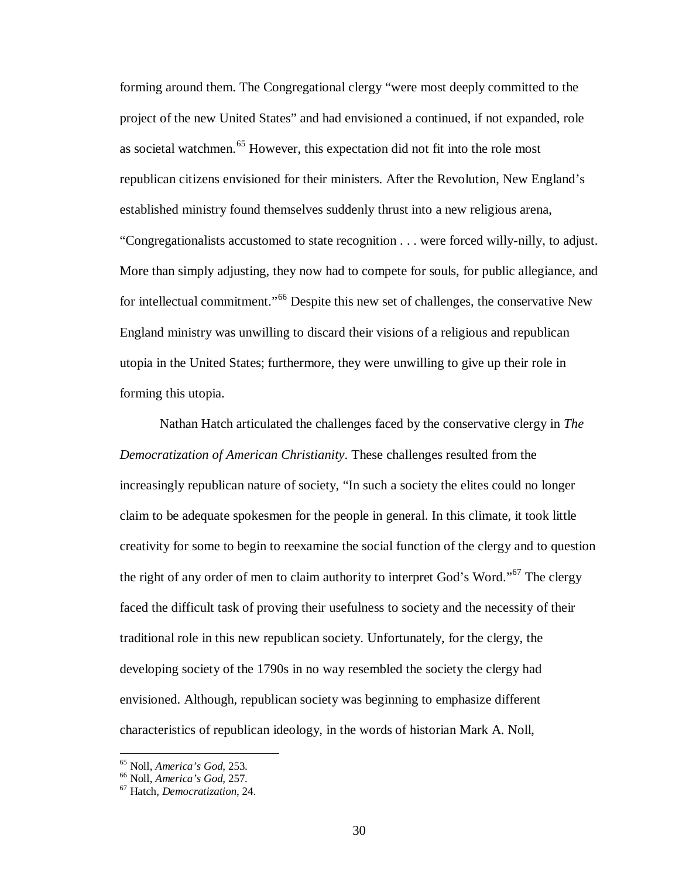forming around them. The Congregational clergy "were most deeply committed to the project of the new United States" and had envisioned a continued, if not expanded, role as societal watchmen.[65] However, this expectation did not fit into the role most republican citizens envisioned for their ministers. After the Revolution, New England's established ministry found themselves suddenly thrust into a new religious arena, "Congregationalists accustomed to state recognition . . . were forced willy-nilly, to adjust. More than simply adjusting, they now had to compete for souls, for public allegiance, and for intellectual commitment."[66] Despite this new set of challenges, the conservative New England ministry was unwilling to discard their visions of a religious and republican utopia in the United States; furthermore, they were unwilling to give up their role in forming this utopia.

Nathan Hatch articulated the challenges faced by the conservative clergy in *The Democratization of American Christianity*. These challenges resulted from the increasingly republican nature of society, "In such a society the elites could no longer claim to be adequate spokesmen for the people in general. In this climate, it took little creativity for some to begin to reexamine the social function of the clergy and to question the right of any order of men to claim authority to interpret God's Word."[67] The clergy faced the difficult task of proving their usefulness to society and the necessity of their traditional role in this new republican society. Unfortunately, for the clergy, the developing society of the 1790s in no way resembled the society the clergy had envisioned. Although, republican society was beginning to emphasize different characteristics of republican ideology, in the words of historian Mark A. Noll,

---

[65] Noll, *America's God*, 253.

[66] Noll, *America's God*, 257.

[67] Hatch, *Democratization*, 24.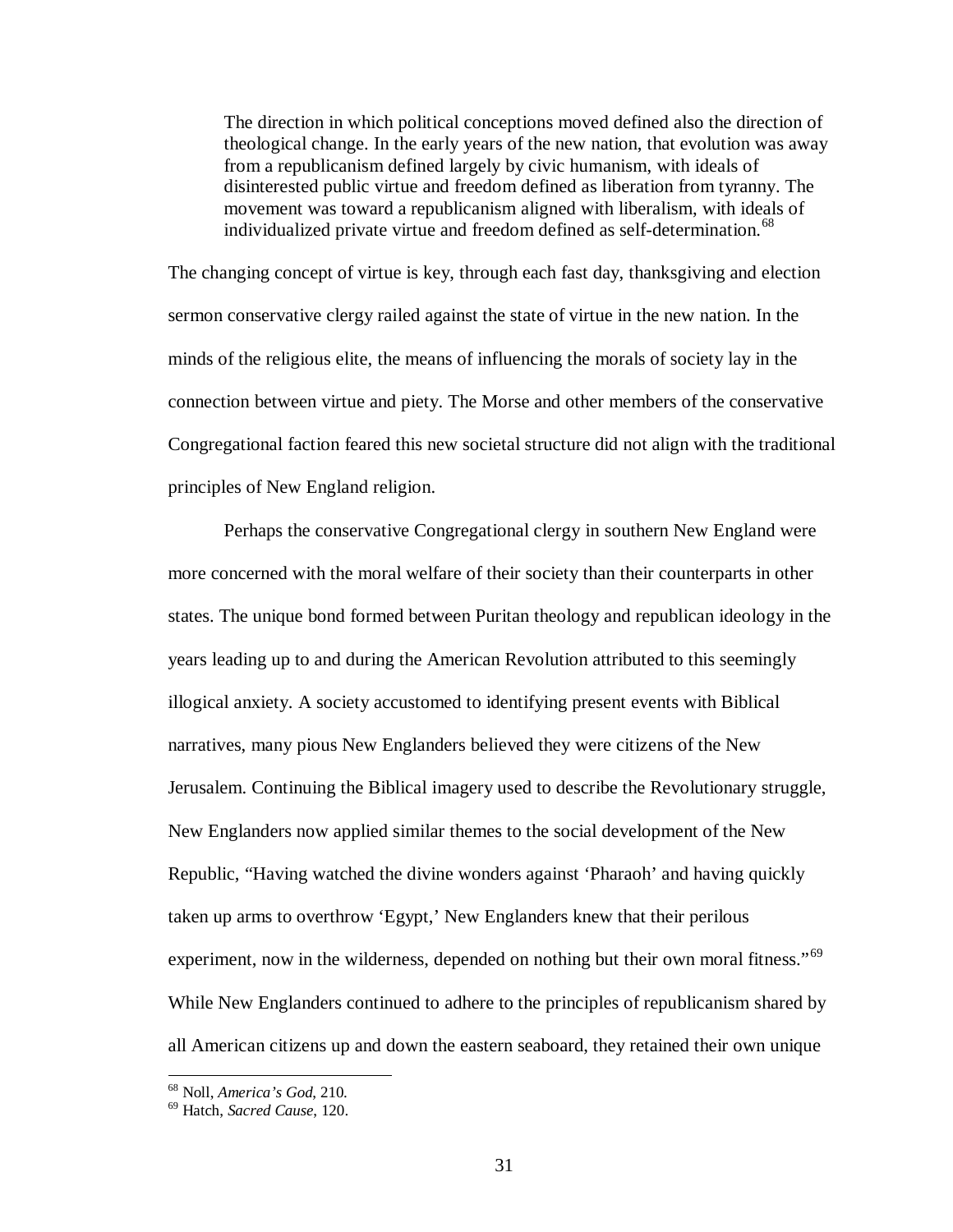> The direction in which political conceptions moved defined also the direction of theological change. In the early years of the new nation, that evolution was away from a republicanism defined largely by civic humanism, with ideals of disinterested public virtue and freedom defined as liberation from tyranny. The movement was toward a republicanism aligned with liberalism, with ideals of individualized private virtue and freedom defined as self-determination.[68]

The changing concept of virtue is key, through each fast day, thanksgiving and election sermon conservative clergy railed against the state of virtue in the new nation. In the minds of the religious elite, the means of influencing the morals of society lay in the connection between virtue and piety. The Morse and other members of the conservative Congregational faction feared this new societal structure did not align with the traditional principles of New England religion.

Perhaps the conservative Congregational clergy in southern New England were more concerned with the moral welfare of their society than their counterparts in other states. The unique bond formed between Puritan theology and republican ideology in the years leading up to and during the American Revolution attributed to this seemingly illogical anxiety. A society accustomed to identifying present events with Biblical narratives, many pious New Englanders believed they were citizens of the New Jerusalem. Continuing the Biblical imagery used to describe the Revolutionary struggle, New Englanders now applied similar themes to the social development of the New Republic, "Having watched the divine wonders against 'Pharaoh' and having quickly taken up arms to overthrow 'Egypt,' New Englanders knew that their perilous experiment, now in the wilderness, depended on nothing but their own moral fitness."[69] While New Englanders continued to adhere to the principles of republicanism shared by all American citizens up and down the eastern seaboard, they retained their own unique

---

[68] Noll, *America's God*, 210.

[69] Hatch, *Sacred Cause*, 120.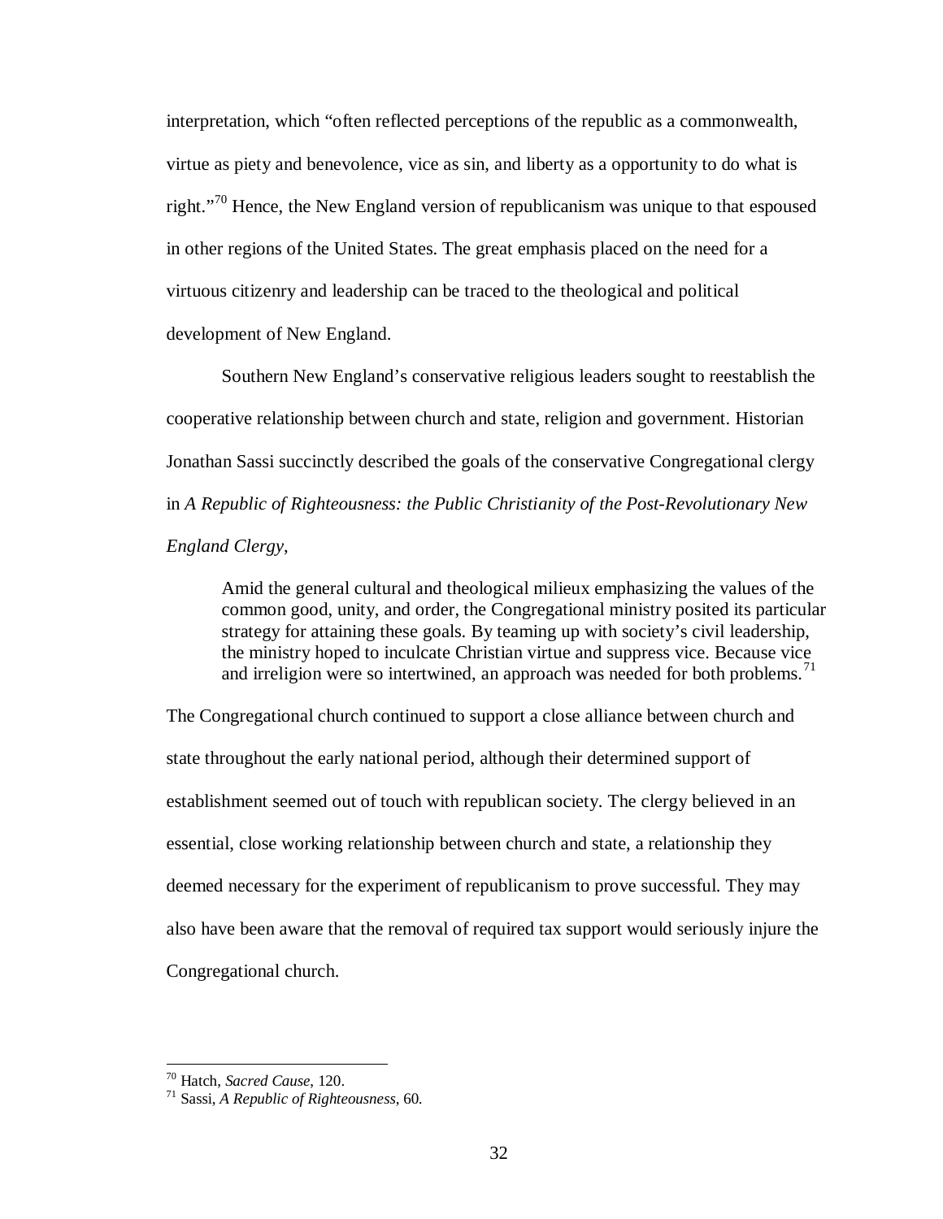interpretation, which "often reflected perceptions of the republic as a commonwealth, virtue as piety and benevolence, vice as sin, and liberty as a opportunity to do what is right."[70] Hence, the New England version of republicanism was unique to that espoused in other regions of the United States. The great emphasis placed on the need for a virtuous citizenry and leadership can be traced to the theological and political development of New England.

Southern New England's conservative religious leaders sought to reestablish the cooperative relationship between church and state, religion and government. Historian Jonathan Sassi succinctly described the goals of the conservative Congregational clergy in *A Republic of Righteousness: the Public Christianity of the Post-Revolutionary New England Clergy*,

> Amid the general cultural and theological milieux emphasizing the values of the common good, unity, and order, the Congregational ministry posited its particular strategy for attaining these goals. By teaming up with society's civil leadership, the ministry hoped to inculcate Christian virtue and suppress vice. Because vice and irreligion were so intertwined, an approach was needed for both problems.[71]

The Congregational church continued to support a close alliance between church and state throughout the early national period, although their determined support of establishment seemed out of touch with republican society. The clergy believed in an essential, close working relationship between church and state, a relationship they deemed necessary for the experiment of republicanism to prove successful. They may also have been aware that the removal of required tax support would seriously injure the Congregational church.

---

[70] Hatch, *Sacred Cause*, 120.

[71] Sassi, *A Republic of Righteousness*, 60.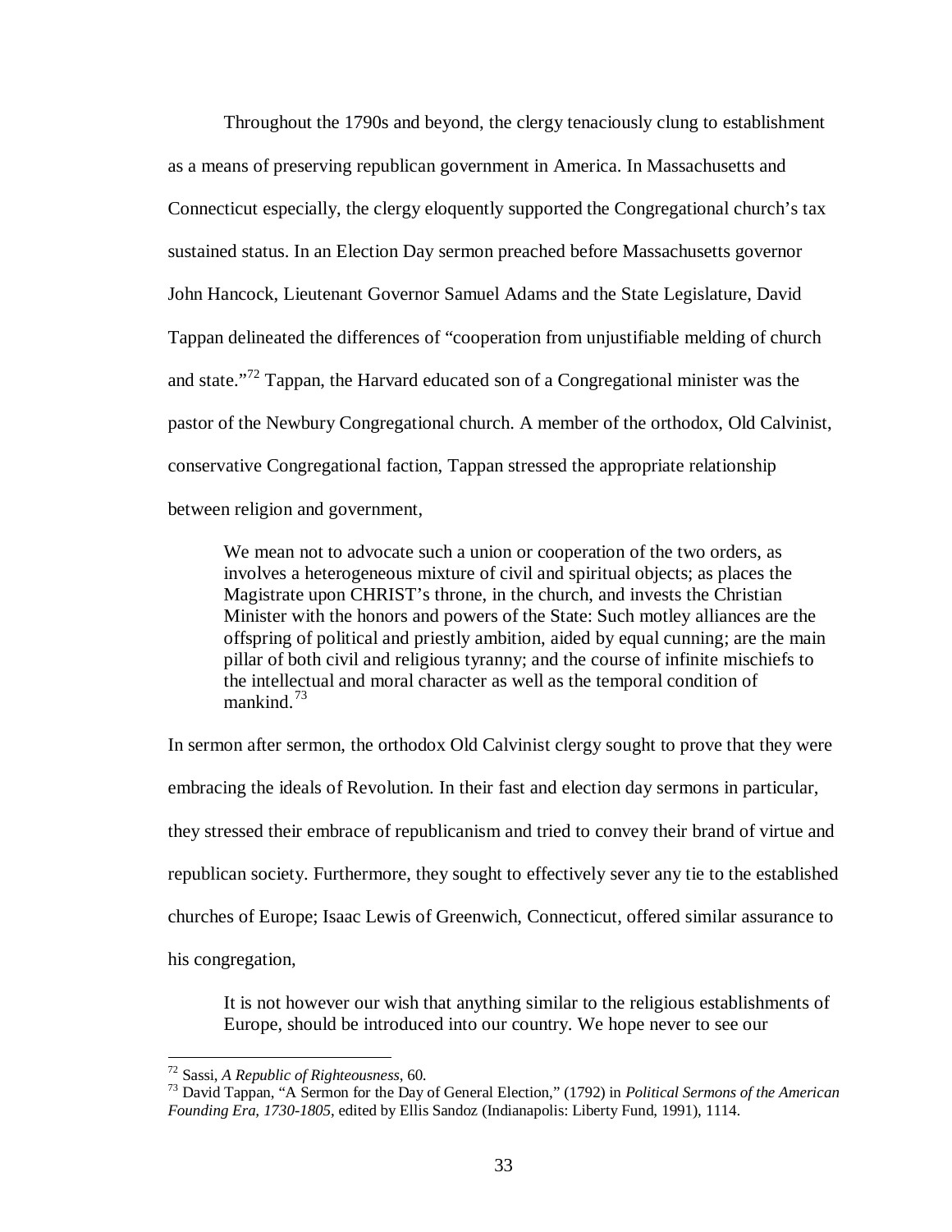Throughout the 1790s and beyond, the clergy tenaciously clung to establishment as a means of preserving republican government in America. In Massachusetts and Connecticut especially, the clergy eloquently supported the Congregational church's tax sustained status. In an Election Day sermon preached before Massachusetts governor John Hancock, Lieutenant Governor Samuel Adams and the State Legislature, David Tappan delineated the differences of "cooperation from unjustifiable melding of church and state."[72] Tappan, the Harvard educated son of a Congregational minister was the pastor of the Newbury Congregational church. A member of the orthodox, Old Calvinist, conservative Congregational faction, Tappan stressed the appropriate relationship between religion and government,

> We mean not to advocate such a union or cooperation of the two orders, as involves a heterogeneous mixture of civil and spiritual objects; as places the Magistrate upon CHRIST's throne, in the church, and invests the Christian Minister with the honors and powers of the State: Such motley alliances are the offspring of political and priestly ambition, aided by equal cunning; are the main pillar of both civil and religious tyranny; and the course of infinite mischiefs to the intellectual and moral character as well as the temporal condition of mankind.[73]

In sermon after sermon, the orthodox Old Calvinist clergy sought to prove that they were embracing the ideals of Revolution. In their fast and election day sermons in particular, they stressed their embrace of republicanism and tried to convey their brand of virtue and republican society. Furthermore, they sought to effectively sever any tie to the established churches of Europe; Isaac Lewis of Greenwich, Connecticut, offered similar assurance to his congregation,

> It is not however our wish that anything similar to the religious establishments of Europe, should be introduced into our country. We hope never to see our

---

[72] Sassi, *A Republic of Righteousness*, 60.

[73] David Tappan, "A Sermon for the Day of General Election," (1792) in *Political Sermons of the American Founding Era, 1730-1805*, edited by Ellis Sandoz (Indianapolis: Liberty Fund, 1991), 1114.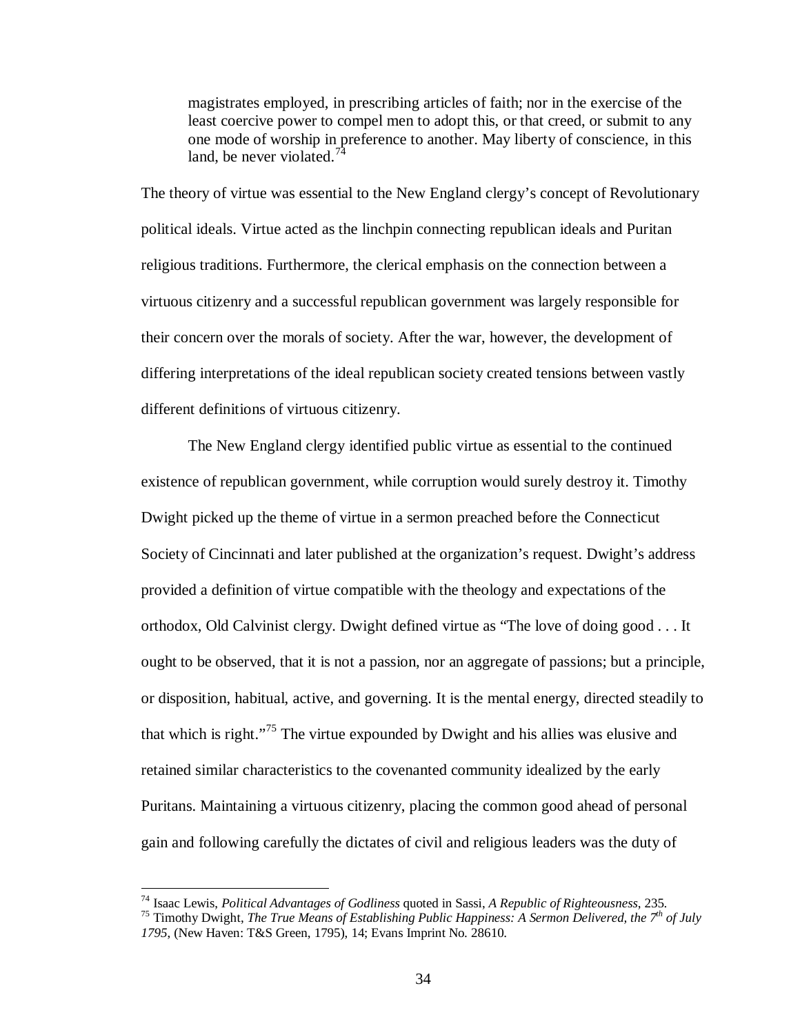> magistrates employed, in prescribing articles of faith; nor in the exercise of the least coercive power to compel men to adopt this, or that creed, or submit to any one mode of worship in preference to another. May liberty of conscience, in this land, be never violated.[74]

The theory of virtue was essential to the New England clergy's concept of Revolutionary political ideals. Virtue acted as the linchpin connecting republican ideals and Puritan religious traditions. Furthermore, the clerical emphasis on the connection between a virtuous citizenry and a successful republican government was largely responsible for their concern over the morals of society. After the war, however, the development of differing interpretations of the ideal republican society created tensions between vastly different definitions of virtuous citizenry.

The New England clergy identified public virtue as essential to the continued existence of republican government, while corruption would surely destroy it. Timothy Dwight picked up the theme of virtue in a sermon preached before the Connecticut Society of Cincinnati and later published at the organization's request. Dwight's address provided a definition of virtue compatible with the theology and expectations of the orthodox, Old Calvinist clergy. Dwight defined virtue as "The love of doing good . . . It ought to be observed, that it is not a passion, nor an aggregate of passions; but a principle, or disposition, habitual, active, and governing. It is the mental energy, directed steadily to that which is right."[75] The virtue expounded by Dwight and his allies was elusive and retained similar characteristics to the covenanted community idealized by the early Puritans. Maintaining a virtuous citizenry, placing the common good ahead of personal gain and following carefully the dictates of civil and religious leaders was the duty of

---

[74] Isaac Lewis, *Political Advantages of Godliness* quoted in Sassi, *A Republic of Righteousness*, 235.

[75] Timothy Dwight, *The True Means of Establishing Public Happiness: A Sermon Delivered, the 7th of July 1795*, (New Haven: T&S Green, 1795), 14; Evans Imprint No. 28610.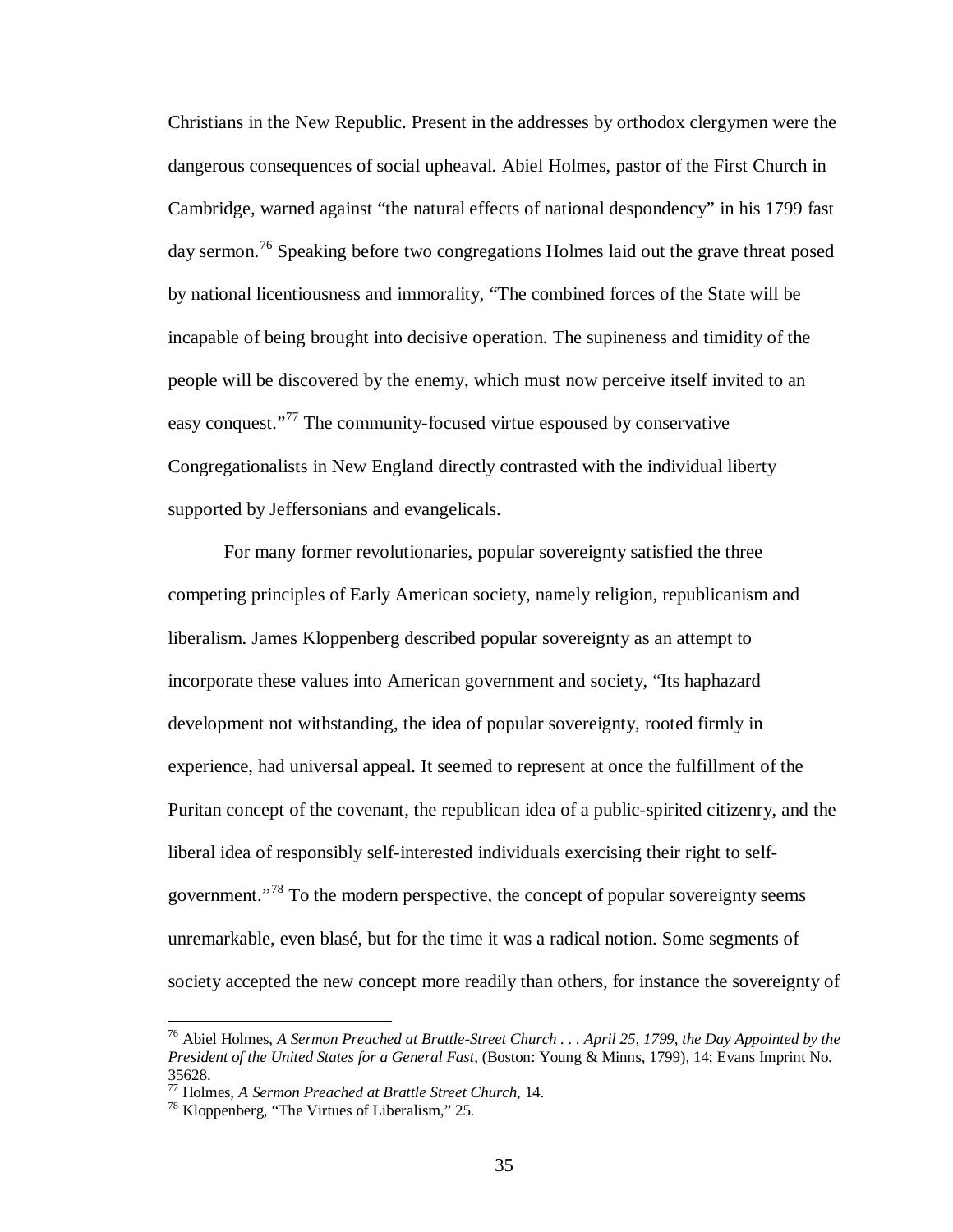Christians in the New Republic. Present in the addresses by orthodox clergymen were the dangerous consequences of social upheaval. Abiel Holmes, pastor of the First Church in Cambridge, warned against "the natural effects of national despondency" in his 1799 fast day sermon.[76] Speaking before two congregations Holmes laid out the grave threat posed by national licentiousness and immorality, "The combined forces of the State will be incapable of being brought into decisive operation. The supineness and timidity of the people will be discovered by the enemy, which must now perceive itself invited to an easy conquest."[77] The community-focused virtue espoused by conservative Congregationalists in New England directly contrasted with the individual liberty supported by Jeffersonians and evangelicals.

For many former revolutionaries, popular sovereignty satisfied the three competing principles of Early American society, namely religion, republicanism and liberalism. James Kloppenberg described popular sovereignty as an attempt to incorporate these values into American government and society, "Its haphazard development not withstanding, the idea of popular sovereignty, rooted firmly in experience, had universal appeal. It seemed to represent at once the fulfillment of the Puritan concept of the covenant, the republican idea of a public-spirited citizenry, and the liberal idea of responsibly self-interested individuals exercising their right to self-government."[78] To the modern perspective, the concept of popular sovereignty seems unremarkable, even blasé, but for the time it was a radical notion. Some segments of society accepted the new concept more readily than others, for instance the sovereignty of

---

[76] Abiel Holmes, *A Sermon Preached at Brattle-Street Church . . . April 25, 1799, the Day Appointed by the President of the United States for a General Fast*, (Boston: Young & Minns, 1799), 14; Evans Imprint No. 35628.

[77] Holmes, *A Sermon Preached at Brattle Street Church*, 14.

[78] Kloppenberg, "The Virtues of Liberalism," 25.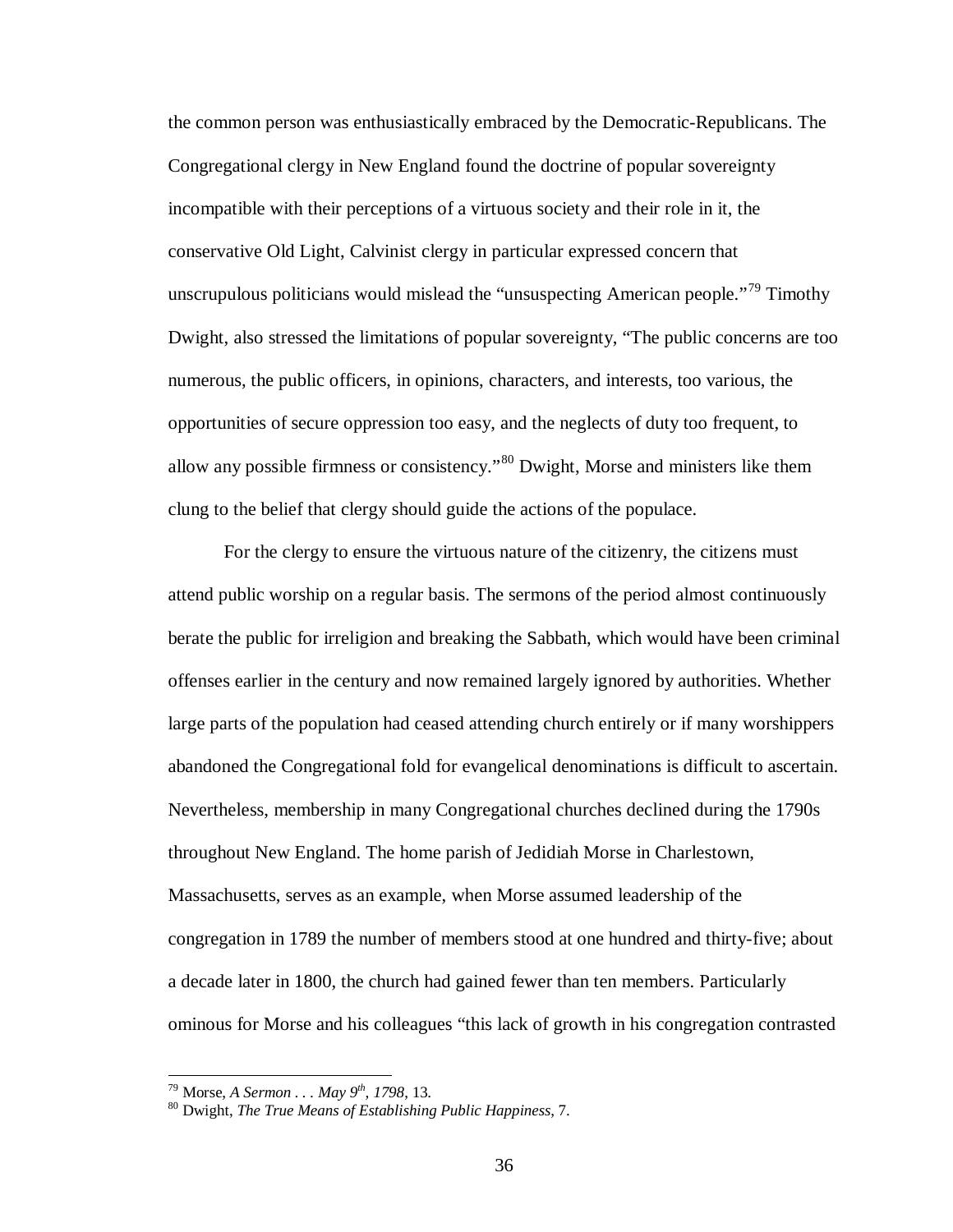the common person was enthusiastically embraced by the Democratic-Republicans. The Congregational clergy in New England found the doctrine of popular sovereignty incompatible with their perceptions of a virtuous society and their role in it, the conservative Old Light, Calvinist clergy in particular expressed concern that unscrupulous politicians would mislead the "unsuspecting American people."[79] Timothy Dwight, also stressed the limitations of popular sovereignty, "The public concerns are too numerous, the public officers, in opinions, characters, and interests, too various, the opportunities of secure oppression too easy, and the neglects of duty too frequent, to allow any possible firmness or consistency."[80] Dwight, Morse and ministers like them clung to the belief that clergy should guide the actions of the populace.

For the clergy to ensure the virtuous nature of the citizenry, the citizens must attend public worship on a regular basis. The sermons of the period almost continuously berate the public for irreligion and breaking the Sabbath, which would have been criminal offenses earlier in the century and now remained largely ignored by authorities. Whether large parts of the population had ceased attending church entirely or if many worshippers abandoned the Congregational fold for evangelical denominations is difficult to ascertain. Nevertheless, membership in many Congregational churches declined during the 1790s throughout New England. The home parish of Jedidiah Morse in Charlestown, Massachusetts, serves as an example, when Morse assumed leadership of the congregation in 1789 the number of members stood at one hundred and thirty-five; about a decade later in 1800, the church had gained fewer than ten members. Particularly ominous for Morse and his colleagues "this lack of growth in his congregation contrasted

---

[79] Morse, *A Sermon . . . May 9th, 1798*, 13.

[80] Dwight, *The True Means of Establishing Public Happiness*, 7.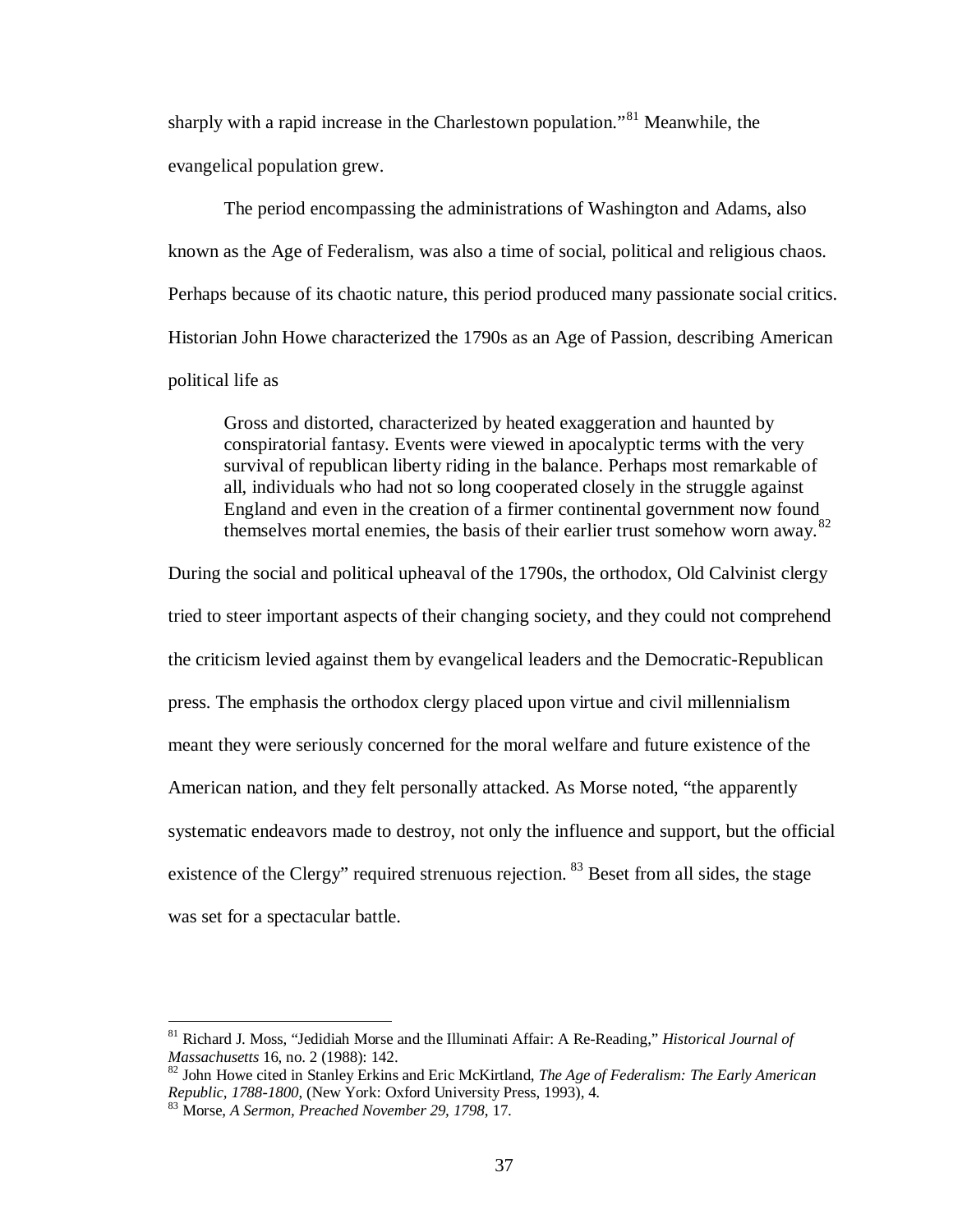sharply with a rapid increase in the Charlestown population."[81] Meanwhile, the evangelical population grew.

The period encompassing the administrations of Washington and Adams, also known as the Age of Federalism, was also a time of social, political and religious chaos. Perhaps because of its chaotic nature, this period produced many passionate social critics. Historian John Howe characterized the 1790s as an Age of Passion, describing American political life as

> Gross and distorted, characterized by heated exaggeration and haunted by conspiratorial fantasy. Events were viewed in apocalyptic terms with the very survival of republican liberty riding in the balance. Perhaps most remarkable of all, individuals who had not so long cooperated closely in the struggle against England and even in the creation of a firmer continental government now found themselves mortal enemies, the basis of their earlier trust somehow worn away.[82]

During the social and political upheaval of the 1790s, the orthodox, Old Calvinist clergy tried to steer important aspects of their changing society, and they could not comprehend the criticism levied against them by evangelical leaders and the Democratic-Republican press. The emphasis the orthodox clergy placed upon virtue and civil millennialism meant they were seriously concerned for the moral welfare and future existence of the American nation, and they felt personally attacked. As Morse noted, "the apparently systematic endeavors made to destroy, not only the influence and support, but the official existence of the Clergy" required strenuous rejection. [83] Beset from all sides, the stage was set for a spectacular battle.

---

[81] Richard J. Moss, "Jedidiah Morse and the Illuminati Affair: A Re-Reading," *Historical Journal of Massachusetts* 16, no. 2 (1988): 142.

[82] John Howe cited in Stanley Erkins and Eric McKirtland, *The Age of Federalism: The Early American Republic, 1788-1800*, (New York: Oxford University Press, 1993), 4.

[83] Morse, *A Sermon, Preached November 29, 1798*, 17.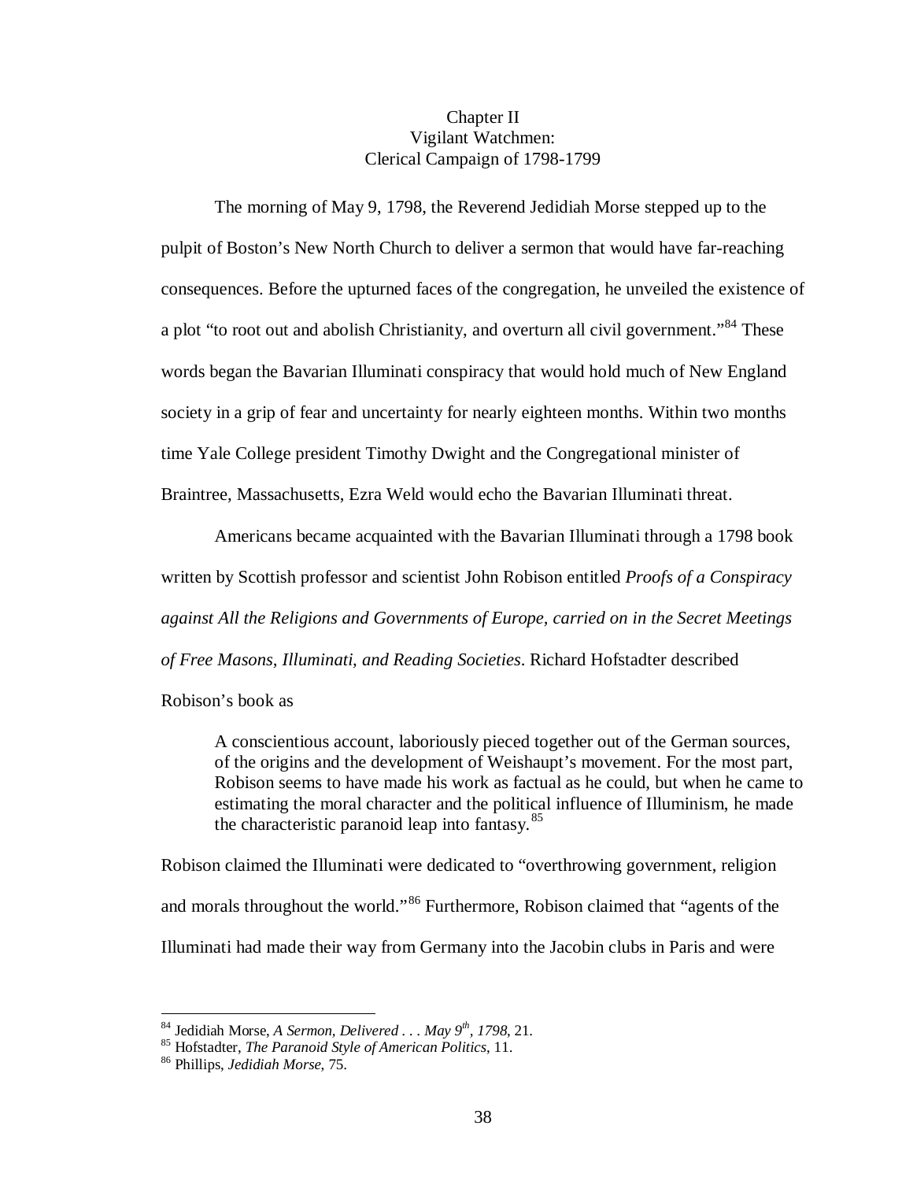## Chapter II
## Vigilant Watchmen:
## Clerical Campaign of 1798-1799

The morning of May 9, 1798, the Reverend Jedidiah Morse stepped up to the pulpit of Boston's New North Church to deliver a sermon that would have far-reaching consequences. Before the upturned faces of the congregation, he unveiled the existence of a plot "to root out and abolish Christianity, and overturn all civil government."[84] These words began the Bavarian Illuminati conspiracy that would hold much of New England society in a grip of fear and uncertainty for nearly eighteen months. Within two months time Yale College president Timothy Dwight and the Congregational minister of Braintree, Massachusetts, Ezra Weld would echo the Bavarian Illuminati threat.

Americans became acquainted with the Bavarian Illuminati through a 1798 book written by Scottish professor and scientist John Robison entitled *Proofs of a Conspiracy against All the Religions and Governments of Europe, carried on in the Secret Meetings of Free Masons, Illuminati, and Reading Societies*. Richard Hofstadter described Robison's book as

> A conscientious account, laboriously pieced together out of the German sources, of the origins and the development of Weishaupt's movement. For the most part, Robison seems to have made his work as factual as he could, but when he came to estimating the moral character and the political influence of Illuminism, he made the characteristic paranoid leap into fantasy.[85]

Robison claimed the Illuminati were dedicated to "overthrowing government, religion and morals throughout the world."[86] Furthermore, Robison claimed that "agents of the Illuminati had made their way from Germany into the Jacobin clubs in Paris and were

---

[84] Jedidiah Morse, *A Sermon, Delivered . . . May 9th, 1798*, 21.

[85] Hofstadter, *The Paranoid Style of American Politics*, 11.

[86] Phillips, *Jedidiah Morse*, 75.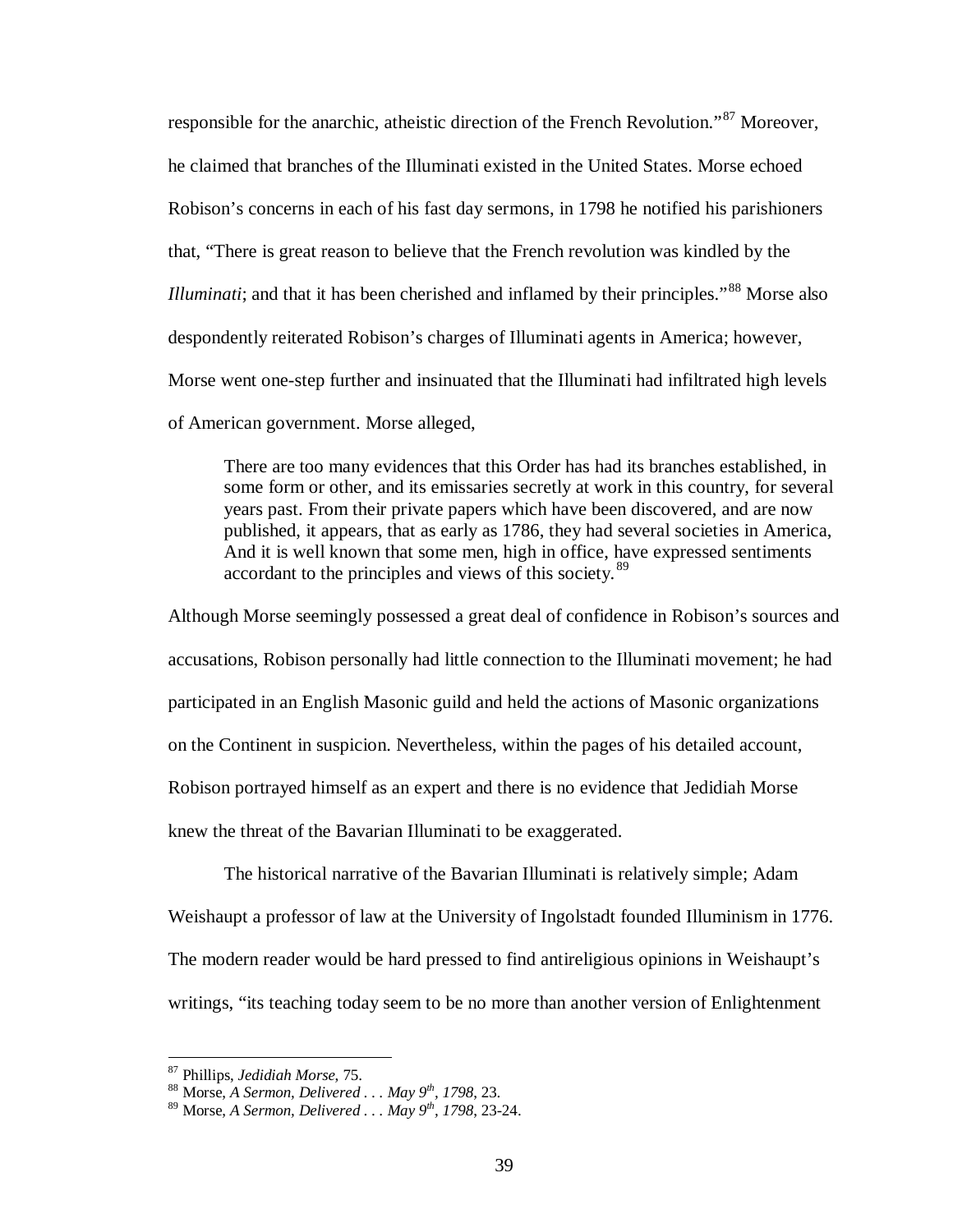responsible for the anarchic, atheistic direction of the French Revolution."[87] Moreover, he claimed that branches of the Illuminati existed in the United States. Morse echoed Robison's concerns in each of his fast day sermons, in 1798 he notified his parishioners that, "There is great reason to believe that the French revolution was kindled by the *Illuminati*; and that it has been cherished and inflamed by their principles."[88] Morse also despondently reiterated Robison's charges of Illuminati agents in America; however, Morse went one-step further and insinuated that the Illuminati had infiltrated high levels of American government. Morse alleged,

> There are too many evidences that this Order has had its branches established, in some form or other, and its emissaries secretly at work in this country, for several years past. From their private papers which have been discovered, and are now published, it appears, that as early as 1786, they had several societies in America, And it is well known that some men, high in office, have expressed sentiments accordant to the principles and views of this society.[89]

Although Morse seemingly possessed a great deal of confidence in Robison's sources and accusations, Robison personally had little connection to the Illuminati movement; he had participated in an English Masonic guild and held the actions of Masonic organizations on the Continent in suspicion. Nevertheless, within the pages of his detailed account, Robison portrayed himself as an expert and there is no evidence that Jedidiah Morse knew the threat of the Bavarian Illuminati to be exaggerated.

The historical narrative of the Bavarian Illuminati is relatively simple; Adam Weishaupt a professor of law at the University of Ingolstadt founded Illuminism in 1776. The modern reader would be hard pressed to find antireligious opinions in Weishaupt's writings, "its teaching today seem to be no more than another version of Enlightenment

---

[87] Phillips, *Jedidiah Morse*, 75.

[88] Morse, *A Sermon, Delivered . . . May 9th, 1798*, 23.

[89] Morse, *A Sermon, Delivered . . . May 9th, 1798*, 23-24.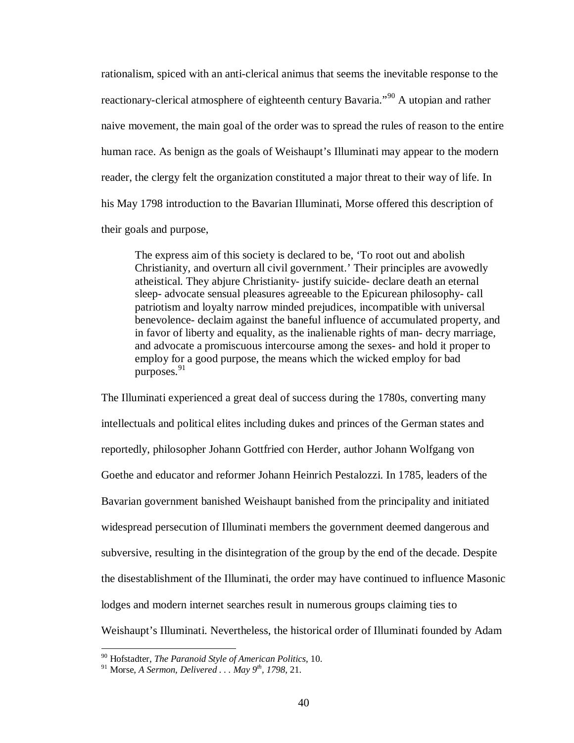rationalism, spiced with an anti-clerical animus that seems the inevitable response to the reactionary-clerical atmosphere of eighteenth century Bavaria."[90] A utopian and rather naive movement, the main goal of the order was to spread the rules of reason to the entire human race. As benign as the goals of Weishaupt's Illuminati may appear to the modern reader, the clergy felt the organization constituted a major threat to their way of life. In his May 1798 introduction to the Bavarian Illuminati, Morse offered this description of their goals and purpose,

> The express aim of this society is declared to be, 'To root out and abolish Christianity, and overturn all civil government.' Their principles are avowedly atheistical. They abjure Christianity- justify suicide- declare death an eternal sleep- advocate sensual pleasures agreeable to the Epicurean philosophy- call patriotism and loyalty narrow minded prejudices, incompatible with universal benevolence- declaim against the baneful influence of accumulated property, and in favor of liberty and equality, as the inalienable rights of man- decry marriage, and advocate a promiscuous intercourse among the sexes- and hold it proper to employ for a good purpose, the means which the wicked employ for bad purposes.[91]

The Illuminati experienced a great deal of success during the 1780s, converting many intellectuals and political elites including dukes and princes of the German states and reportedly, philosopher Johann Gottfried con Herder, author Johann Wolfgang von Goethe and educator and reformer Johann Heinrich Pestalozzi. In 1785, leaders of the Bavarian government banished Weishaupt banished from the principality and initiated widespread persecution of Illuminati members the government deemed dangerous and subversive, resulting in the disintegration of the group by the end of the decade. Despite the disestablishment of the Illuminati, the order may have continued to influence Masonic lodges and modern internet searches result in numerous groups claiming ties to Weishaupt's Illuminati. Nevertheless, the historical order of Illuminati founded by Adam

---

[90] Hofstadter, *The Paranoid Style of American Politics*, 10.

[91] Morse, *A Sermon, Delivered . . . May 9th, 1798*, 21.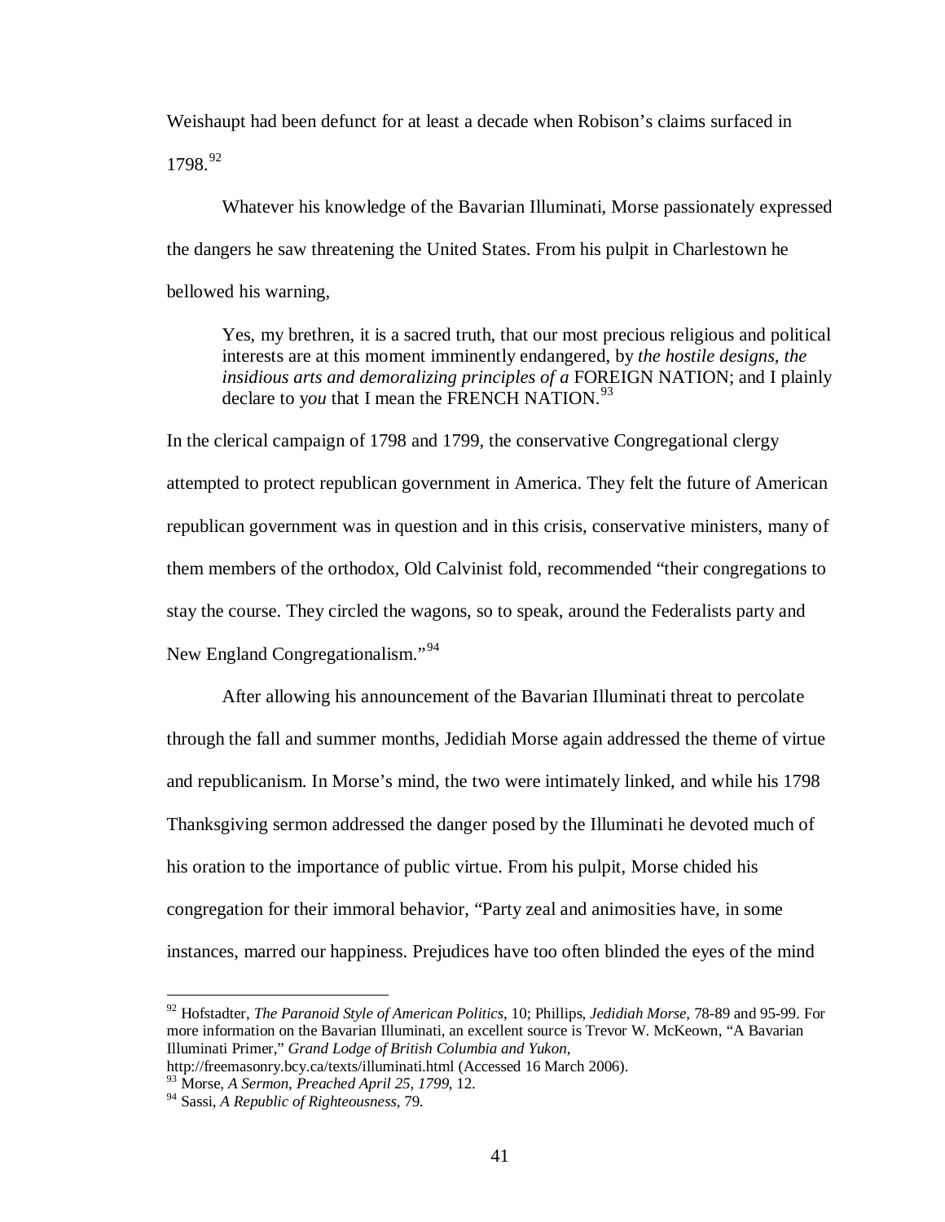Weishaupt had been defunct for at least a decade when Robison's claims surfaced in 1798.[92]

Whatever his knowledge of the Bavarian Illuminati, Morse passionately expressed the dangers he saw threatening the United States. From his pulpit in Charlestown he bellowed his warning,

> Yes, my brethren, it is a sacred truth, that our most precious religious and political interests are at this moment imminently endangered, by *the hostile designs, the insidious arts and demoralizing principles of a* FOREIGN NATION; and I plainly declare to *you* that I mean the FRENCH NATION.[93]

In the clerical campaign of 1798 and 1799, the conservative Congregational clergy attempted to protect republican government in America. They felt the future of American republican government was in question and in this crisis, conservative ministers, many of them members of the orthodox, Old Calvinist fold, recommended "their congregations to stay the course. They circled the wagons, so to speak, around the Federalists party and New England Congregationalism."[94]

After allowing his announcement of the Bavarian Illuminati threat to percolate through the fall and summer months, Jedidiah Morse again addressed the theme of virtue and republicanism. In Morse's mind, the two were intimately linked, and while his 1798 Thanksgiving sermon addressed the danger posed by the Illuminati he devoted much of his oration to the importance of public virtue. From his pulpit, Morse chided his congregation for their immoral behavior, "Party zeal and animosities have, in some instances, marred our happiness. Prejudices have too often blinded the eyes of the mind

---

[92] Hofstadter, *The Paranoid Style of American Politics*, 10; Phillips, *Jedidiah Morse*, 78-89 and 95-99. For more information on the Bavarian Illuminati, an excellent source is Trevor W. McKeown, "A Bavarian Illuminati Primer," *Grand Lodge of British Columbia and Yukon*, http://freemasonry.bcy.ca/texts/illuminati.html (Accessed 16 March 2006).

[93] Morse, *A Sermon, Preached April 25, 1799*, 12.

[94] Sassi, *A Republic of Righteousness*, 79.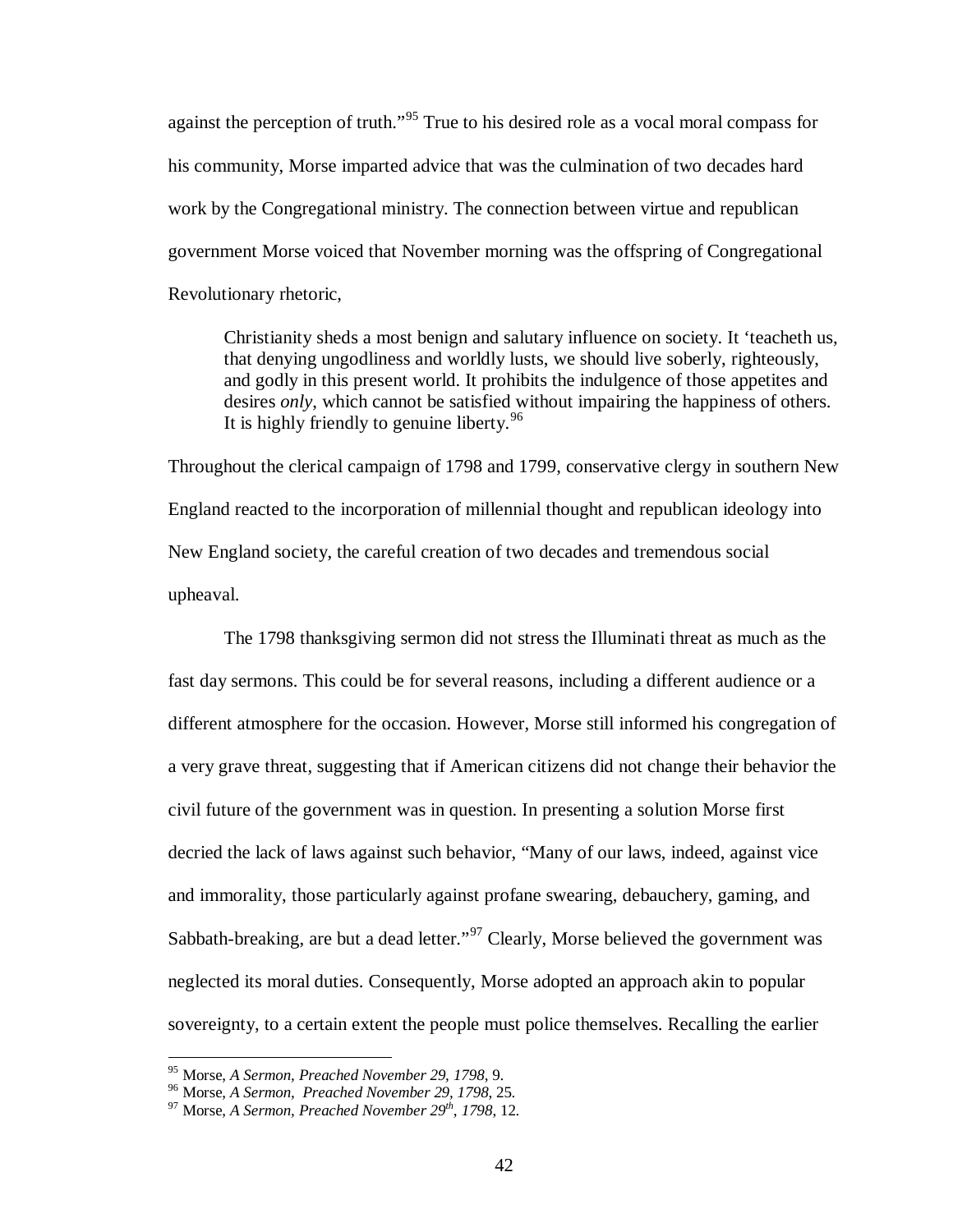against the perception of truth."[95] True to his desired role as a vocal moral compass for his community, Morse imparted advice that was the culmination of two decades hard work by the Congregational ministry. The connection between virtue and republican government Morse voiced that November morning was the offspring of Congregational Revolutionary rhetoric,

> Christianity sheds a most benign and salutary influence on society. It 'teacheth us, that denying ungodliness and worldly lusts, we should live soberly, righteously, and godly in this present world. It prohibits the indulgence of those appetites and desires *only*, which cannot be satisfied without impairing the happiness of others. It is highly friendly to genuine liberty.[96]

Throughout the clerical campaign of 1798 and 1799, conservative clergy in southern New England reacted to the incorporation of millennial thought and republican ideology into New England society, the careful creation of two decades and tremendous social upheaval.

The 1798 thanksgiving sermon did not stress the Illuminati threat as much as the fast day sermons. This could be for several reasons, including a different audience or a different atmosphere for the occasion. However, Morse still informed his congregation of a very grave threat, suggesting that if American citizens did not change their behavior the civil future of the government was in question. In presenting a solution Morse first decried the lack of laws against such behavior, "Many of our laws, indeed, against vice and immorality, those particularly against profane swearing, debauchery, gaming, and Sabbath-breaking, are but a dead letter."[97] Clearly, Morse believed the government was neglected its moral duties. Consequently, Morse adopted an approach akin to popular sovereignty, to a certain extent the people must police themselves. Recalling the earlier

---

[95] Morse, *A Sermon, Preached November 29, 1798*, 9.

[96] Morse, *A Sermon, Preached November 29, 1798*, 25.

[97] Morse, *A Sermon, Preached November 29th, 1798*, 12.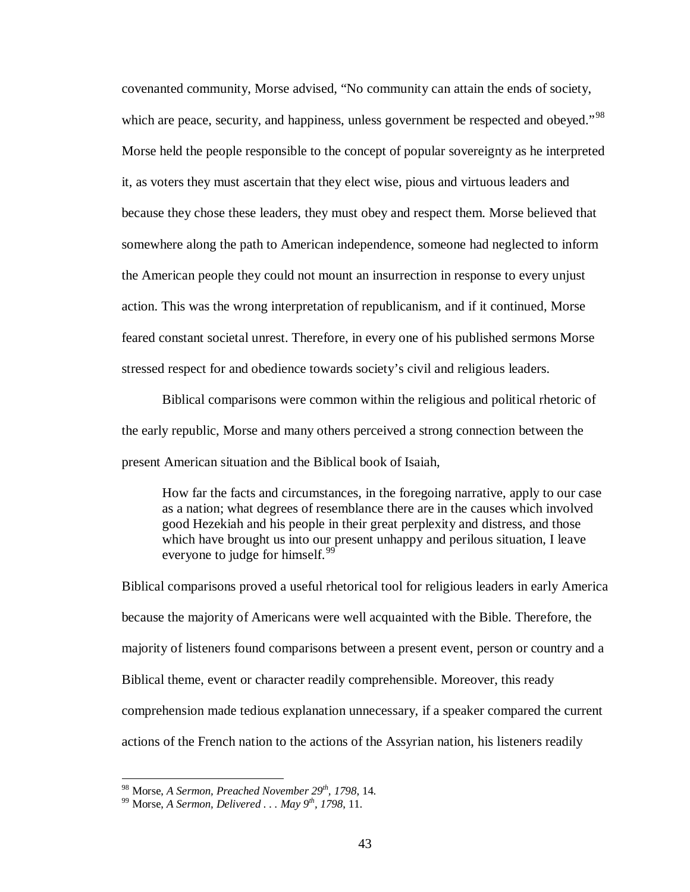covenanted community, Morse advised, "No community can attain the ends of society, which are peace, security, and happiness, unless government be respected and obeyed."[98] Morse held the people responsible to the concept of popular sovereignty as he interpreted it, as voters they must ascertain that they elect wise, pious and virtuous leaders and because they chose these leaders, they must obey and respect them. Morse believed that somewhere along the path to American independence, someone had neglected to inform the American people they could not mount an insurrection in response to every unjust action. This was the wrong interpretation of republicanism, and if it continued, Morse feared constant societal unrest. Therefore, in every one of his published sermons Morse stressed respect for and obedience towards society's civil and religious leaders.

Biblical comparisons were common within the religious and political rhetoric of the early republic, Morse and many others perceived a strong connection between the present American situation and the Biblical book of Isaiah,

> How far the facts and circumstances, in the foregoing narrative, apply to our case as a nation; what degrees of resemblance there are in the causes which involved good Hezekiah and his people in their great perplexity and distress, and those which have brought us into our present unhappy and perilous situation, I leave everyone to judge for himself.[99]

Biblical comparisons proved a useful rhetorical tool for religious leaders in early America because the majority of Americans were well acquainted with the Bible. Therefore, the majority of listeners found comparisons between a present event, person or country and a Biblical theme, event or character readily comprehensible. Moreover, this ready comprehension made tedious explanation unnecessary, if a speaker compared the current actions of the French nation to the actions of the Assyrian nation, his listeners readily

---

[98] Morse, *A Sermon, Preached November 29th, 1798*, 14.

[99] Morse, *A Sermon, Delivered . . . May 9th, 1798*, 11.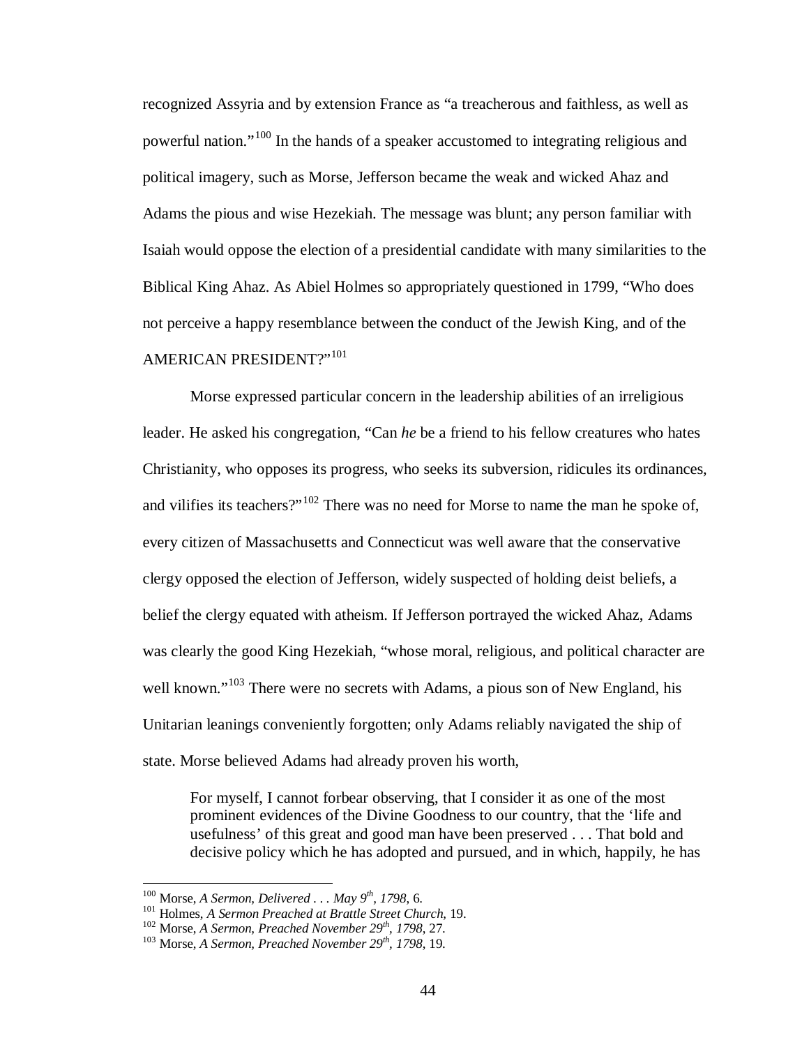recognized Assyria and by extension France as "a treacherous and faithless, as well as powerful nation."[100] In the hands of a speaker accustomed to integrating religious and political imagery, such as Morse, Jefferson became the weak and wicked Ahaz and Adams the pious and wise Hezekiah. The message was blunt; any person familiar with Isaiah would oppose the election of a presidential candidate with many similarities to the Biblical King Ahaz. As Abiel Holmes so appropriately questioned in 1799, "Who does not perceive a happy resemblance between the conduct of the Jewish King, and of the AMERICAN PRESIDENT?"[101]

Morse expressed particular concern in the leadership abilities of an irreligious leader. He asked his congregation, "Can *he* be a friend to his fellow creatures who hates Christianity, who opposes its progress, who seeks its subversion, ridicules its ordinances, and vilifies its teachers?"[102] There was no need for Morse to name the man he spoke of, every citizen of Massachusetts and Connecticut was well aware that the conservative clergy opposed the election of Jefferson, widely suspected of holding deist beliefs, a belief the clergy equated with atheism. If Jefferson portrayed the wicked Ahaz, Adams was clearly the good King Hezekiah, "whose moral, religious, and political character are well known."[103] There were no secrets with Adams, a pious son of New England, his Unitarian leanings conveniently forgotten; only Adams reliably navigated the ship of state. Morse believed Adams had already proven his worth,

> For myself, I cannot forbear observing, that I consider it as one of the most prominent evidences of the Divine Goodness to our country, that the 'life and usefulness' of this great and good man have been preserved . . . That bold and decisive policy which he has adopted and pursued, and in which, happily, he has

---

[100] Morse, *A Sermon, Delivered . . . May 9th, 1798*, 6.

[101] Holmes, *A Sermon Preached at Brattle Street Church*, 19.

[102] Morse, *A Sermon, Preached November 29th, 1798*, 27.

[103] Morse, *A Sermon, Preached November 29th, 1798*, 19.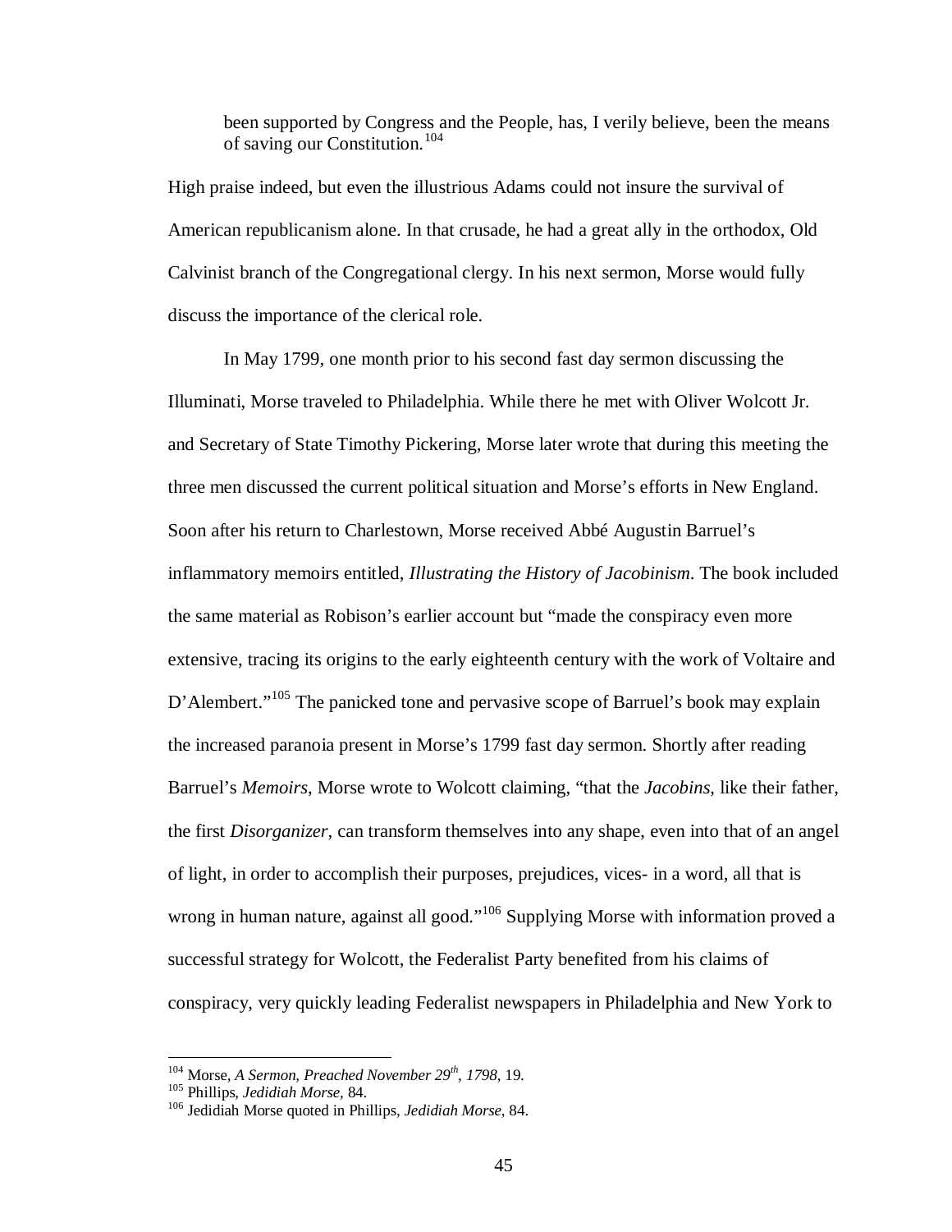been supported by Congress and the People, has, I verily believe, been the means of saving our Constitution.[104]

High praise indeed, but even the illustrious Adams could not insure the survival of American republicanism alone. In that crusade, he had a great ally in the orthodox, Old Calvinist branch of the Congregational clergy. In his next sermon, Morse would fully discuss the importance of the clerical role.

In May 1799, one month prior to his second fast day sermon discussing the Illuminati, Morse traveled to Philadelphia. While there he met with Oliver Wolcott Jr. and Secretary of State Timothy Pickering, Morse later wrote that during this meeting the three men discussed the current political situation and Morse's efforts in New England. Soon after his return to Charlestown, Morse received Abbé Augustin Barruel's inflammatory memoirs entitled, *Illustrating the History of Jacobinism*. The book included the same material as Robison's earlier account but "made the conspiracy even more extensive, tracing its origins to the early eighteenth century with the work of Voltaire and D'Alembert."[105] The panicked tone and pervasive scope of Barruel's book may explain the increased paranoia present in Morse's 1799 fast day sermon. Shortly after reading Barruel's *Memoirs*, Morse wrote to Wolcott claiming, "that the *Jacobins*, like their father, the first *Disorganizer*, can transform themselves into any shape, even into that of an angel of light, in order to accomplish their purposes, prejudices, vices- in a word, all that is wrong in human nature, against all good."[106] Supplying Morse with information proved a successful strategy for Wolcott, the Federalist Party benefited from his claims of conspiracy, very quickly leading Federalist newspapers in Philadelphia and New York to

---

[104] Morse, *A Sermon, Preached November 29th, 1798*, 19.
[105] Phillips, *Jedidiah Morse*, 84.
[106] Jedidiah Morse quoted in Phillips, *Jedidiah Morse*, 84.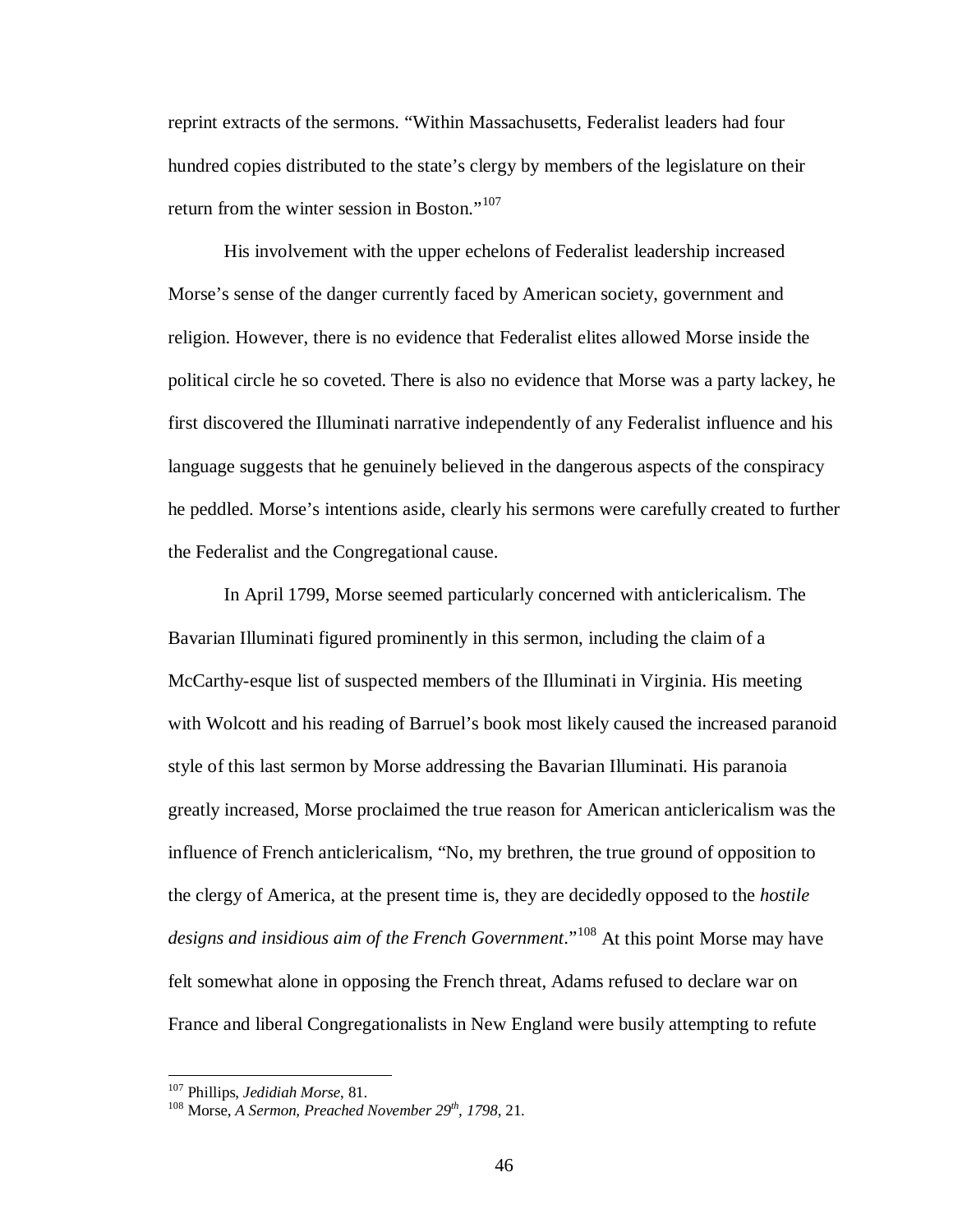reprint extracts of the sermons. "Within Massachusetts, Federalist leaders had four hundred copies distributed to the state's clergy by members of the legislature on their return from the winter session in Boston."[107]

His involvement with the upper echelons of Federalist leadership increased Morse's sense of the danger currently faced by American society, government and religion. However, there is no evidence that Federalist elites allowed Morse inside the political circle he so coveted. There is also no evidence that Morse was a party lackey, he first discovered the Illuminati narrative independently of any Federalist influence and his language suggests that he genuinely believed in the dangerous aspects of the conspiracy he peddled. Morse's intentions aside, clearly his sermons were carefully created to further the Federalist and the Congregational cause.

In April 1799, Morse seemed particularly concerned with anticlericalism. The Bavarian Illuminati figured prominently in this sermon, including the claim of a McCarthy-esque list of suspected members of the Illuminati in Virginia. His meeting with Wolcott and his reading of Barruel's book most likely caused the increased paranoid style of this last sermon by Morse addressing the Bavarian Illuminati. His paranoia greatly increased, Morse proclaimed the true reason for American anticlericalism was the influence of French anticlericalism, "No, my brethren, the true ground of opposition to the clergy of America, at the present time is, they are decidedly opposed to the *hostile designs and insidious aim of the French Government*."[108] At this point Morse may have felt somewhat alone in opposing the French threat, Adams refused to declare war on France and liberal Congregationalists in New England were busily attempting to refute

---

[107] Phillips, *Jedidiah Morse*, 81.

[108] Morse, *A Sermon, Preached November 29th, 1798*, 21.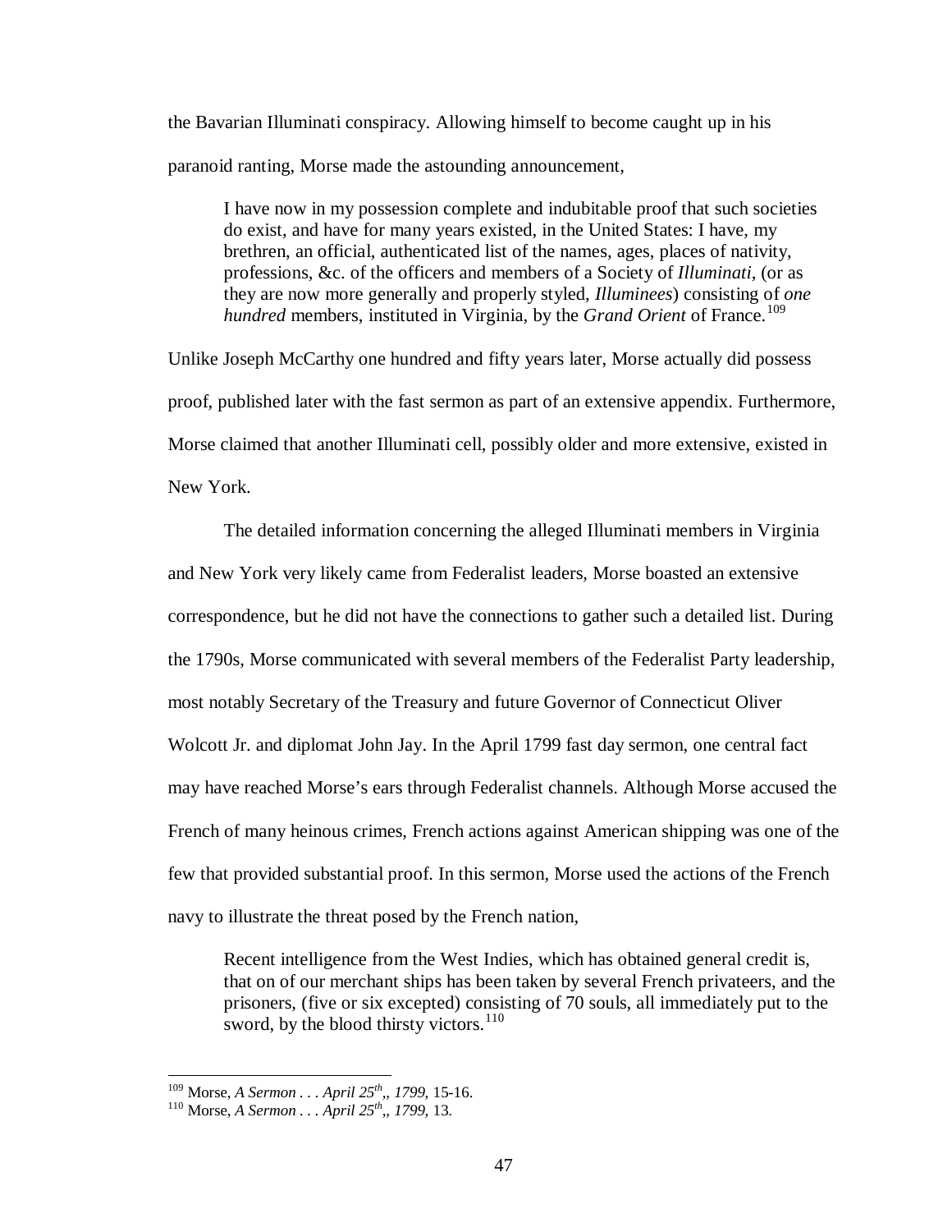the Bavarian Illuminati conspiracy. Allowing himself to become caught up in his paranoid ranting, Morse made the astounding announcement,

> I have now in my possession complete and indubitable proof that such societies do exist, and have for many years existed, in the United States: I have, my brethren, an official, authenticated list of the names, ages, places of nativity, professions, &c. of the officers and members of a Society of *Illuminati*, (or as they are now more generally and properly styled, *Illuminees*) consisting of *one hundred* members, instituted in Virginia, by the *Grand Orient* of France.[109]

Unlike Joseph McCarthy one hundred and fifty years later, Morse actually did possess proof, published later with the fast sermon as part of an extensive appendix. Furthermore, Morse claimed that another Illuminati cell, possibly older and more extensive, existed in New York.

The detailed information concerning the alleged Illuminati members in Virginia and New York very likely came from Federalist leaders, Morse boasted an extensive correspondence, but he did not have the connections to gather such a detailed list. During the 1790s, Morse communicated with several members of the Federalist Party leadership, most notably Secretary of the Treasury and future Governor of Connecticut Oliver Wolcott Jr. and diplomat John Jay. In the April 1799 fast day sermon, one central fact may have reached Morse's ears through Federalist channels. Although Morse accused the French of many heinous crimes, French actions against American shipping was one of the few that provided substantial proof. In this sermon, Morse used the actions of the French navy to illustrate the threat posed by the French nation,

> Recent intelligence from the West Indies, which has obtained general credit is, that on of our merchant ships has been taken by several French privateers, and the prisoners, (five or six excepted) consisting of 70 souls, all immediately put to the sword, by the blood thirsty victors.[110]

---

[109] Morse, *A Sermon . . . April 25th,, 1799*, 15-16.

[110] Morse, *A Sermon . . . April 25th,, 1799*, 13.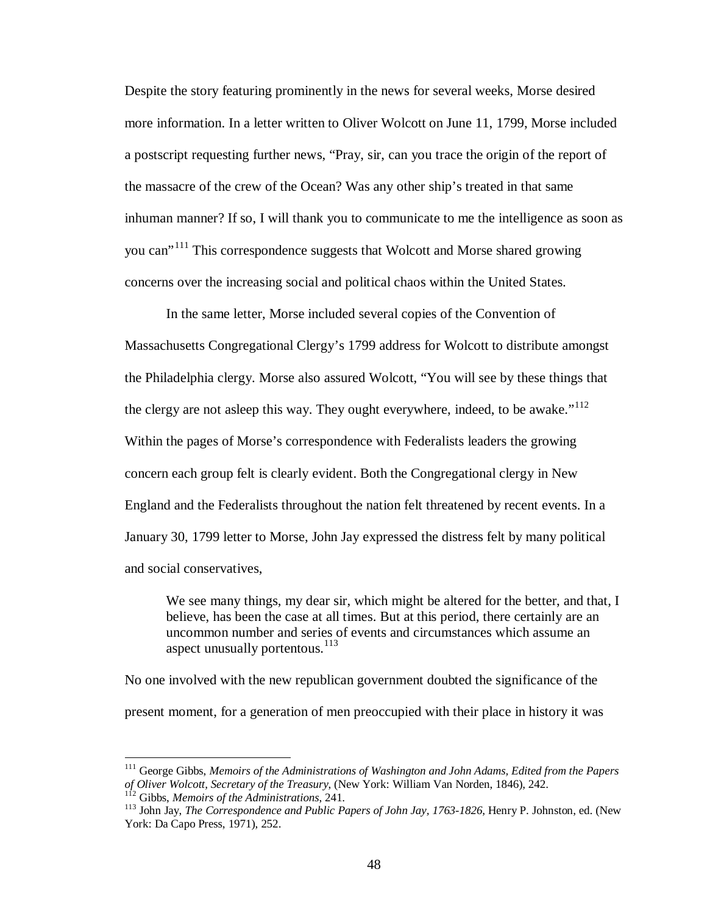Despite the story featuring prominently in the news for several weeks, Morse desired more information. In a letter written to Oliver Wolcott on June 11, 1799, Morse included a postscript requesting further news, "Pray, sir, can you trace the origin of the report of the massacre of the crew of the Ocean? Was any other ship's treated in that same inhuman manner? If so, I will thank you to communicate to me the intelligence as soon as you can"[111] This correspondence suggests that Wolcott and Morse shared growing concerns over the increasing social and political chaos within the United States.

In the same letter, Morse included several copies of the Convention of Massachusetts Congregational Clergy's 1799 address for Wolcott to distribute amongst the Philadelphia clergy. Morse also assured Wolcott, "You will see by these things that the clergy are not asleep this way. They ought everywhere, indeed, to be awake."[112] Within the pages of Morse's correspondence with Federalists leaders the growing concern each group felt is clearly evident. Both the Congregational clergy in New England and the Federalists throughout the nation felt threatened by recent events. In a January 30, 1799 letter to Morse, John Jay expressed the distress felt by many political and social conservatives,

> We see many things, my dear sir, which might be altered for the better, and that, I believe, has been the case at all times. But at this period, there certainly are an uncommon number and series of events and circumstances which assume an aspect unusually portentous.[113]

No one involved with the new republican government doubted the significance of the present moment, for a generation of men preoccupied with their place in history it was

---

[111] George Gibbs, *Memoirs of the Administrations of Washington and John Adams, Edited from the Papers of Oliver Wolcott, Secretary of the Treasury*, (New York: William Van Norden, 1846), 242.

[112] Gibbs, *Memoirs of the Administrations*, 241.

[113] John Jay, *The Correspondence and Public Papers of John Jay, 1763-1826*, Henry P. Johnston, ed. (New York: Da Capo Press, 1971), 252.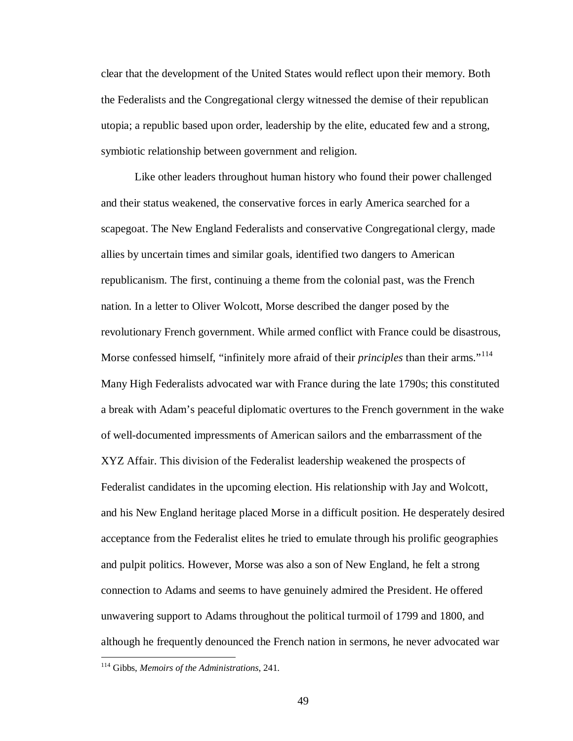clear that the development of the United States would reflect upon their memory. Both the Federalists and the Congregational clergy witnessed the demise of their republican utopia; a republic based upon order, leadership by the elite, educated few and a strong, symbiotic relationship between government and religion.

Like other leaders throughout human history who found their power challenged and their status weakened, the conservative forces in early America searched for a scapegoat. The New England Federalists and conservative Congregational clergy, made allies by uncertain times and similar goals, identified two dangers to American republicanism. The first, continuing a theme from the colonial past, was the French nation. In a letter to Oliver Wolcott, Morse described the danger posed by the revolutionary French government. While armed conflict with France could be disastrous, Morse confessed himself, "infinitely more afraid of their *principles* than their arms."[114] Many High Federalists advocated war with France during the late 1790s; this constituted a break with Adam's peaceful diplomatic overtures to the French government in the wake of well-documented impressments of American sailors and the embarrassment of the XYZ Affair. This division of the Federalist leadership weakened the prospects of Federalist candidates in the upcoming election. His relationship with Jay and Wolcott, and his New England heritage placed Morse in a difficult position. He desperately desired acceptance from the Federalist elites he tried to emulate through his prolific geographies and pulpit politics. However, Morse was also a son of New England, he felt a strong connection to Adams and seems to have genuinely admired the President. He offered unwavering support to Adams throughout the political turmoil of 1799 and 1800, and although he frequently denounced the French nation in sermons, he never advocated war

[114] Gibbs, *Memoirs of the Administrations,* 241.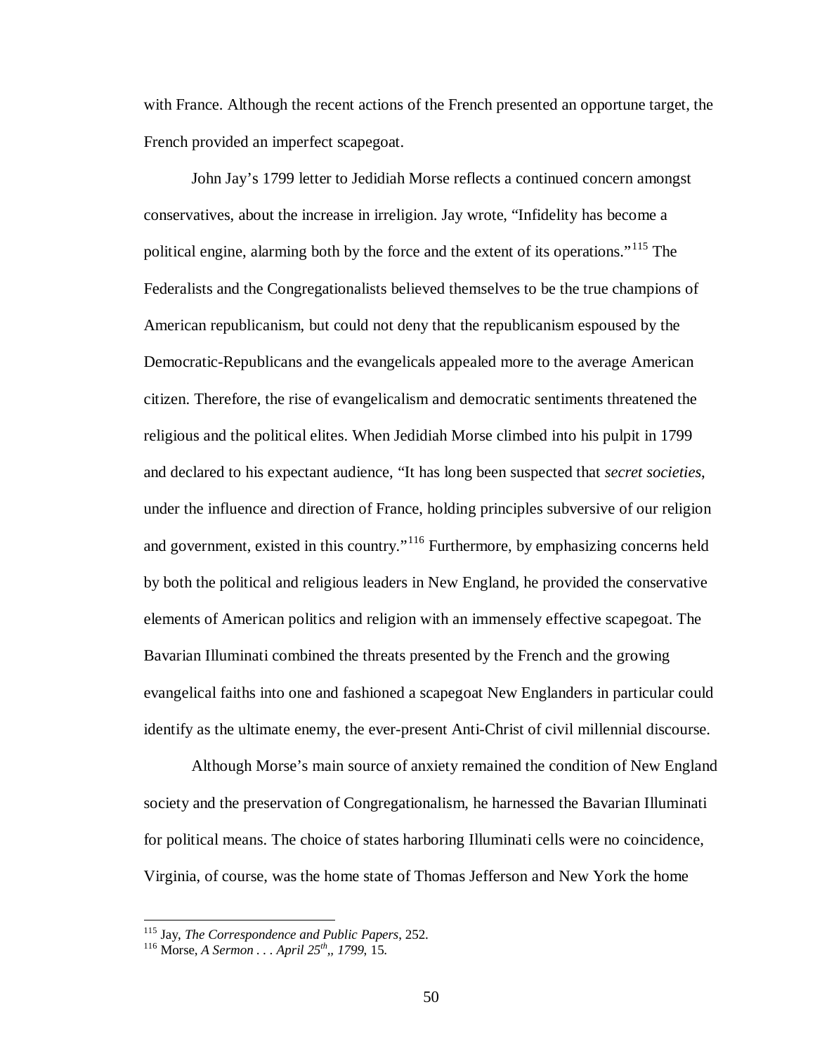with France. Although the recent actions of the French presented an opportune target, the French provided an imperfect scapegoat.

John Jay's 1799 letter to Jedidiah Morse reflects a continued concern amongst conservatives, about the increase in irreligion. Jay wrote, "Infidelity has become a political engine, alarming both by the force and the extent of its operations."[115] The Federalists and the Congregationalists believed themselves to be the true champions of American republicanism, but could not deny that the republicanism espoused by the Democratic-Republicans and the evangelicals appealed more to the average American citizen. Therefore, the rise of evangelicalism and democratic sentiments threatened the religious and the political elites. When Jedidiah Morse climbed into his pulpit in 1799 and declared to his expectant audience, "It has long been suspected that *secret societies*, under the influence and direction of France, holding principles subversive of our religion and government, existed in this country."[116] Furthermore, by emphasizing concerns held by both the political and religious leaders in New England, he provided the conservative elements of American politics and religion with an immensely effective scapegoat. The Bavarian Illuminati combined the threats presented by the French and the growing evangelical faiths into one and fashioned a scapegoat New Englanders in particular could identify as the ultimate enemy, the ever-present Anti-Christ of civil millennial discourse.

Although Morse's main source of anxiety remained the condition of New England society and the preservation of Congregationalism, he harnessed the Bavarian Illuminati for political means. The choice of states harboring Illuminati cells were no coincidence, Virginia, of course, was the home state of Thomas Jefferson and New York the home

---

[115] Jay, *The Correspondence and Public Papers*, 252.

[116] Morse, *A Sermon . . . April 25th,, 1799*, 15.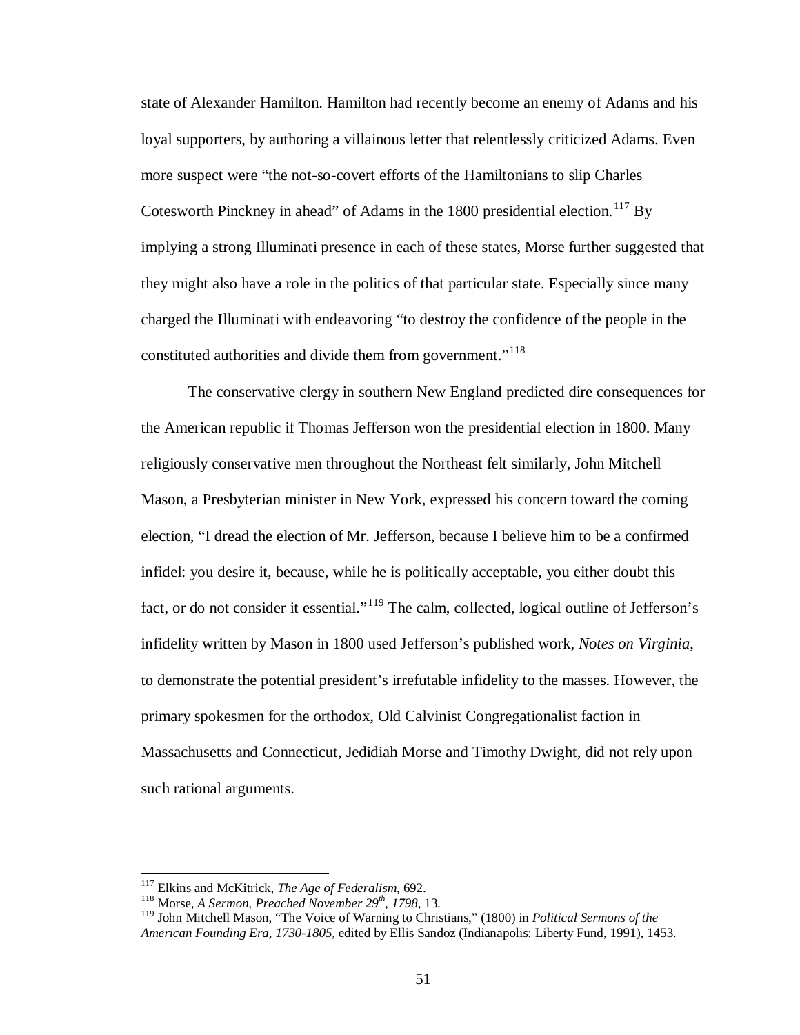state of Alexander Hamilton. Hamilton had recently become an enemy of Adams and his loyal supporters, by authoring a villainous letter that relentlessly criticized Adams. Even more suspect were "the not-so-covert efforts of the Hamiltonians to slip Charles Cotesworth Pinckney in ahead" of Adams in the 1800 presidential election.[117] By implying a strong Illuminati presence in each of these states, Morse further suggested that they might also have a role in the politics of that particular state. Especially since many charged the Illuminati with endeavoring "to destroy the confidence of the people in the constituted authorities and divide them from government."[118]

The conservative clergy in southern New England predicted dire consequences for the American republic if Thomas Jefferson won the presidential election in 1800. Many religiously conservative men throughout the Northeast felt similarly, John Mitchell Mason, a Presbyterian minister in New York, expressed his concern toward the coming election, "I dread the election of Mr. Jefferson, because I believe him to be a confirmed infidel: you desire it, because, while he is politically acceptable, you either doubt this fact, or do not consider it essential."[119] The calm, collected, logical outline of Jefferson's infidelity written by Mason in 1800 used Jefferson's published work, *Notes on Virginia*, to demonstrate the potential president's irrefutable infidelity to the masses. However, the primary spokesmen for the orthodox, Old Calvinist Congregationalist faction in Massachusetts and Connecticut, Jedidiah Morse and Timothy Dwight, did not rely upon such rational arguments.

---

[117] Elkins and McKitrick, *The Age of Federalism*, 692.

[118] Morse, *A Sermon, Preached November 29th, 1798*, 13.

[119] John Mitchell Mason, "The Voice of Warning to Christians," (1800) in *Political Sermons of the American Founding Era, 1730-1805*, edited by Ellis Sandoz (Indianapolis: Liberty Fund, 1991), 1453.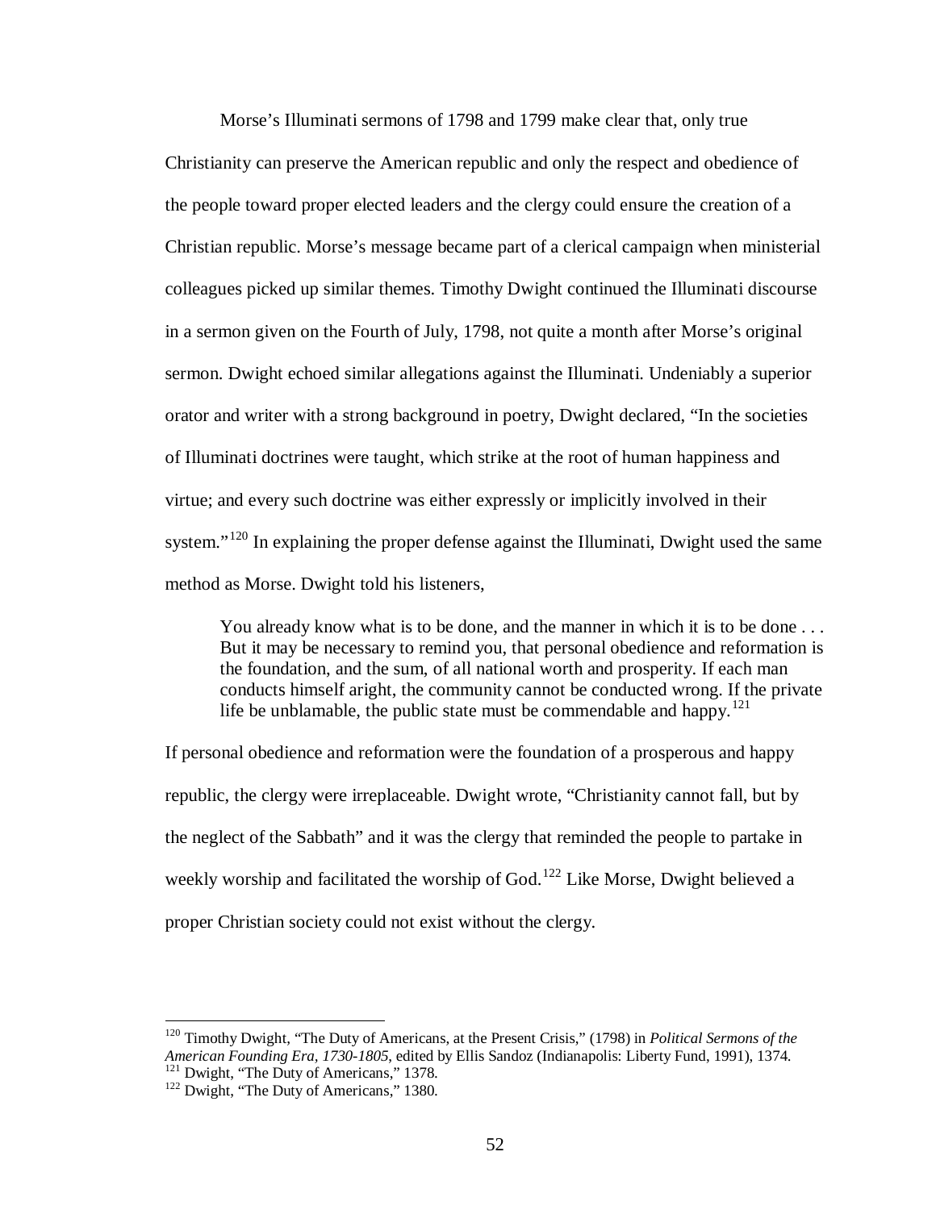Morse's Illuminati sermons of 1798 and 1799 make clear that, only true Christianity can preserve the American republic and only the respect and obedience of the people toward proper elected leaders and the clergy could ensure the creation of a Christian republic. Morse's message became part of a clerical campaign when ministerial colleagues picked up similar themes. Timothy Dwight continued the Illuminati discourse in a sermon given on the Fourth of July, 1798, not quite a month after Morse's original sermon. Dwight echoed similar allegations against the Illuminati. Undeniably a superior orator and writer with a strong background in poetry, Dwight declared, "In the societies of Illuminati doctrines were taught, which strike at the root of human happiness and virtue; and every such doctrine was either expressly or implicitly involved in their system."[120] In explaining the proper defense against the Illuminati, Dwight used the same method as Morse. Dwight told his listeners,

> You already know what is to be done, and the manner in which it is to be done . . . But it may be necessary to remind you, that personal obedience and reformation is the foundation, and the sum, of all national worth and prosperity. If each man conducts himself aright, the community cannot be conducted wrong. If the private life be unblamable, the public state must be commendable and happy.[121]

If personal obedience and reformation were the foundation of a prosperous and happy republic, the clergy were irreplaceable. Dwight wrote, "Christianity cannot fall, but by the neglect of the Sabbath" and it was the clergy that reminded the people to partake in weekly worship and facilitated the worship of God.[122] Like Morse, Dwight believed a proper Christian society could not exist without the clergy.

---

[120] Timothy Dwight, "The Duty of Americans, at the Present Crisis," (1798) in *Political Sermons of the American Founding Era, 1730-1805*, edited by Ellis Sandoz (Indianapolis: Liberty Fund, 1991), 1374.

[121] Dwight, "The Duty of Americans," 1378.

[122] Dwight, "The Duty of Americans," 1380.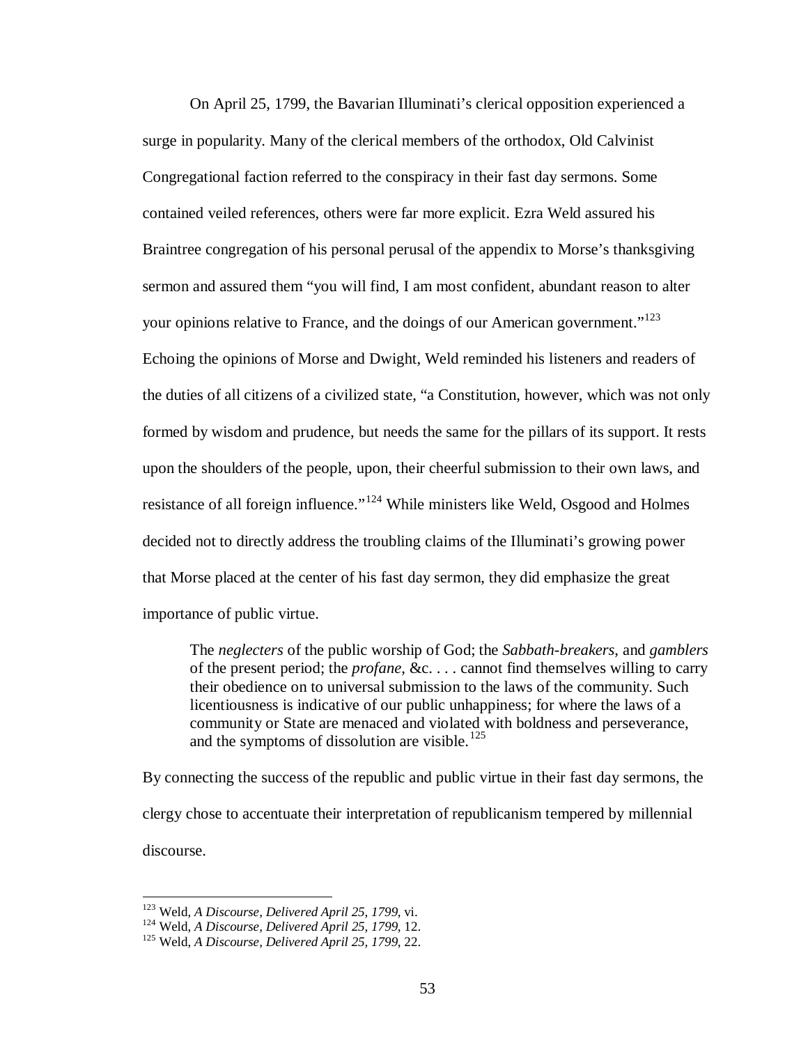On April 25, 1799, the Bavarian Illuminati's clerical opposition experienced a surge in popularity. Many of the clerical members of the orthodox, Old Calvinist Congregational faction referred to the conspiracy in their fast day sermons. Some contained veiled references, others were far more explicit. Ezra Weld assured his Braintree congregation of his personal perusal of the appendix to Morse's thanksgiving sermon and assured them "you will find, I am most confident, abundant reason to alter your opinions relative to France, and the doings of our American government."[123] Echoing the opinions of Morse and Dwight, Weld reminded his listeners and readers of the duties of all citizens of a civilized state, "a Constitution, however, which was not only formed by wisdom and prudence, but needs the same for the pillars of its support. It rests upon the shoulders of the people, upon, their cheerful submission to their own laws, and resistance of all foreign influence."[124] While ministers like Weld, Osgood and Holmes decided not to directly address the troubling claims of the Illuminati's growing power that Morse placed at the center of his fast day sermon, they did emphasize the great importance of public virtue.

> The *neglecters* of the public worship of God; the *Sabbath-breakers*, and *gamblers* of the present period; the *profane*, &c. . . . cannot find themselves willing to carry their obedience on to universal submission to the laws of the community. Such licentiousness is indicative of our public unhappiness; for where the laws of a community or State are menaced and violated with boldness and perseverance, and the symptoms of dissolution are visible.[125]

By connecting the success of the republic and public virtue in their fast day sermons, the clergy chose to accentuate their interpretation of republicanism tempered by millennial discourse.

---

[123] Weld, *A Discourse, Delivered April 25, 1799*, vi.
[124] Weld, *A Discourse, Delivered April 25, 1799*, 12.
[125] Weld, *A Discourse, Delivered April 25, 1799*, 22.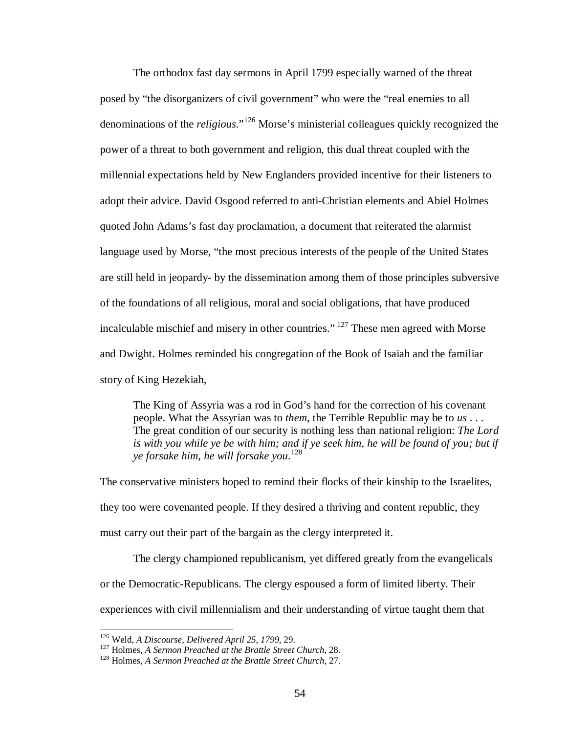The orthodox fast day sermons in April 1799 especially warned of the threat posed by "the disorganizers of civil government" who were the "real enemies to all denominations of the *religious*."[126] Morse's ministerial colleagues quickly recognized the power of a threat to both government and religion, this dual threat coupled with the millennial expectations held by New Englanders provided incentive for their listeners to adopt their advice. David Osgood referred to anti-Christian elements and Abiel Holmes quoted John Adams's fast day proclamation, a document that reiterated the alarmist language used by Morse, "the most precious interests of the people of the United States are still held in jeopardy- by the dissemination among them of those principles subversive of the foundations of all religious, moral and social obligations, that have produced incalculable mischief and misery in other countries." [127] These men agreed with Morse and Dwight. Holmes reminded his congregation of the Book of Isaiah and the familiar story of King Hezekiah,

> The King of Assyria was a rod in God's hand for the correction of his covenant people. What the Assyrian was to *them*, the Terrible Republic may be to *us* . . . The great condition of our security is nothing less than national religion: *The Lord is with you while ye be with him; and if ye seek him, he will be found of you; but if ye forsake him, he will forsake you*.[128]

The conservative ministers hoped to remind their flocks of their kinship to the Israelites, they too were covenanted people. If they desired a thriving and content republic, they must carry out their part of the bargain as the clergy interpreted it.

The clergy championed republicanism, yet differed greatly from the evangelicals or the Democratic-Republicans. The clergy espoused a form of limited liberty. Their experiences with civil millennialism and their understanding of virtue taught them that

---

[126] Weld, *A Discourse, Delivered April 25, 1799*, 29.
[127] Holmes, *A Sermon Preached at the Brattle Street Church*, 28.
[128] Holmes, *A Sermon Preached at the Brattle Street Church*, 27.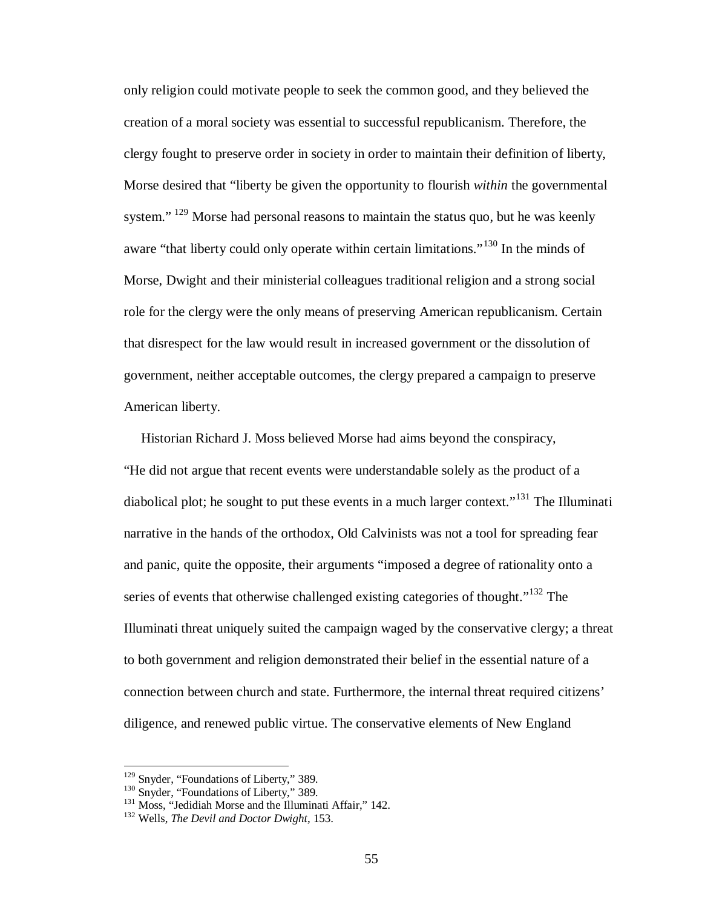only religion could motivate people to seek the common good, and they believed the creation of a moral society was essential to successful republicanism. Therefore, the clergy fought to preserve order in society in order to maintain their definition of liberty, Morse desired that "liberty be given the opportunity to flourish *within* the governmental system." [129] Morse had personal reasons to maintain the status quo, but he was keenly aware "that liberty could only operate within certain limitations."[130] In the minds of Morse, Dwight and their ministerial colleagues traditional religion and a strong social role for the clergy were the only means of preserving American republicanism. Certain that disrespect for the law would result in increased government or the dissolution of government, neither acceptable outcomes, the clergy prepared a campaign to preserve American liberty.

Historian Richard J. Moss believed Morse had aims beyond the conspiracy, "He did not argue that recent events were understandable solely as the product of a diabolical plot; he sought to put these events in a much larger context."[131] The Illuminati narrative in the hands of the orthodox, Old Calvinists was not a tool for spreading fear and panic, quite the opposite, their arguments "imposed a degree of rationality onto a series of events that otherwise challenged existing categories of thought."[132] The Illuminati threat uniquely suited the campaign waged by the conservative clergy; a threat to both government and religion demonstrated their belief in the essential nature of a connection between church and state. Furthermore, the internal threat required citizens' diligence, and renewed public virtue. The conservative elements of New England

---

[129] Snyder, "Foundations of Liberty," 389.
[130] Snyder, "Foundations of Liberty," 389.
[131] Moss, "Jedidiah Morse and the Illuminati Affair," 142.
[132] Wells, *The Devil and Doctor Dwight*, 153.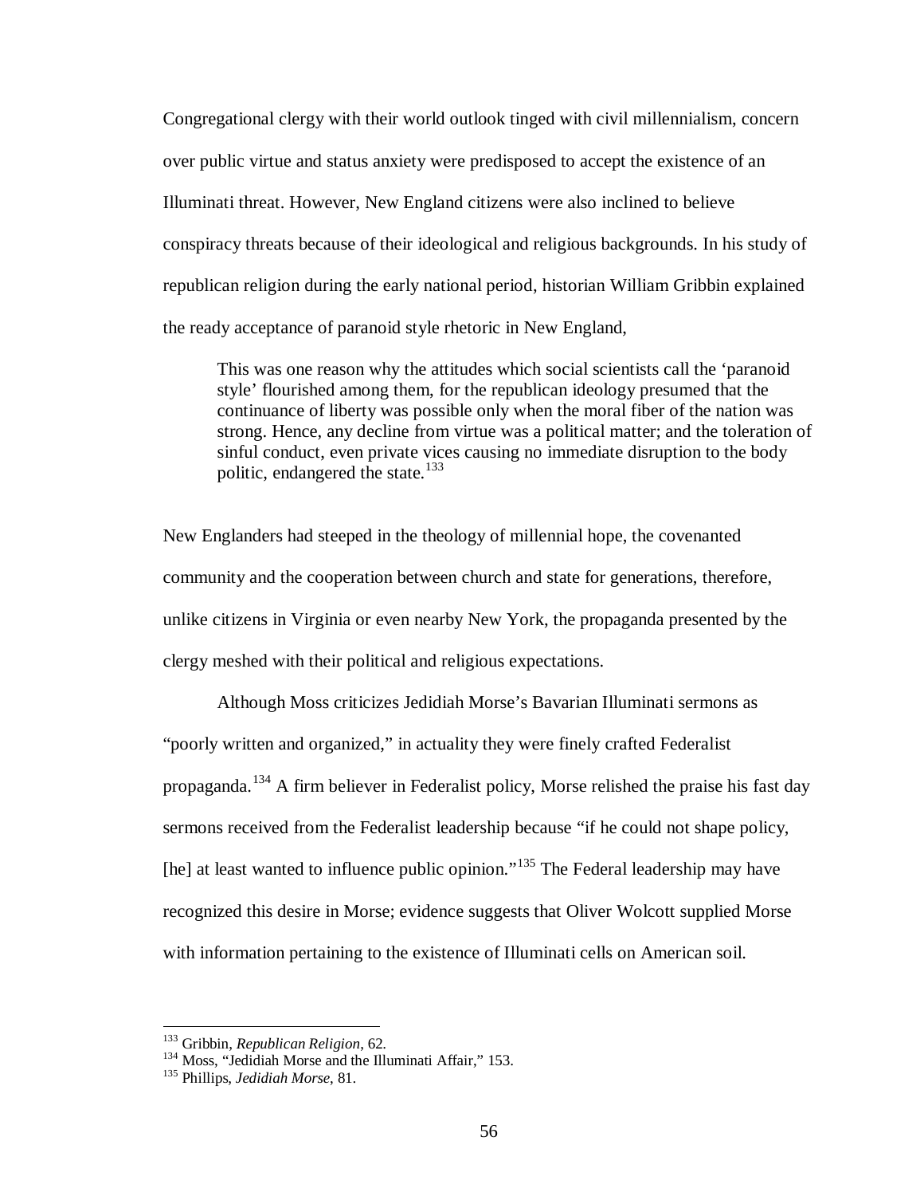Congregational clergy with their world outlook tinged with civil millennialism, concern over public virtue and status anxiety were predisposed to accept the existence of an Illuminati threat. However, New England citizens were also inclined to believe conspiracy threats because of their ideological and religious backgrounds. In his study of republican religion during the early national period, historian William Gribbin explained the ready acceptance of paranoid style rhetoric in New England,

> This was one reason why the attitudes which social scientists call the 'paranoid style' flourished among them, for the republican ideology presumed that the continuance of liberty was possible only when the moral fiber of the nation was strong. Hence, any decline from virtue was a political matter; and the toleration of sinful conduct, even private vices causing no immediate disruption to the body politic, endangered the state.[133]

New Englanders had steeped in the theology of millennial hope, the covenanted community and the cooperation between church and state for generations, therefore, unlike citizens in Virginia or even nearby New York, the propaganda presented by the clergy meshed with their political and religious expectations.

Although Moss criticizes Jedidiah Morse's Bavarian Illuminati sermons as "poorly written and organized," in actuality they were finely crafted Federalist propaganda.[134] A firm believer in Federalist policy, Morse relished the praise his fast day sermons received from the Federalist leadership because "if he could not shape policy, [he] at least wanted to influence public opinion."[135] The Federal leadership may have recognized this desire in Morse; evidence suggests that Oliver Wolcott supplied Morse with information pertaining to the existence of Illuminati cells on American soil.

---

[133] Gribbin, *Republican Religion*, 62.

[134] Moss, "Jedidiah Morse and the Illuminati Affair," 153.

[135] Phillips, *Jedidiah Morse*, 81.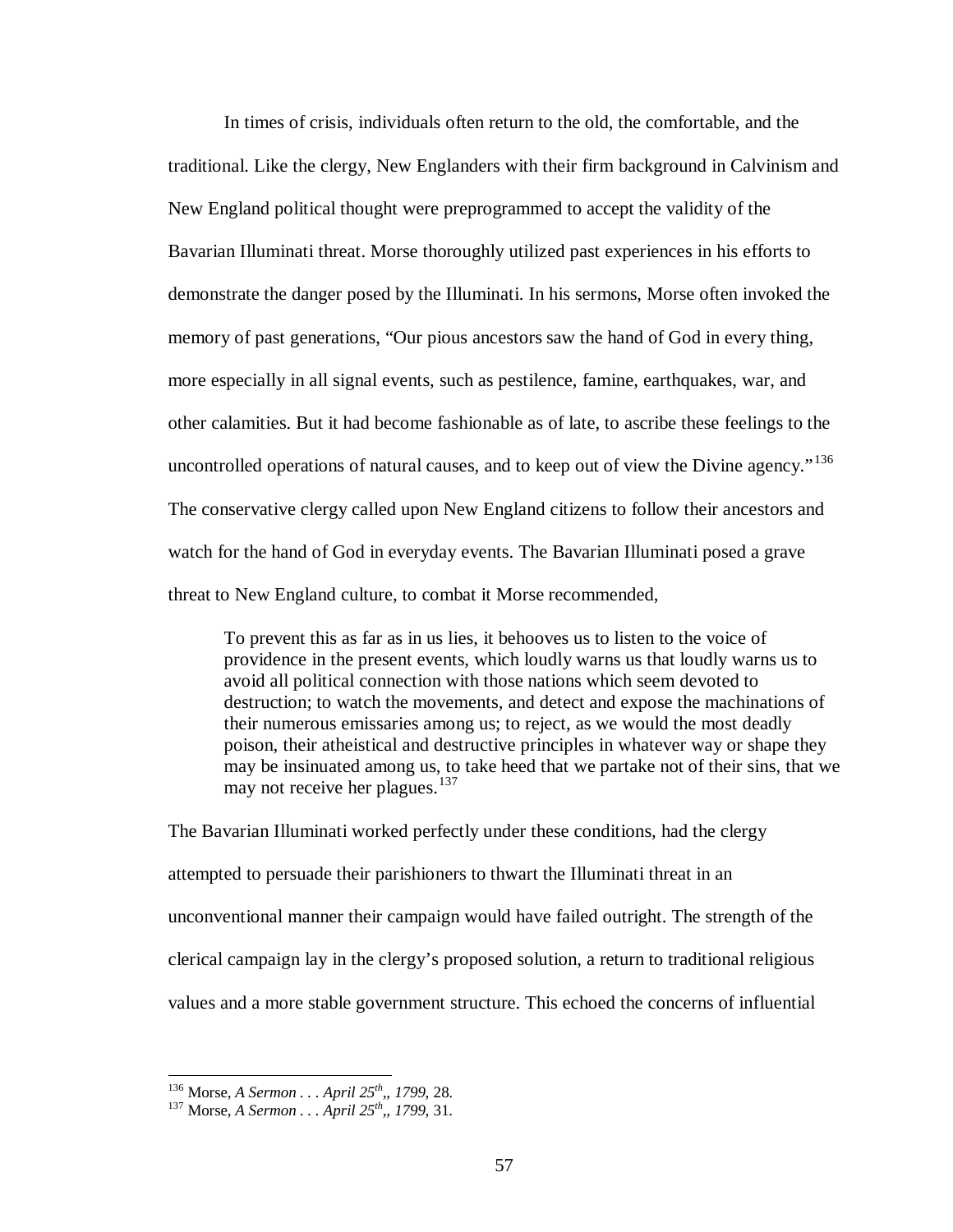In times of crisis, individuals often return to the old, the comfortable, and the traditional. Like the clergy, New Englanders with their firm background in Calvinism and New England political thought were preprogrammed to accept the validity of the Bavarian Illuminati threat. Morse thoroughly utilized past experiences in his efforts to demonstrate the danger posed by the Illuminati. In his sermons, Morse often invoked the memory of past generations, "Our pious ancestors saw the hand of God in every thing, more especially in all signal events, such as pestilence, famine, earthquakes, war, and other calamities. But it had become fashionable as of late, to ascribe these feelings to the uncontrolled operations of natural causes, and to keep out of view the Divine agency."[136] The conservative clergy called upon New England citizens to follow their ancestors and watch for the hand of God in everyday events. The Bavarian Illuminati posed a grave threat to New England culture, to combat it Morse recommended,

> To prevent this as far as in us lies, it behooves us to listen to the voice of providence in the present events, which loudly warns us that loudly warns us to avoid all political connection with those nations which seem devoted to destruction; to watch the movements, and detect and expose the machinations of their numerous emissaries among us; to reject, as we would the most deadly poison, their atheistical and destructive principles in whatever way or shape they may be insinuated among us, to take heed that we partake not of their sins, that we may not receive her plagues.[137]

The Bavarian Illuminati worked perfectly under these conditions, had the clergy attempted to persuade their parishioners to thwart the Illuminati threat in an unconventional manner their campaign would have failed outright. The strength of the clerical campaign lay in the clergy's proposed solution, a return to traditional religious values and a more stable government structure. This echoed the concerns of influential

[136] Morse, *A Sermon . . . April 25th,, 1799*, 28.
[137] Morse, *A Sermon . . . April 25th,, 1799*, 31.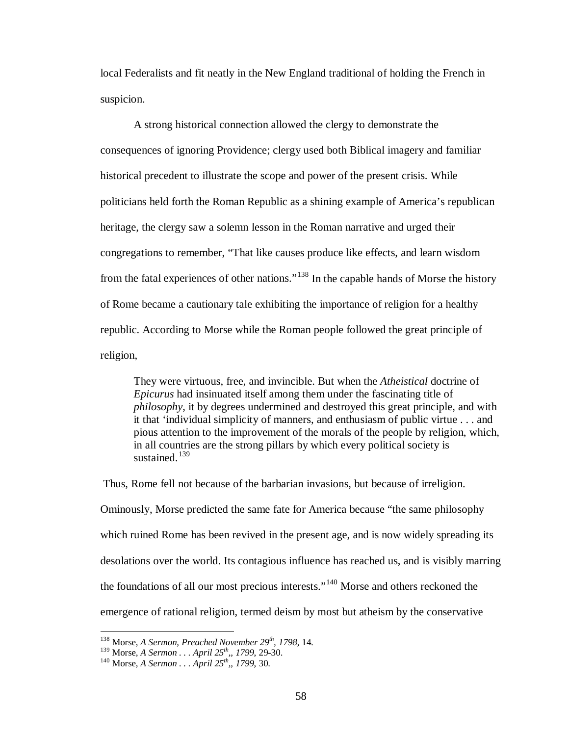local Federalists and fit neatly in the New England traditional of holding the French in suspicion.

A strong historical connection allowed the clergy to demonstrate the consequences of ignoring Providence; clergy used both Biblical imagery and familiar historical precedent to illustrate the scope and power of the present crisis. While politicians held forth the Roman Republic as a shining example of America's republican heritage, the clergy saw a solemn lesson in the Roman narrative and urged their congregations to remember, "That like causes produce like effects, and learn wisdom from the fatal experiences of other nations."[138] In the capable hands of Morse the history of Rome became a cautionary tale exhibiting the importance of religion for a healthy republic. According to Morse while the Roman people followed the great principle of religion,

> They were virtuous, free, and invincible. But when the *Atheistical* doctrine of *Epicurus* had insinuated itself among them under the fascinating title of *philosophy*, it by degrees undermined and destroyed this great principle, and with it that 'individual simplicity of manners, and enthusiasm of public virtue . . . and pious attention to the improvement of the morals of the people by religion, which, in all countries are the strong pillars by which every political society is sustained.[139]

Thus, Rome fell not because of the barbarian invasions, but because of irreligion. Ominously, Morse predicted the same fate for America because "the same philosophy which ruined Rome has been revived in the present age, and is now widely spreading its desolations over the world. Its contagious influence has reached us, and is visibly marring the foundations of all our most precious interests."[140] Morse and others reckoned the emergence of rational religion, termed deism by most but atheism by the conservative

---

[138] Morse, *A Sermon, Preached November 29th, 1798*, 14.

[139] Morse, *A Sermon . . . April 25th,, 1799*, 29-30.

[140] Morse, *A Sermon . . . April 25th,, 1799*, 30.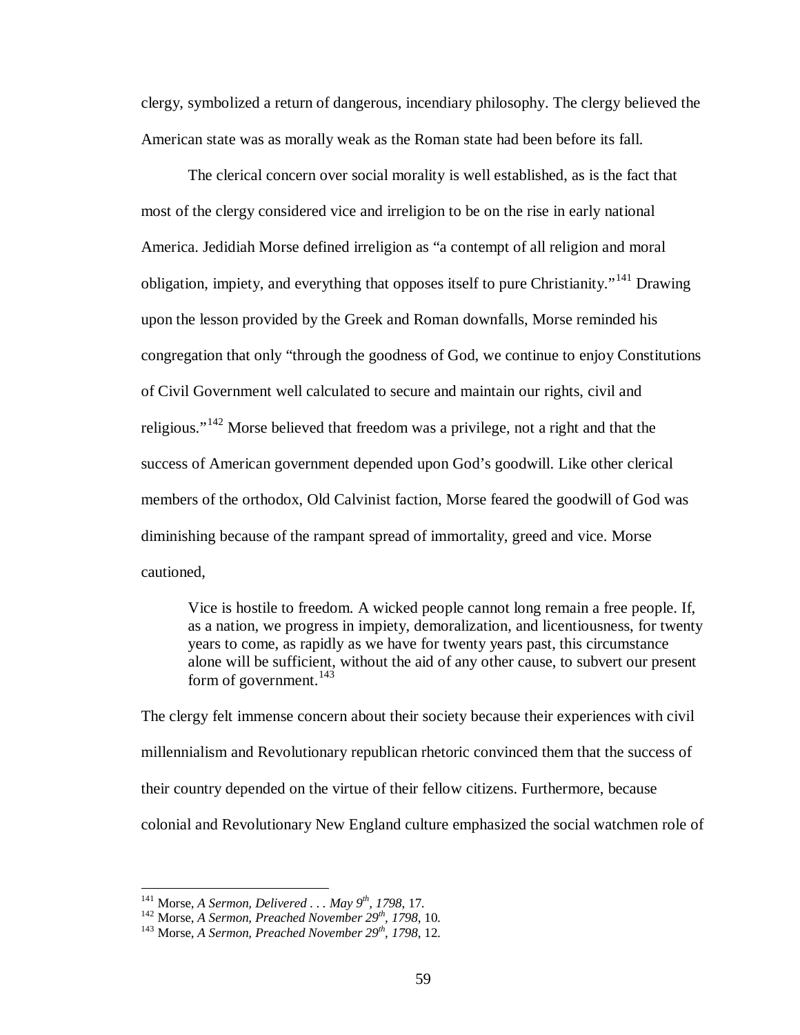clergy, symbolized a return of dangerous, incendiary philosophy. The clergy believed the American state was as morally weak as the Roman state had been before its fall.

The clerical concern over social morality is well established, as is the fact that most of the clergy considered vice and irreligion to be on the rise in early national America. Jedidiah Morse defined irreligion as "a contempt of all religion and moral obligation, impiety, and everything that opposes itself to pure Christianity."[141] Drawing upon the lesson provided by the Greek and Roman downfalls, Morse reminded his congregation that only "through the goodness of God, we continue to enjoy Constitutions of Civil Government well calculated to secure and maintain our rights, civil and religious."[142] Morse believed that freedom was a privilege, not a right and that the success of American government depended upon God's goodwill. Like other clerical members of the orthodox, Old Calvinist faction, Morse feared the goodwill of God was diminishing because of the rampant spread of immortality, greed and vice. Morse cautioned,

> Vice is hostile to freedom. A wicked people cannot long remain a free people. If, as a nation, we progress in impiety, demoralization, and licentiousness, for twenty years to come, as rapidly as we have for twenty years past, this circumstance alone will be sufficient, without the aid of any other cause, to subvert our present form of government.[143]

The clergy felt immense concern about their society because their experiences with civil millennialism and Revolutionary republican rhetoric convinced them that the success of their country depended on the virtue of their fellow citizens. Furthermore, because colonial and Revolutionary New England culture emphasized the social watchmen role of

---

[141] Morse, *A Sermon, Delivered . . . May 9th, 1798*, 17.

[142] Morse, *A Sermon, Preached November 29th, 1798*, 10.

[143] Morse, *A Sermon, Preached November 29th, 1798*, 12.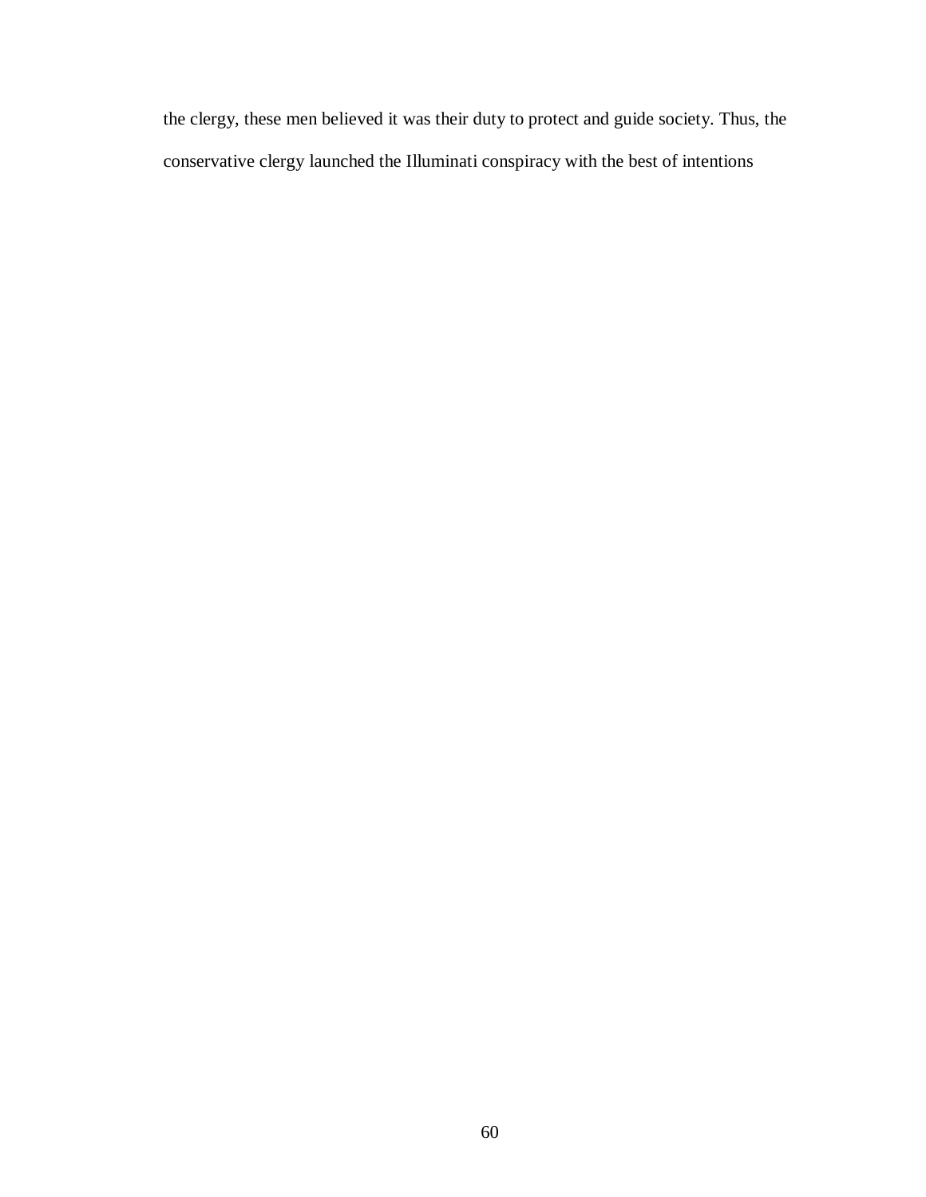the clergy, these men believed it was their duty to protect and guide society. Thus, the conservative clergy launched the Illuminati conspiracy with the best of intentions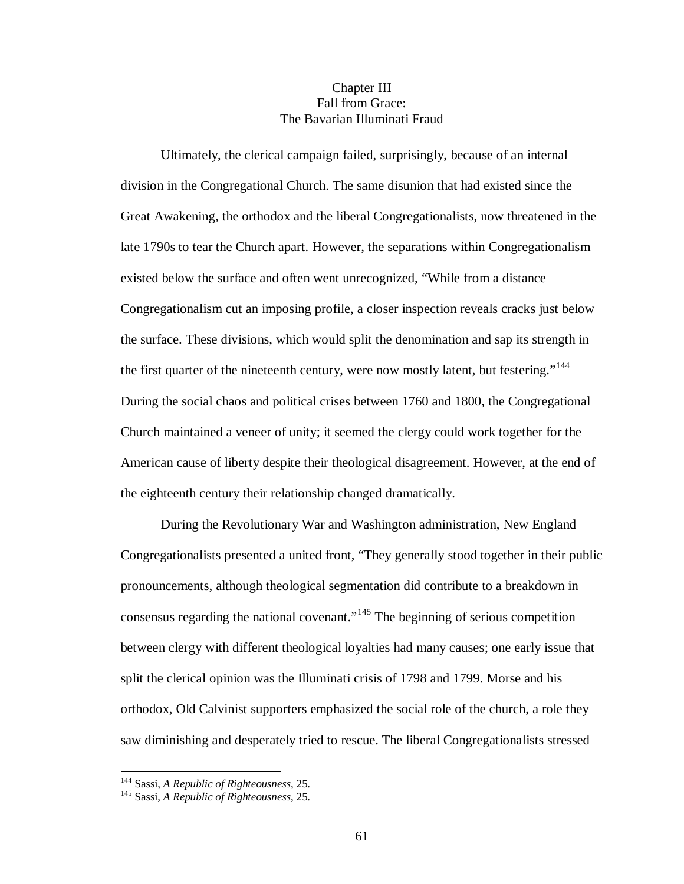# Chapter III
## Fall from Grace:
## The Bavarian Illuminati Fraud

Ultimately, the clerical campaign failed, surprisingly, because of an internal division in the Congregational Church. The same disunion that had existed since the Great Awakening, the orthodox and the liberal Congregationalists, now threatened in the late 1790s to tear the Church apart. However, the separations within Congregationalism existed below the surface and often went unrecognized, "While from a distance Congregationalism cut an imposing profile, a closer inspection reveals cracks just below the surface. These divisions, which would split the denomination and sap its strength in the first quarter of the nineteenth century, were now mostly latent, but festering."[144] During the social chaos and political crises between 1760 and 1800, the Congregational Church maintained a veneer of unity; it seemed the clergy could work together for the American cause of liberty despite their theological disagreement. However, at the end of the eighteenth century their relationship changed dramatically.

During the Revolutionary War and Washington administration, New England Congregationalists presented a united front, "They generally stood together in their public pronouncements, although theological segmentation did contribute to a breakdown in consensus regarding the national covenant."[145] The beginning of serious competition between clergy with different theological loyalties had many causes; one early issue that split the clerical opinion was the Illuminati crisis of 1798 and 1799. Morse and his orthodox, Old Calvinist supporters emphasized the social role of the church, a role they saw diminishing and desperately tried to rescue. The liberal Congregationalists stressed

---

[144] Sassi, *A Republic of Righteousness*, 25.

[145] Sassi, *A Republic of Righteousness*, 25.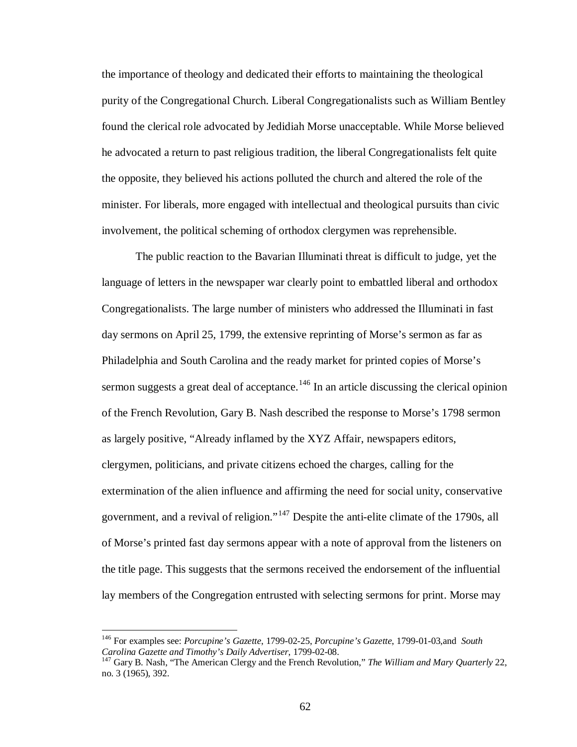the importance of theology and dedicated their efforts to maintaining the theological purity of the Congregational Church. Liberal Congregationalists such as William Bentley found the clerical role advocated by Jedidiah Morse unacceptable. While Morse believed he advocated a return to past religious tradition, the liberal Congregationalists felt quite the opposite, they believed his actions polluted the church and altered the role of the minister. For liberals, more engaged with intellectual and theological pursuits than civic involvement, the political scheming of orthodox clergymen was reprehensible.

The public reaction to the Bavarian Illuminati threat is difficult to judge, yet the language of letters in the newspaper war clearly point to embattled liberal and orthodox Congregationalists. The large number of ministers who addressed the Illuminati in fast day sermons on April 25, 1799, the extensive reprinting of Morse's sermon as far as Philadelphia and South Carolina and the ready market for printed copies of Morse's sermon suggests a great deal of acceptance.[146] In an article discussing the clerical opinion of the French Revolution, Gary B. Nash described the response to Morse's 1798 sermon as largely positive, "Already inflamed by the XYZ Affair, newspapers editors, clergymen, politicians, and private citizens echoed the charges, calling for the extermination of the alien influence and affirming the need for social unity, conservative government, and a revival of religion."[147] Despite the anti-elite climate of the 1790s, all of Morse's printed fast day sermons appear with a note of approval from the listeners on the title page. This suggests that the sermons received the endorsement of the influential lay members of the Congregation entrusted with selecting sermons for print. Morse may

---

[146] For examples see: *Porcupine's Gazette*, 1799-02-25, *Porcupine's Gazette*, 1799-01-03,and *South Carolina Gazette and Timothy's Daily Advertiser*, 1799-02-08.

[147] Gary B. Nash, "The American Clergy and the French Revolution," *The William and Mary Quarterly* 22, no. 3 (1965), 392.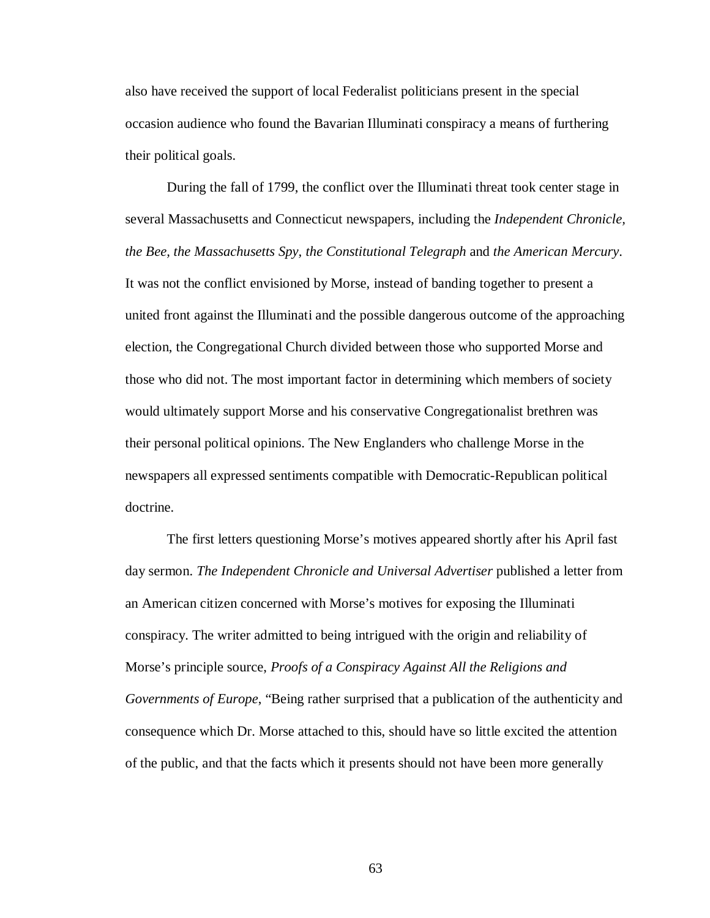also have received the support of local Federalist politicians present in the special occasion audience who found the Bavarian Illuminati conspiracy a means of furthering their political goals.

During the fall of 1799, the conflict over the Illuminati threat took center stage in several Massachusetts and Connecticut newspapers, including the *Independent Chronicle, the Bee, the Massachusetts Spy, the Constitutional Telegraph* and *the American Mercury*. It was not the conflict envisioned by Morse, instead of banding together to present a united front against the Illuminati and the possible dangerous outcome of the approaching election, the Congregational Church divided between those who supported Morse and those who did not. The most important factor in determining which members of society would ultimately support Morse and his conservative Congregationalist brethren was their personal political opinions. The New Englanders who challenge Morse in the newspapers all expressed sentiments compatible with Democratic-Republican political doctrine.

The first letters questioning Morse's motives appeared shortly after his April fast day sermon. *The Independent Chronicle and Universal Advertiser* published a letter from an American citizen concerned with Morse's motives for exposing the Illuminati conspiracy. The writer admitted to being intrigued with the origin and reliability of Morse's principle source, *Proofs of a Conspiracy Against All the Religions and Governments of Europe*, "Being rather surprised that a publication of the authenticity and consequence which Dr. Morse attached to this, should have so little excited the attention of the public, and that the facts which it presents should not have been more generally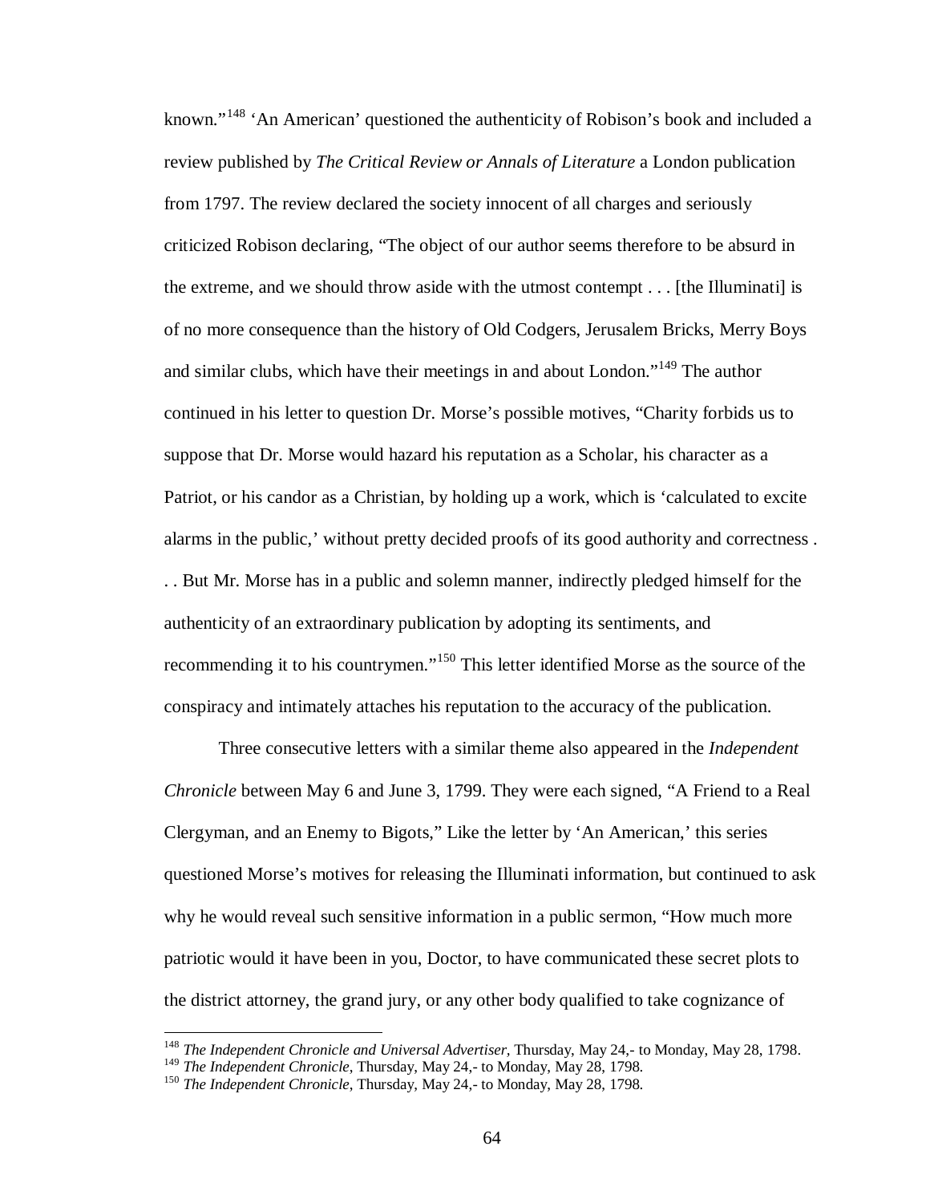known."[148] 'An American' questioned the authenticity of Robison's book and included a review published by *The Critical Review or Annals of Literature* a London publication from 1797. The review declared the society innocent of all charges and seriously criticized Robison declaring, "The object of our author seems therefore to be absurd in the extreme, and we should throw aside with the utmost contempt . . . [the Illuminati] is of no more consequence than the history of Old Codgers, Jerusalem Bricks, Merry Boys and similar clubs, which have their meetings in and about London."[149] The author continued in his letter to question Dr. Morse's possible motives, "Charity forbids us to suppose that Dr. Morse would hazard his reputation as a Scholar, his character as a Patriot, or his candor as a Christian, by holding up a work, which is 'calculated to excite alarms in the public,' without pretty decided proofs of its good authority and correctness . . . But Mr. Morse has in a public and solemn manner, indirectly pledged himself for the authenticity of an extraordinary publication by adopting its sentiments, and recommending it to his countrymen."[150] This letter identified Morse as the source of the conspiracy and intimately attaches his reputation to the accuracy of the publication.

Three consecutive letters with a similar theme also appeared in the *Independent Chronicle* between May 6 and June 3, 1799. They were each signed, "A Friend to a Real Clergyman, and an Enemy to Bigots," Like the letter by 'An American,' this series questioned Morse's motives for releasing the Illuminati information, but continued to ask why he would reveal such sensitive information in a public sermon, "How much more patriotic would it have been in you, Doctor, to have communicated these secret plots to the district attorney, the grand jury, or any other body qualified to take cognizance of

---

[148] *The Independent Chronicle and Universal Advertiser*, Thursday, May 24,- to Monday, May 28, 1798.
[149] *The Independent Chronicle*, Thursday, May 24,- to Monday, May 28, 1798.
[150] *The Independent Chronicle*, Thursday, May 24,- to Monday, May 28, 1798.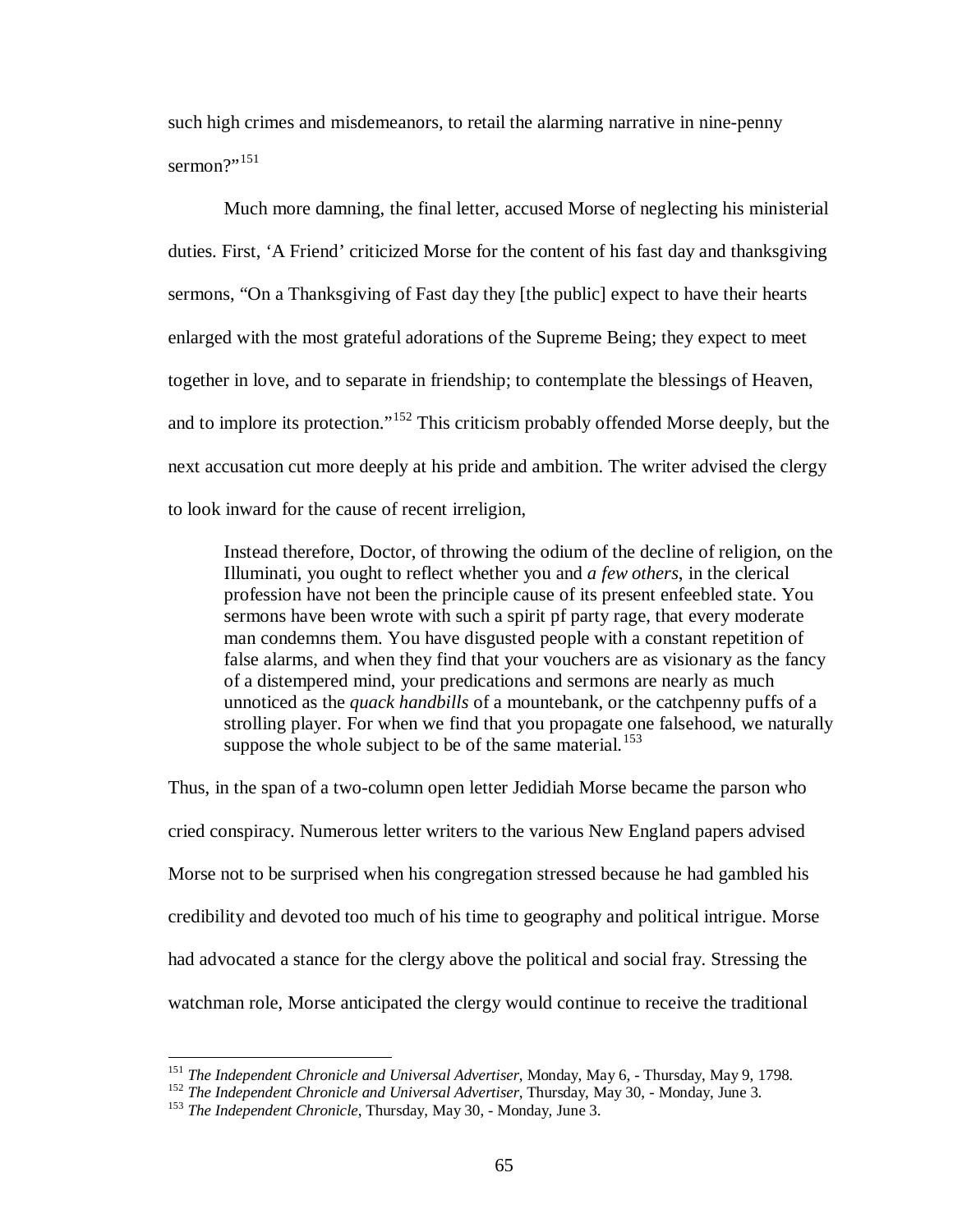such high crimes and misdemeanors, to retail the alarming narrative in nine-penny sermon?"[151]

Much more damning, the final letter, accused Morse of neglecting his ministerial duties. First, 'A Friend' criticized Morse for the content of his fast day and thanksgiving sermons, "On a Thanksgiving of Fast day they [the public] expect to have their hearts enlarged with the most grateful adorations of the Supreme Being; they expect to meet together in love, and to separate in friendship; to contemplate the blessings of Heaven, and to implore its protection."[152] This criticism probably offended Morse deeply, but the next accusation cut more deeply at his pride and ambition. The writer advised the clergy to look inward for the cause of recent irreligion,

> Instead therefore, Doctor, of throwing the odium of the decline of religion, on the Illuminati, you ought to reflect whether you and *a few others*, in the clerical profession have not been the principle cause of its present enfeebled state. You sermons have been wrote with such a spirit pf party rage, that every moderate man condemns them. You have disgusted people with a constant repetition of false alarms, and when they find that your vouchers are as visionary as the fancy of a distempered mind, your predications and sermons are nearly as much unnoticed as the *quack handbills* of a mountebank, or the catchpenny puffs of a strolling player. For when we find that you propagate one falsehood, we naturally suppose the whole subject to be of the same material.[153]

Thus, in the span of a two-column open letter Jedidiah Morse became the parson who cried conspiracy. Numerous letter writers to the various New England papers advised Morse not to be surprised when his congregation stressed because he had gambled his credibility and devoted too much of his time to geography and political intrigue. Morse had advocated a stance for the clergy above the political and social fray. Stressing the watchman role, Morse anticipated the clergy would continue to receive the traditional

---

[151] *The Independent Chronicle and Universal Advertiser*, Monday, May 6, - Thursday, May 9, 1798.

[152] *The Independent Chronicle and Universal Advertiser*, Thursday, May 30, - Monday, June 3.

[153] *The Independent Chronicle*, Thursday, May 30, - Monday, June 3.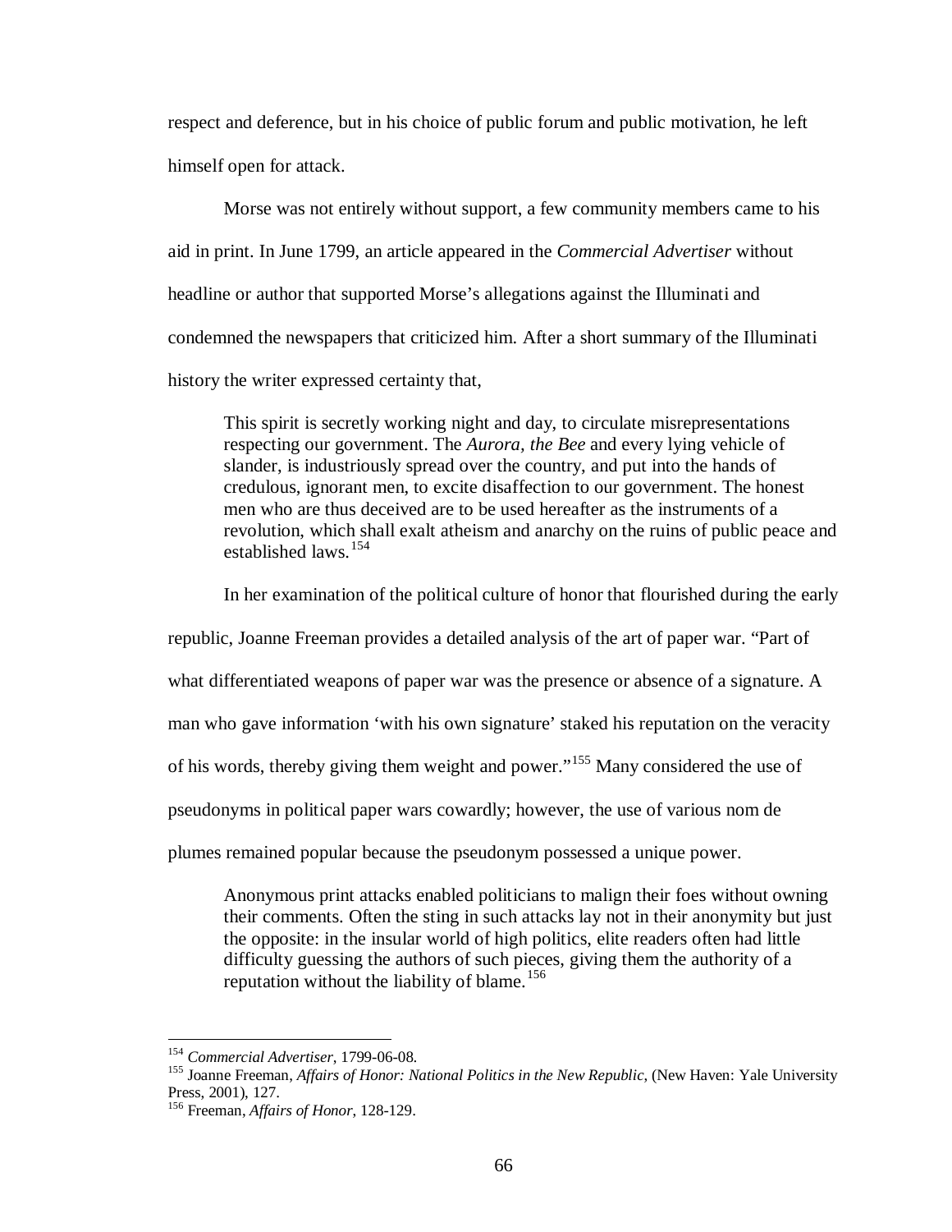respect and deference, but in his choice of public forum and public motivation, he left himself open for attack.

Morse was not entirely without support, a few community members came to his aid in print. In June 1799, an article appeared in the *Commercial Advertiser* without headline or author that supported Morse's allegations against the Illuminati and condemned the newspapers that criticized him. After a short summary of the Illuminati history the writer expressed certainty that,

> This spirit is secretly working night and day, to circulate misrepresentations respecting our government. The *Aurora, the Bee* and every lying vehicle of slander, is industriously spread over the country, and put into the hands of credulous, ignorant men, to excite disaffection to our government. The honest men who are thus deceived are to be used hereafter as the instruments of a revolution, which shall exalt atheism and anarchy on the ruins of public peace and established laws.[154]

In her examination of the political culture of honor that flourished during the early republic, Joanne Freeman provides a detailed analysis of the art of paper war. "Part of what differentiated weapons of paper war was the presence or absence of a signature. A man who gave information 'with his own signature' staked his reputation on the veracity of his words, thereby giving them weight and power."[155] Many considered the use of pseudonyms in political paper wars cowardly; however, the use of various nom de plumes remained popular because the pseudonym possessed a unique power.

> Anonymous print attacks enabled politicians to malign their foes without owning their comments. Often the sting in such attacks lay not in their anonymity but just the opposite: in the insular world of high politics, elite readers often had little difficulty guessing the authors of such pieces, giving them the authority of a reputation without the liability of blame.[156]

---

[154] *Commercial Advertiser*, 1799-06-08.

[155] Joanne Freeman, *Affairs of Honor: National Politics in the New Republic*, (New Haven: Yale University Press, 2001), 127.

[156] Freeman, *Affairs of Honor*, 128-129.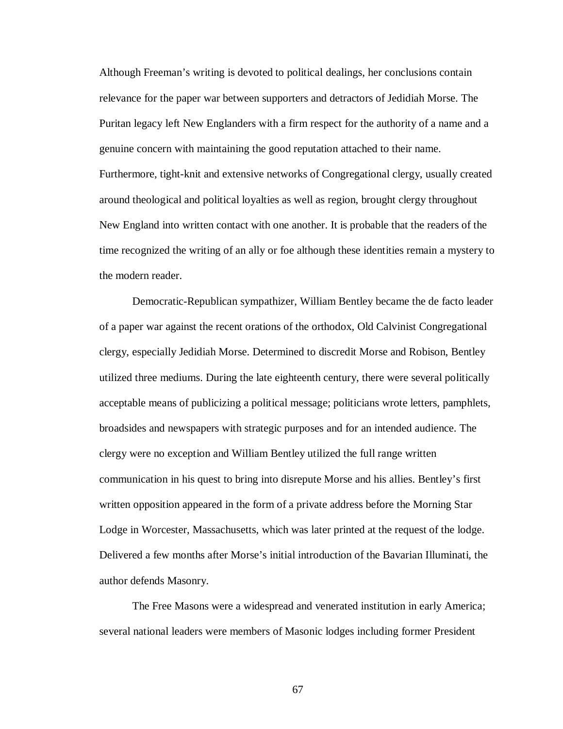Although Freeman's writing is devoted to political dealings, her conclusions contain relevance for the paper war between supporters and detractors of Jedidiah Morse. The Puritan legacy left New Englanders with a firm respect for the authority of a name and a genuine concern with maintaining the good reputation attached to their name. Furthermore, tight-knit and extensive networks of Congregational clergy, usually created around theological and political loyalties as well as region, brought clergy throughout New England into written contact with one another. It is probable that the readers of the time recognized the writing of an ally or foe although these identities remain a mystery to the modern reader.

Democratic-Republican sympathizer, William Bentley became the de facto leader of a paper war against the recent orations of the orthodox, Old Calvinist Congregational clergy, especially Jedidiah Morse. Determined to discredit Morse and Robison, Bentley utilized three mediums. During the late eighteenth century, there were several politically acceptable means of publicizing a political message; politicians wrote letters, pamphlets, broadsides and newspapers with strategic purposes and for an intended audience. The clergy were no exception and William Bentley utilized the full range written communication in his quest to bring into disrepute Morse and his allies. Bentley's first written opposition appeared in the form of a private address before the Morning Star Lodge in Worcester, Massachusetts, which was later printed at the request of the lodge. Delivered a few months after Morse's initial introduction of the Bavarian Illuminati, the author defends Masonry.

The Free Masons were a widespread and venerated institution in early America; several national leaders were members of Masonic lodges including former President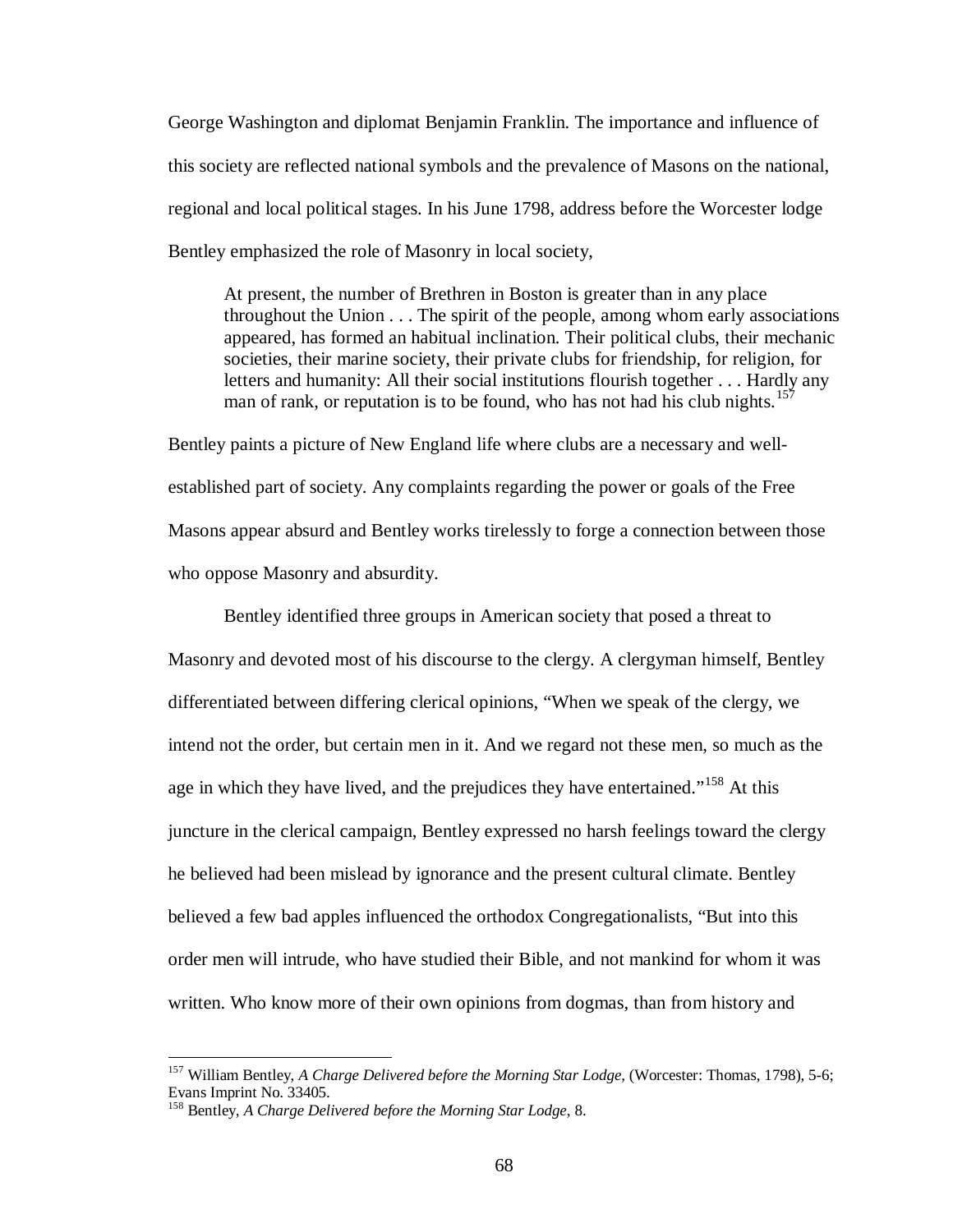George Washington and diplomat Benjamin Franklin. The importance and influence of this society are reflected national symbols and the prevalence of Masons on the national, regional and local political stages. In his June 1798, address before the Worcester lodge Bentley emphasized the role of Masonry in local society,

> At present, the number of Brethren in Boston is greater than in any place throughout the Union . . . The spirit of the people, among whom early associations appeared, has formed an habitual inclination. Their political clubs, their mechanic societies, their marine society, their private clubs for friendship, for religion, for letters and humanity: All their social institutions flourish together . . . Hardly any man of rank, or reputation is to be found, who has not had his club nights.[157]

Bentley paints a picture of New England life where clubs are a necessary and well-established part of society. Any complaints regarding the power or goals of the Free Masons appear absurd and Bentley works tirelessly to forge a connection between those who oppose Masonry and absurdity.

Bentley identified three groups in American society that posed a threat to Masonry and devoted most of his discourse to the clergy. A clergyman himself, Bentley differentiated between differing clerical opinions, "When we speak of the clergy, we intend not the order, but certain men in it. And we regard not these men, so much as the age in which they have lived, and the prejudices they have entertained."[158] At this juncture in the clerical campaign, Bentley expressed no harsh feelings toward the clergy he believed had been mislead by ignorance and the present cultural climate. Bentley believed a few bad apples influenced the orthodox Congregationalists, "But into this order men will intrude, who have studied their Bible, and not mankind for whom it was written. Who know more of their own opinions from dogmas, than from history and

---

[157] William Bentley, *A Charge Delivered before the Morning Star Lodge*, (Worcester: Thomas, 1798), 5-6; Evans Imprint No. 33405.

[158] Bentley, *A Charge Delivered before the Morning Star Lodge*, 8.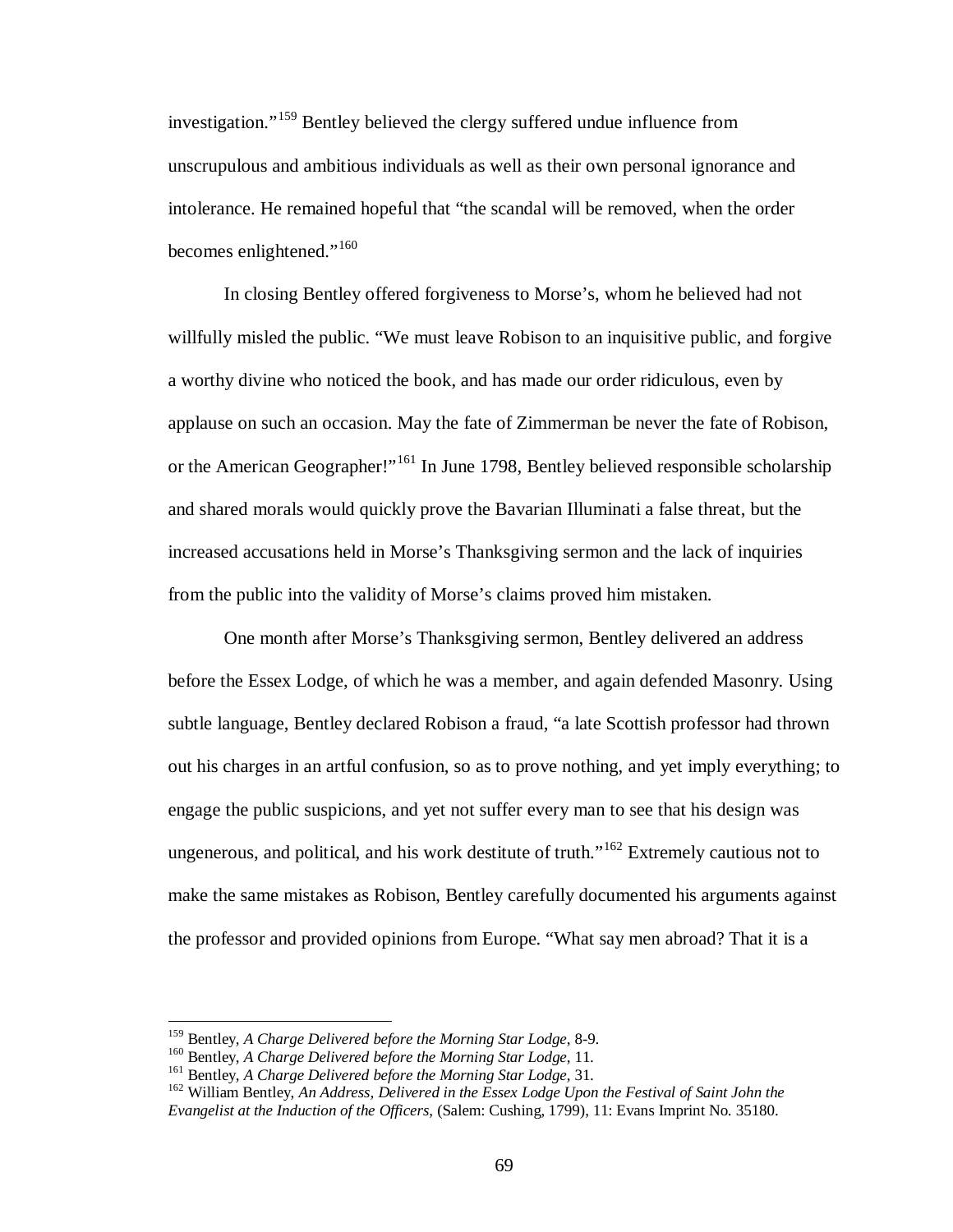investigation."[159] Bentley believed the clergy suffered undue influence from unscrupulous and ambitious individuals as well as their own personal ignorance and intolerance. He remained hopeful that "the scandal will be removed, when the order becomes enlightened."[160]

In closing Bentley offered forgiveness to Morse's, whom he believed had not willfully misled the public. "We must leave Robison to an inquisitive public, and forgive a worthy divine who noticed the book, and has made our order ridiculous, even by applause on such an occasion. May the fate of Zimmerman be never the fate of Robison, or the American Geographer!"[161] In June 1798, Bentley believed responsible scholarship and shared morals would quickly prove the Bavarian Illuminati a false threat, but the increased accusations held in Morse's Thanksgiving sermon and the lack of inquiries from the public into the validity of Morse's claims proved him mistaken.

One month after Morse's Thanksgiving sermon, Bentley delivered an address before the Essex Lodge, of which he was a member, and again defended Masonry. Using subtle language, Bentley declared Robison a fraud, "a late Scottish professor had thrown out his charges in an artful confusion, so as to prove nothing, and yet imply everything; to engage the public suspicions, and yet not suffer every man to see that his design was ungenerous, and political, and his work destitute of truth."[162] Extremely cautious not to make the same mistakes as Robison, Bentley carefully documented his arguments against the professor and provided opinions from Europe. "What say men abroad? That it is a

---

[159] Bentley, *A Charge Delivered before the Morning Star Lodge*, 8-9.

[160] Bentley, *A Charge Delivered before the Morning Star Lodge*, 11.

[161] Bentley, *A Charge Delivered before the Morning Star Lodge*, 31.

[162] William Bentley, *An Address, Delivered in the Essex Lodge Upon the Festival of Saint John the Evangelist at the Induction of the Officers*, (Salem: Cushing, 1799), 11: Evans Imprint No. 35180.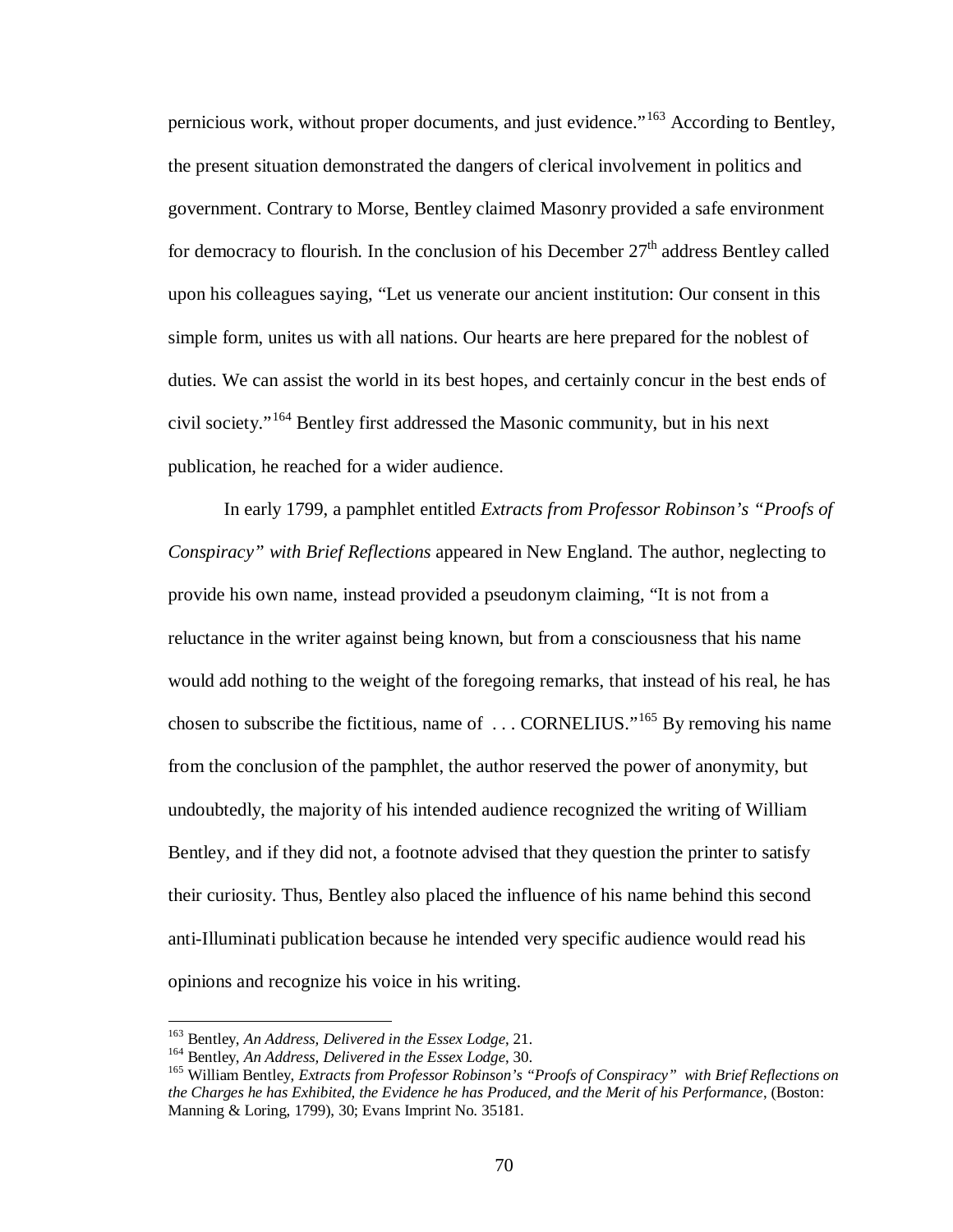pernicious work, without proper documents, and just evidence."[163] According to Bentley, the present situation demonstrated the dangers of clerical involvement in politics and government. Contrary to Morse, Bentley claimed Masonry provided a safe environment for democracy to flourish. In the conclusion of his December 27th address Bentley called upon his colleagues saying, "Let us venerate our ancient institution: Our consent in this simple form, unites us with all nations. Our hearts are here prepared for the noblest of duties. We can assist the world in its best hopes, and certainly concur in the best ends of civil society."[164] Bentley first addressed the Masonic community, but in his next publication, he reached for a wider audience.

In early 1799, a pamphlet entitled *Extracts from Professor Robinson's "Proofs of Conspiracy" with Brief Reflections* appeared in New England. The author, neglecting to provide his own name, instead provided a pseudonym claiming, "It is not from a reluctance in the writer against being known, but from a consciousness that his name would add nothing to the weight of the foregoing remarks, that instead of his real, he has chosen to subscribe the fictitious, name of . . . CORNELIUS."[165] By removing his name from the conclusion of the pamphlet, the author reserved the power of anonymity, but undoubtedly, the majority of his intended audience recognized the writing of William Bentley, and if they did not, a footnote advised that they question the printer to satisfy their curiosity. Thus, Bentley also placed the influence of his name behind this second anti-Illuminati publication because he intended very specific audience would read his opinions and recognize his voice in his writing.

---

[163] Bentley, *An Address, Delivered in the Essex Lodge*, 21.

[164] Bentley, *An Address, Delivered in the Essex Lodge*, 30.

[165] William Bentley, *Extracts from Professor Robinson's "Proofs of Conspiracy" with Brief Reflections on the Charges he has Exhibited, the Evidence he has Produced, and the Merit of his Performance*, (Boston: Manning & Loring, 1799), 30; Evans Imprint No. 35181.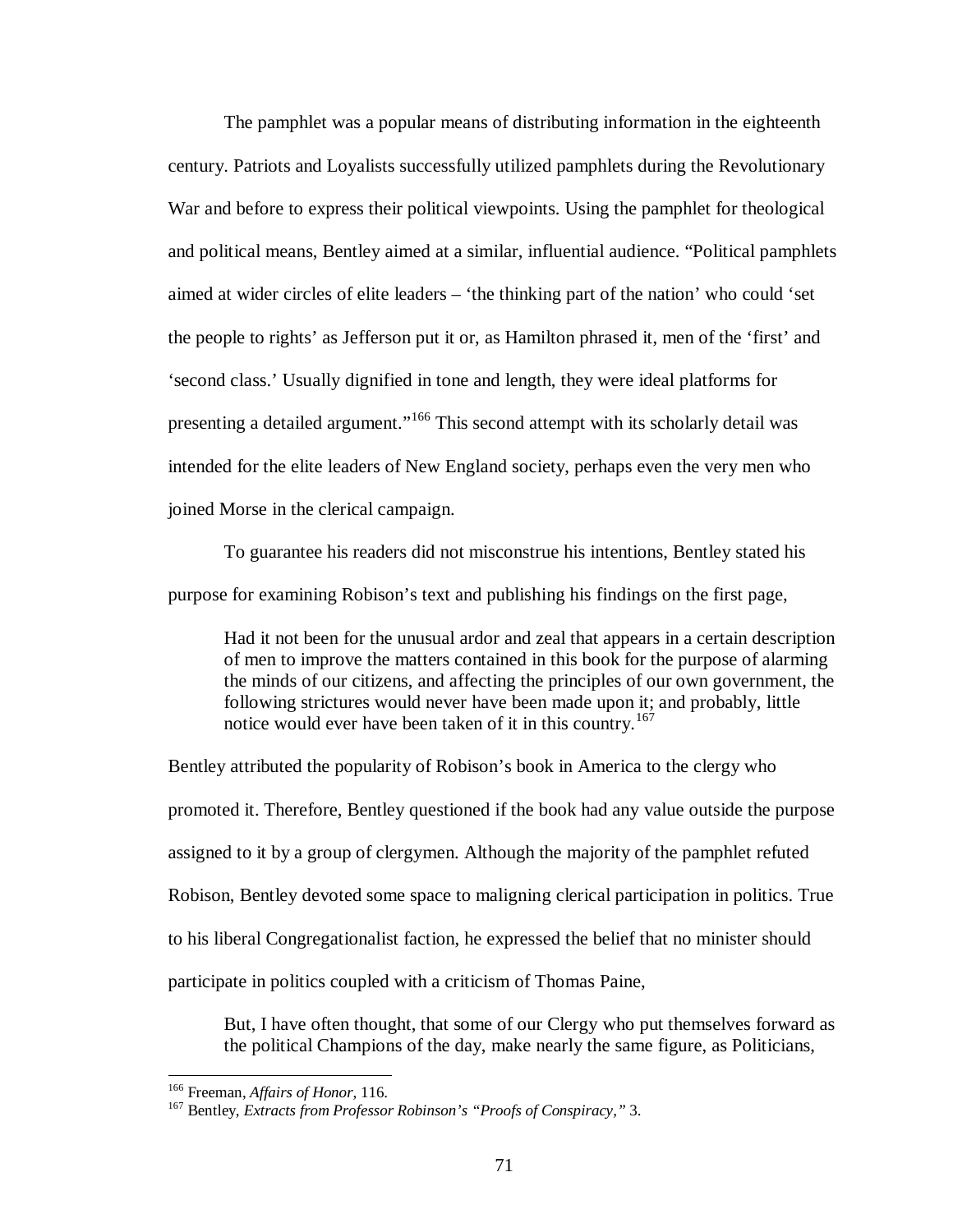The pamphlet was a popular means of distributing information in the eighteenth century. Patriots and Loyalists successfully utilized pamphlets during the Revolutionary War and before to express their political viewpoints. Using the pamphlet for theological and political means, Bentley aimed at a similar, influential audience. "Political pamphlets aimed at wider circles of elite leaders – 'the thinking part of the nation' who could 'set the people to rights' as Jefferson put it or, as Hamilton phrased it, men of the 'first' and 'second class.' Usually dignified in tone and length, they were ideal platforms for presenting a detailed argument."[166] This second attempt with its scholarly detail was intended for the elite leaders of New England society, perhaps even the very men who joined Morse in the clerical campaign.

To guarantee his readers did not misconstrue his intentions, Bentley stated his purpose for examining Robison's text and publishing his findings on the first page,

> Had it not been for the unusual ardor and zeal that appears in a certain description of men to improve the matters contained in this book for the purpose of alarming the minds of our citizens, and affecting the principles of our own government, the following strictures would never have been made upon it; and probably, little notice would ever have been taken of it in this country.[167]

Bentley attributed the popularity of Robison's book in America to the clergy who promoted it. Therefore, Bentley questioned if the book had any value outside the purpose assigned to it by a group of clergymen. Although the majority of the pamphlet refuted Robison, Bentley devoted some space to maligning clerical participation in politics. True to his liberal Congregationalist faction, he expressed the belief that no minister should participate in politics coupled with a criticism of Thomas Paine,

> But, I have often thought, that some of our Clergy who put themselves forward as the political Champions of the day, make nearly the same figure, as Politicians,

---

[166] Freeman, *Affairs of Honor*, 116.

[167] Bentley, *Extracts from Professor Robinson's "Proofs of Conspiracy,"* 3.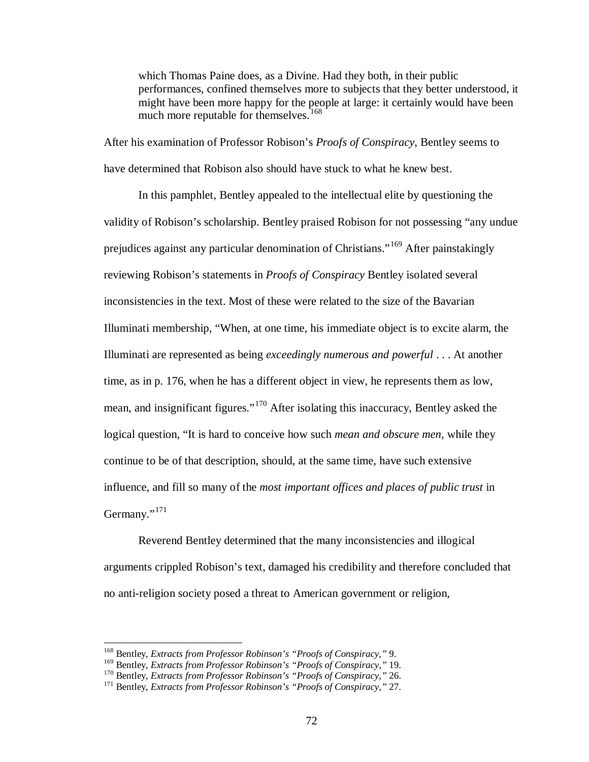> which Thomas Paine does, as a Divine. Had they both, in their public performances, confined themselves more to subjects that they better understood, it might have been more happy for the people at large: it certainly would have been much more reputable for themselves.[168]

After his examination of Professor Robison's *Proofs of Conspiracy*, Bentley seems to have determined that Robison also should have stuck to what he knew best.

In this pamphlet, Bentley appealed to the intellectual elite by questioning the validity of Robison's scholarship. Bentley praised Robison for not possessing "any undue prejudices against any particular denomination of Christians."[169] After painstakingly reviewing Robison's statements in *Proofs of Conspiracy* Bentley isolated several inconsistencies in the text. Most of these were related to the size of the Bavarian Illuminati membership, "When, at one time, his immediate object is to excite alarm, the Illuminati are represented as being *exceedingly numerous and powerful* . . . At another time, as in p. 176, when he has a different object in view, he represents them as low, mean, and insignificant figures."[170] After isolating this inaccuracy, Bentley asked the logical question, "It is hard to conceive how such *mean and obscure men*, while they continue to be of that description, should, at the same time, have such extensive influence, and fill so many of the *most important offices and places of public trust* in Germany."[171]

Reverend Bentley determined that the many inconsistencies and illogical arguments crippled Robison's text, damaged his credibility and therefore concluded that no anti-religion society posed a threat to American government or religion,

---

[168] Bentley, *Extracts from Professor Robinson's "Proofs of Conspiracy,"* 9.
[169] Bentley, *Extracts from Professor Robinson's "Proofs of Conspiracy,"* 19.
[170] Bentley, *Extracts from Professor Robinson's "Proofs of Conspiracy,"* 26.
[171] Bentley, *Extracts from Professor Robinson's "Proofs of Conspiracy,"* 27.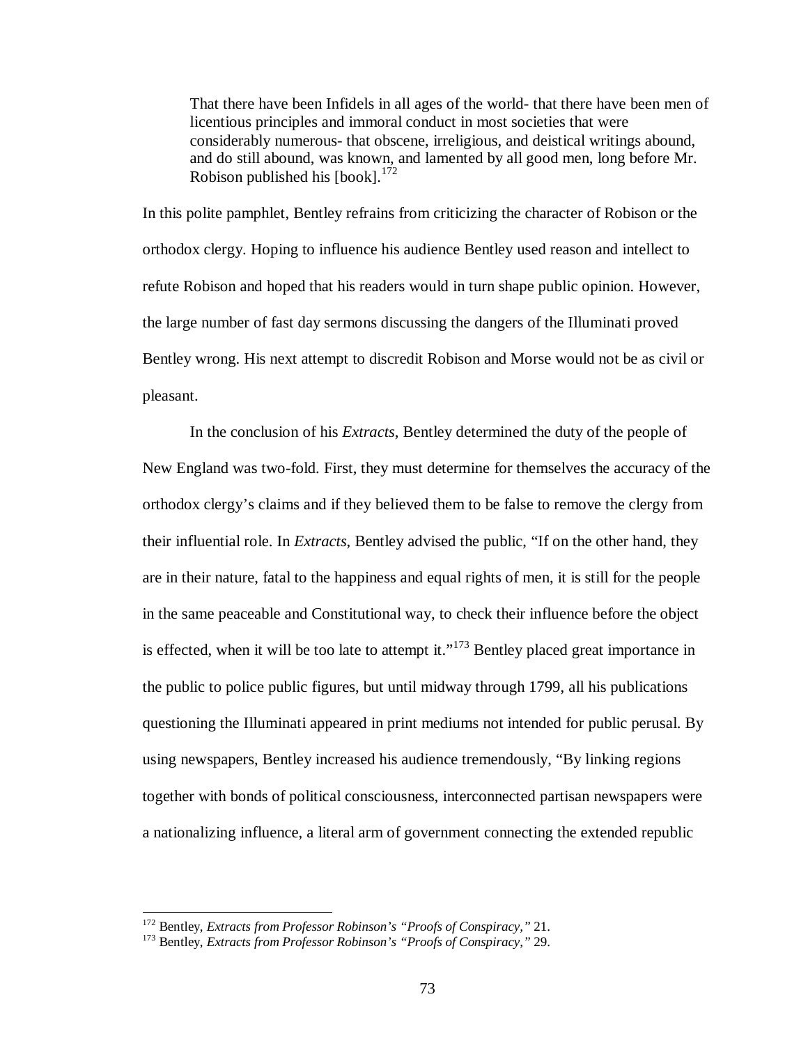> That there have been Infidels in all ages of the world- that there have been men of licentious principles and immoral conduct in most societies that were considerably numerous- that obscene, irreligious, and deistical writings abound, and do still abound, was known, and lamented by all good men, long before Mr. Robison published his [book].[172]

In this polite pamphlet, Bentley refrains from criticizing the character of Robison or the orthodox clergy. Hoping to influence his audience Bentley used reason and intellect to refute Robison and hoped that his readers would in turn shape public opinion. However, the large number of fast day sermons discussing the dangers of the Illuminati proved Bentley wrong. His next attempt to discredit Robison and Morse would not be as civil or pleasant.

In the conclusion of his *Extracts*, Bentley determined the duty of the people of New England was two-fold. First, they must determine for themselves the accuracy of the orthodox clergy's claims and if they believed them to be false to remove the clergy from their influential role. In *Extracts*, Bentley advised the public, "If on the other hand, they are in their nature, fatal to the happiness and equal rights of men, it is still for the people in the same peaceable and Constitutional way, to check their influence before the object is effected, when it will be too late to attempt it."[173] Bentley placed great importance in the public to police public figures, but until midway through 1799, all his publications questioning the Illuminati appeared in print mediums not intended for public perusal. By using newspapers, Bentley increased his audience tremendously, "By linking regions together with bonds of political consciousness, interconnected partisan newspapers were a nationalizing influence, a literal arm of government connecting the extended republic

---

[172] Bentley, *Extracts from Professor Robinson's "Proofs of Conspiracy,"* 21.

[173] Bentley, *Extracts from Professor Robinson's "Proofs of Conspiracy,"* 29.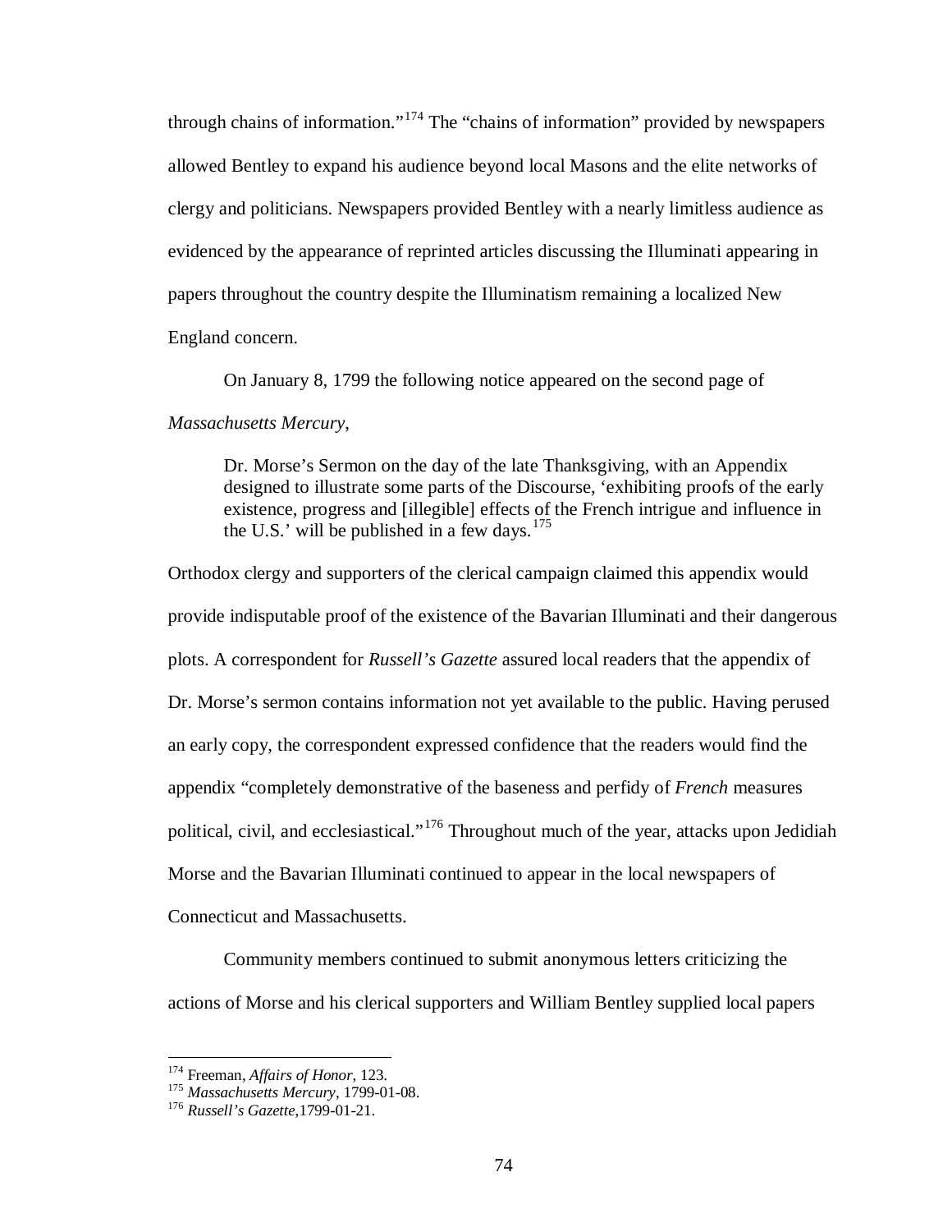through chains of information."[174] The "chains of information" provided by newspapers allowed Bentley to expand his audience beyond local Masons and the elite networks of clergy and politicians. Newspapers provided Bentley with a nearly limitless audience as evidenced by the appearance of reprinted articles discussing the Illuminati appearing in papers throughout the country despite the Illuminatism remaining a localized New England concern.

On January 8, 1799 the following notice appeared on the second page of *Massachusetts Mercury*,

> Dr. Morse's Sermon on the day of the late Thanksgiving, with an Appendix designed to illustrate some parts of the Discourse, 'exhibiting proofs of the early existence, progress and [illegible] effects of the French intrigue and influence in the U.S.' will be published in a few days.[175]

Orthodox clergy and supporters of the clerical campaign claimed this appendix would provide indisputable proof of the existence of the Bavarian Illuminati and their dangerous plots. A correspondent for *Russell's Gazette* assured local readers that the appendix of Dr. Morse's sermon contains information not yet available to the public. Having perused an early copy, the correspondent expressed confidence that the readers would find the appendix "completely demonstrative of the baseness and perfidy of *French* measures political, civil, and ecclesiastical."[176] Throughout much of the year, attacks upon Jedidiah Morse and the Bavarian Illuminati continued to appear in the local newspapers of Connecticut and Massachusetts.

Community members continued to submit anonymous letters criticizing the actions of Morse and his clerical supporters and William Bentley supplied local papers

---

[174] Freeman, *Affairs of Honor*, 123.
[175] *Massachusetts Mercury*, 1799-01-08.
[176] *Russell's Gazette*,1799-01-21.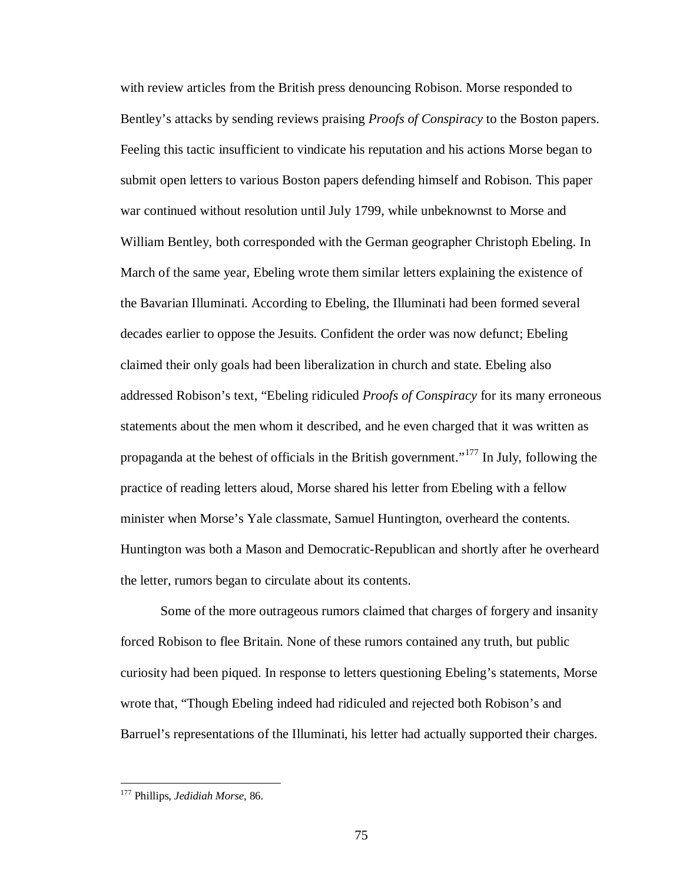with review articles from the British press denouncing Robison. Morse responded to Bentley's attacks by sending reviews praising *Proofs of Conspiracy* to the Boston papers. Feeling this tactic insufficient to vindicate his reputation and his actions Morse began to submit open letters to various Boston papers defending himself and Robison. This paper war continued without resolution until July 1799, while unbeknownst to Morse and William Bentley, both corresponded with the German geographer Christoph Ebeling. In March of the same year, Ebeling wrote them similar letters explaining the existence of the Bavarian Illuminati. According to Ebeling, the Illuminati had been formed several decades earlier to oppose the Jesuits. Confident the order was now defunct; Ebeling claimed their only goals had been liberalization in church and state. Ebeling also addressed Robison's text, "Ebeling ridiculed *Proofs of Conspiracy* for its many erroneous statements about the men whom it described, and he even charged that it was written as propaganda at the behest of officials in the British government."[177] In July, following the practice of reading letters aloud, Morse shared his letter from Ebeling with a fellow minister when Morse's Yale classmate, Samuel Huntington, overheard the contents. Huntington was both a Mason and Democratic-Republican and shortly after he overheard the letter, rumors began to circulate about its contents.

Some of the more outrageous rumors claimed that charges of forgery and insanity forced Robison to flee Britain. None of these rumors contained any truth, but public curiosity had been piqued. In response to letters questioning Ebeling's statements, Morse wrote that, "Though Ebeling indeed had ridiculed and rejected both Robison's and Barruel's representations of the Illuminati, his letter had actually supported their charges.

---

[177] Phillips, *Jedidiah Morse*, 86.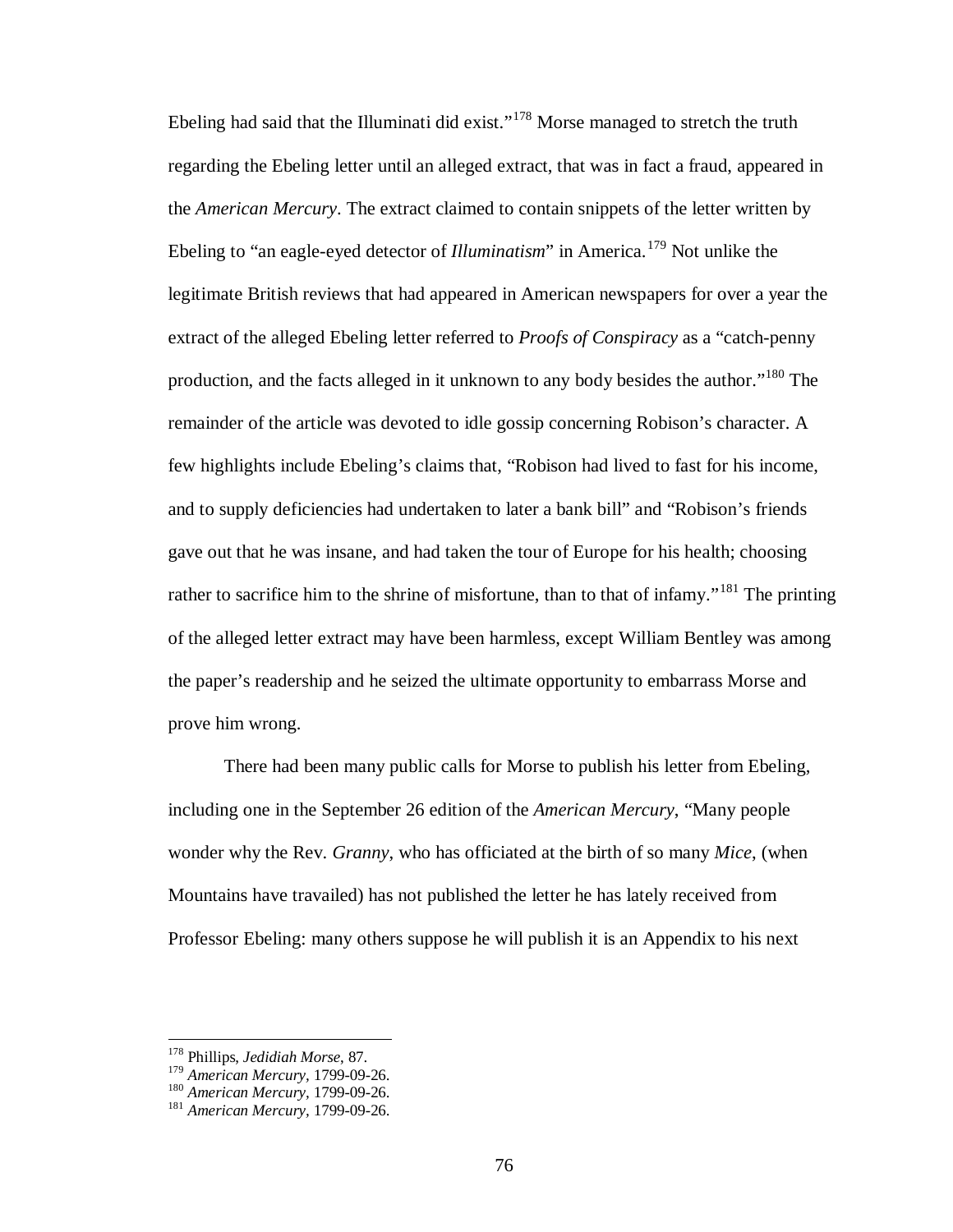Ebeling had said that the Illuminati did exist."[178] Morse managed to stretch the truth regarding the Ebeling letter until an alleged extract, that was in fact a fraud, appeared in the *American Mercury*. The extract claimed to contain snippets of the letter written by Ebeling to "an eagle-eyed detector of *Illuminatism*" in America.[179] Not unlike the legitimate British reviews that had appeared in American newspapers for over a year the extract of the alleged Ebeling letter referred to *Proofs of Conspiracy* as a "catch-penny production, and the facts alleged in it unknown to any body besides the author."[180] The remainder of the article was devoted to idle gossip concerning Robison's character. A few highlights include Ebeling's claims that, "Robison had lived to fast for his income, and to supply deficiencies had undertaken to later a bank bill" and "Robison's friends gave out that he was insane, and had taken the tour of Europe for his health; choosing rather to sacrifice him to the shrine of misfortune, than to that of infamy."[181] The printing of the alleged letter extract may have been harmless, except William Bentley was among the paper's readership and he seized the ultimate opportunity to embarrass Morse and prove him wrong.

There had been many public calls for Morse to publish his letter from Ebeling, including one in the September 26 edition of the *American Mercury*, "Many people wonder why the Rev. *Granny*, who has officiated at the birth of so many *Mice*, (when Mountains have travailed) has not published the letter he has lately received from Professor Ebeling: many others suppose he will publish it is an Appendix to his next

---

[178] Phillips, *Jedidiah Morse*, 87.

[179] *American Mercury*, 1799-09-26.

[180] *American Mercury*, 1799-09-26.

[181] *American Mercury*, 1799-09-26.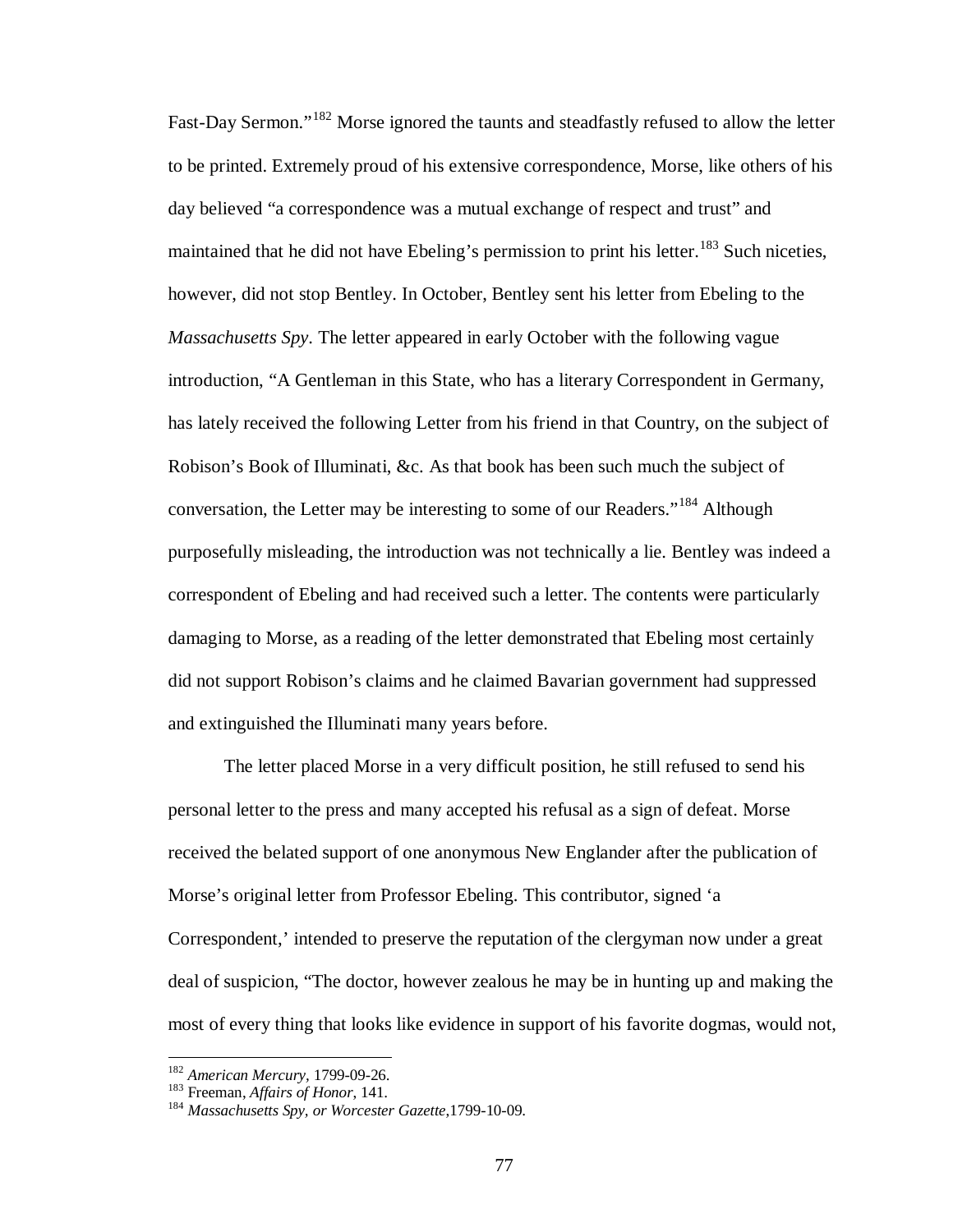Fast-Day Sermon."[182] Morse ignored the taunts and steadfastly refused to allow the letter to be printed. Extremely proud of his extensive correspondence, Morse, like others of his day believed "a correspondence was a mutual exchange of respect and trust" and maintained that he did not have Ebeling's permission to print his letter.[183] Such niceties, however, did not stop Bentley. In October, Bentley sent his letter from Ebeling to the *Massachusetts Spy*. The letter appeared in early October with the following vague introduction, "A Gentleman in this State, who has a literary Correspondent in Germany, has lately received the following Letter from his friend in that Country, on the subject of Robison's Book of Illuminati, &c. As that book has been such much the subject of conversation, the Letter may be interesting to some of our Readers."[184] Although purposefully misleading, the introduction was not technically a lie. Bentley was indeed a correspondent of Ebeling and had received such a letter. The contents were particularly damaging to Morse, as a reading of the letter demonstrated that Ebeling most certainly did not support Robison's claims and he claimed Bavarian government had suppressed and extinguished the Illuminati many years before.

The letter placed Morse in a very difficult position, he still refused to send his personal letter to the press and many accepted his refusal as a sign of defeat. Morse received the belated support of one anonymous New Englander after the publication of Morse's original letter from Professor Ebeling. This contributor, signed 'a Correspondent,' intended to preserve the reputation of the clergyman now under a great deal of suspicion, "The doctor, however zealous he may be in hunting up and making the most of every thing that looks like evidence in support of his favorite dogmas, would not,

---

[182] *American Mercury*, 1799-09-26.

[183] Freeman, *Affairs of Honor*, 141.

[184] *Massachusetts Spy, or Worcester Gazette*,1799-10-09.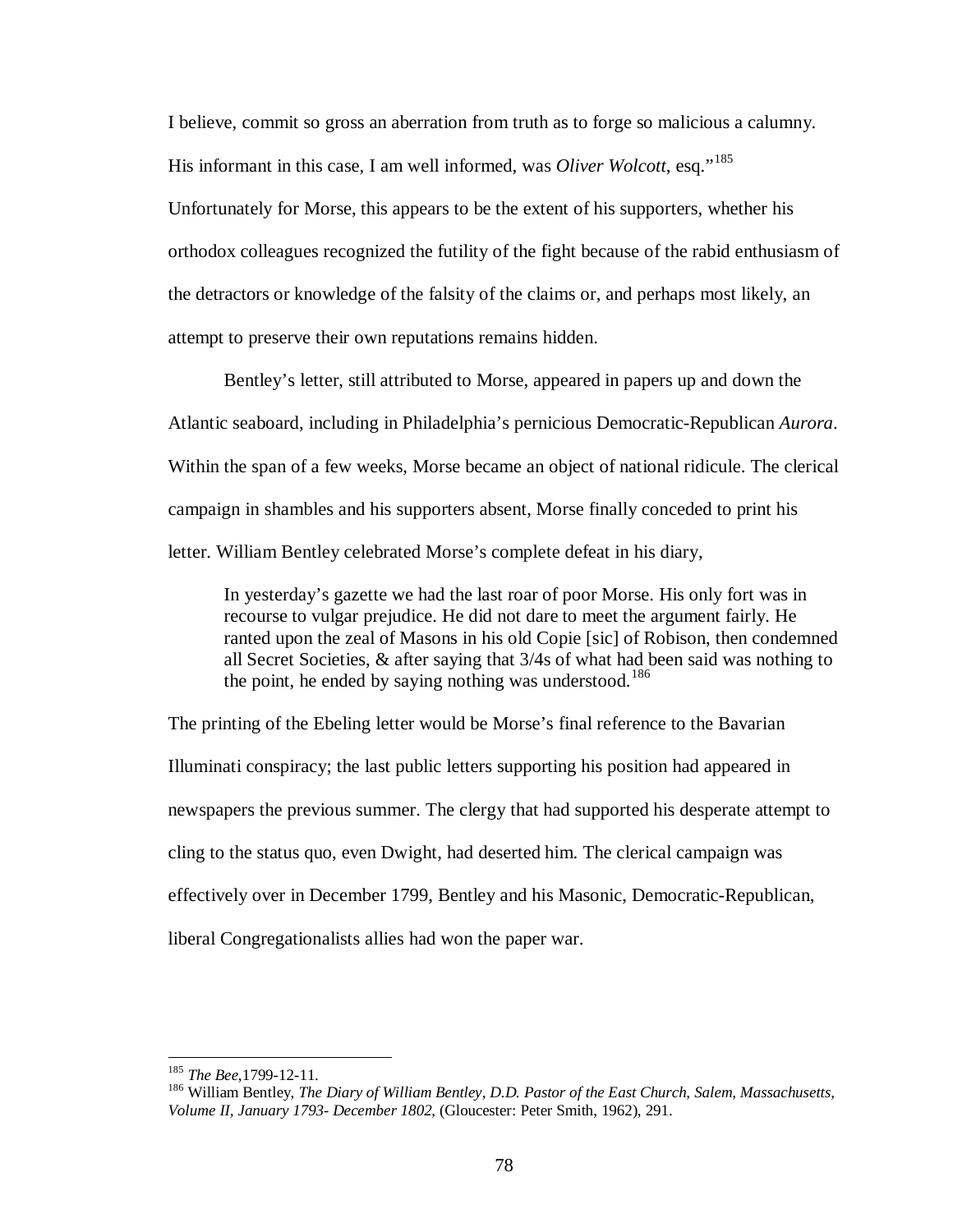I believe, commit so gross an aberration from truth as to forge so malicious a calumny. His informant in this case, I am well informed, was *Oliver Wolcott*, esq."[185] Unfortunately for Morse, this appears to be the extent of his supporters, whether his orthodox colleagues recognized the futility of the fight because of the rabid enthusiasm of the detractors or knowledge of the falsity of the claims or, and perhaps most likely, an attempt to preserve their own reputations remains hidden.

Bentley's letter, still attributed to Morse, appeared in papers up and down the Atlantic seaboard, including in Philadelphia's pernicious Democratic-Republican *Aurora*. Within the span of a few weeks, Morse became an object of national ridicule. The clerical campaign in shambles and his supporters absent, Morse finally conceded to print his letter. William Bentley celebrated Morse's complete defeat in his diary,

> In yesterday's gazette we had the last roar of poor Morse. His only fort was in recourse to vulgar prejudice. He did not dare to meet the argument fairly. He ranted upon the zeal of Masons in his old Copie [sic] of Robison, then condemned all Secret Societies, & after saying that 3/4s of what had been said was nothing to the point, he ended by saying nothing was understood.[186]

The printing of the Ebeling letter would be Morse's final reference to the Bavarian Illuminati conspiracy; the last public letters supporting his position had appeared in newspapers the previous summer. The clergy that had supported his desperate attempt to cling to the status quo, even Dwight, had deserted him. The clerical campaign was effectively over in December 1799, Bentley and his Masonic, Democratic-Republican, liberal Congregationalists allies had won the paper war.

---

[185] *The Bee*,1799-12-11.

[186] William Bentley, *The Diary of William Bentley, D.D. Pastor of the East Church, Salem, Massachusetts, Volume II, January 1793- December 1802*, (Gloucester: Peter Smith, 1962), 291.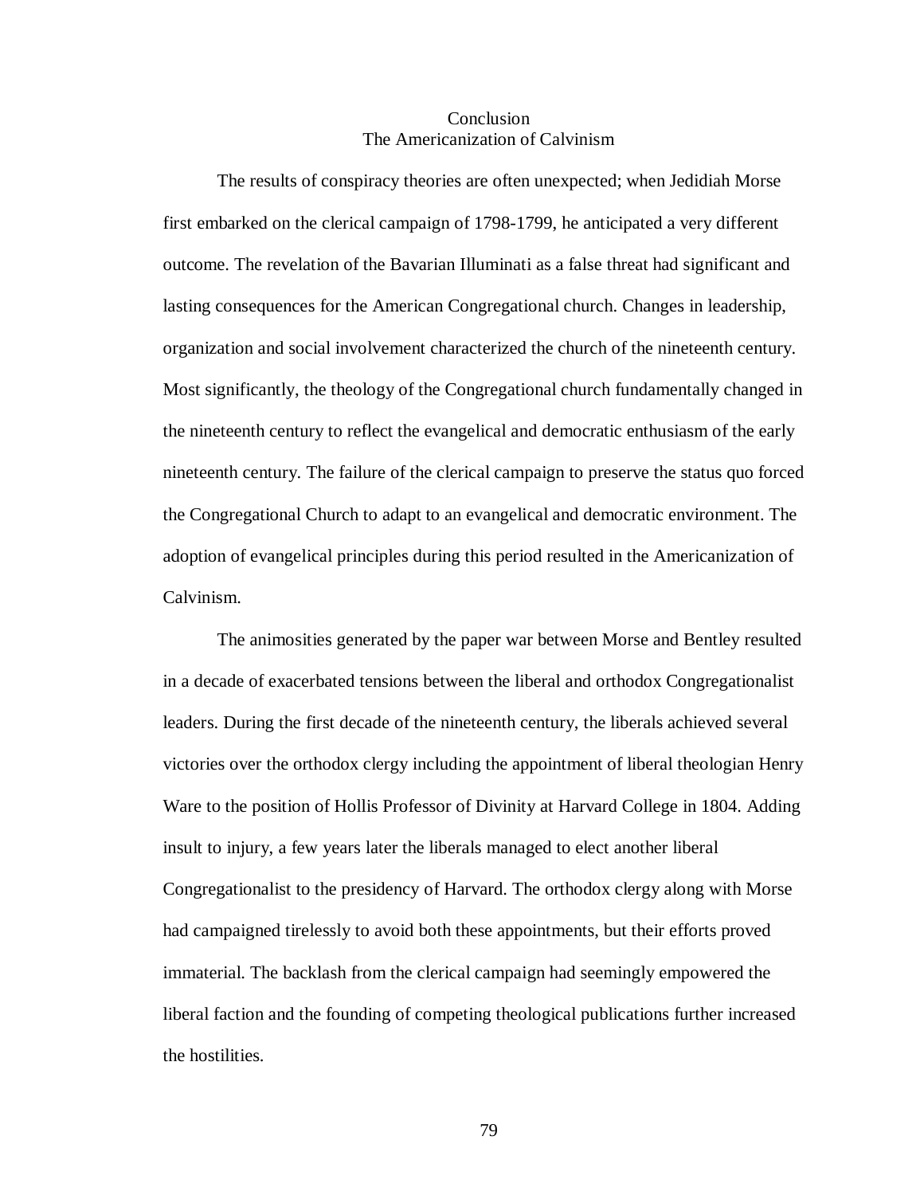# Conclusion
## The Americanization of Calvinism

The results of conspiracy theories are often unexpected; when Jedidiah Morse first embarked on the clerical campaign of 1798-1799, he anticipated a very different outcome. The revelation of the Bavarian Illuminati as a false threat had significant and lasting consequences for the American Congregational church. Changes in leadership, organization and social involvement characterized the church of the nineteenth century. Most significantly, the theology of the Congregational church fundamentally changed in the nineteenth century to reflect the evangelical and democratic enthusiasm of the early nineteenth century. The failure of the clerical campaign to preserve the status quo forced the Congregational Church to adapt to an evangelical and democratic environment. The adoption of evangelical principles during this period resulted in the Americanization of Calvinism.

The animosities generated by the paper war between Morse and Bentley resulted in a decade of exacerbated tensions between the liberal and orthodox Congregationalist leaders. During the first decade of the nineteenth century, the liberals achieved several victories over the orthodox clergy including the appointment of liberal theologian Henry Ware to the position of Hollis Professor of Divinity at Harvard College in 1804. Adding insult to injury, a few years later the liberals managed to elect another liberal Congregationalist to the presidency of Harvard. The orthodox clergy along with Morse had campaigned tirelessly to avoid both these appointments, but their efforts proved immaterial. The backlash from the clerical campaign had seemingly empowered the liberal faction and the founding of competing theological publications further increased the hostilities.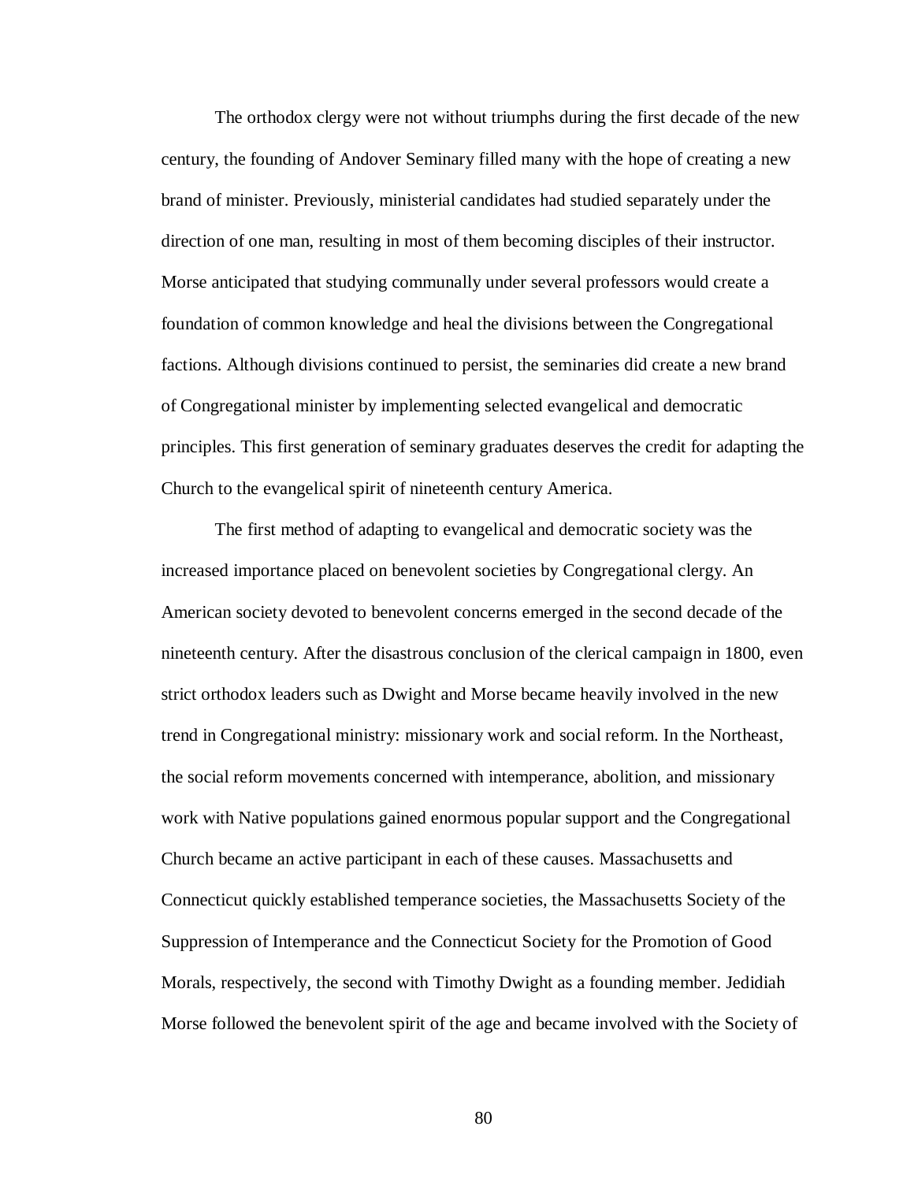The orthodox clergy were not without triumphs during the first decade of the new century, the founding of Andover Seminary filled many with the hope of creating a new brand of minister. Previously, ministerial candidates had studied separately under the direction of one man, resulting in most of them becoming disciples of their instructor. Morse anticipated that studying communally under several professors would create a foundation of common knowledge and heal the divisions between the Congregational factions. Although divisions continued to persist, the seminaries did create a new brand of Congregational minister by implementing selected evangelical and democratic principles. This first generation of seminary graduates deserves the credit for adapting the Church to the evangelical spirit of nineteenth century America.

The first method of adapting to evangelical and democratic society was the increased importance placed on benevolent societies by Congregational clergy. An American society devoted to benevolent concerns emerged in the second decade of the nineteenth century. After the disastrous conclusion of the clerical campaign in 1800, even strict orthodox leaders such as Dwight and Morse became heavily involved in the new trend in Congregational ministry: missionary work and social reform. In the Northeast, the social reform movements concerned with intemperance, abolition, and missionary work with Native populations gained enormous popular support and the Congregational Church became an active participant in each of these causes. Massachusetts and Connecticut quickly established temperance societies, the Massachusetts Society of the Suppression of Intemperance and the Connecticut Society for the Promotion of Good Morals, respectively, the second with Timothy Dwight as a founding member. Jedidiah Morse followed the benevolent spirit of the age and became involved with the Society of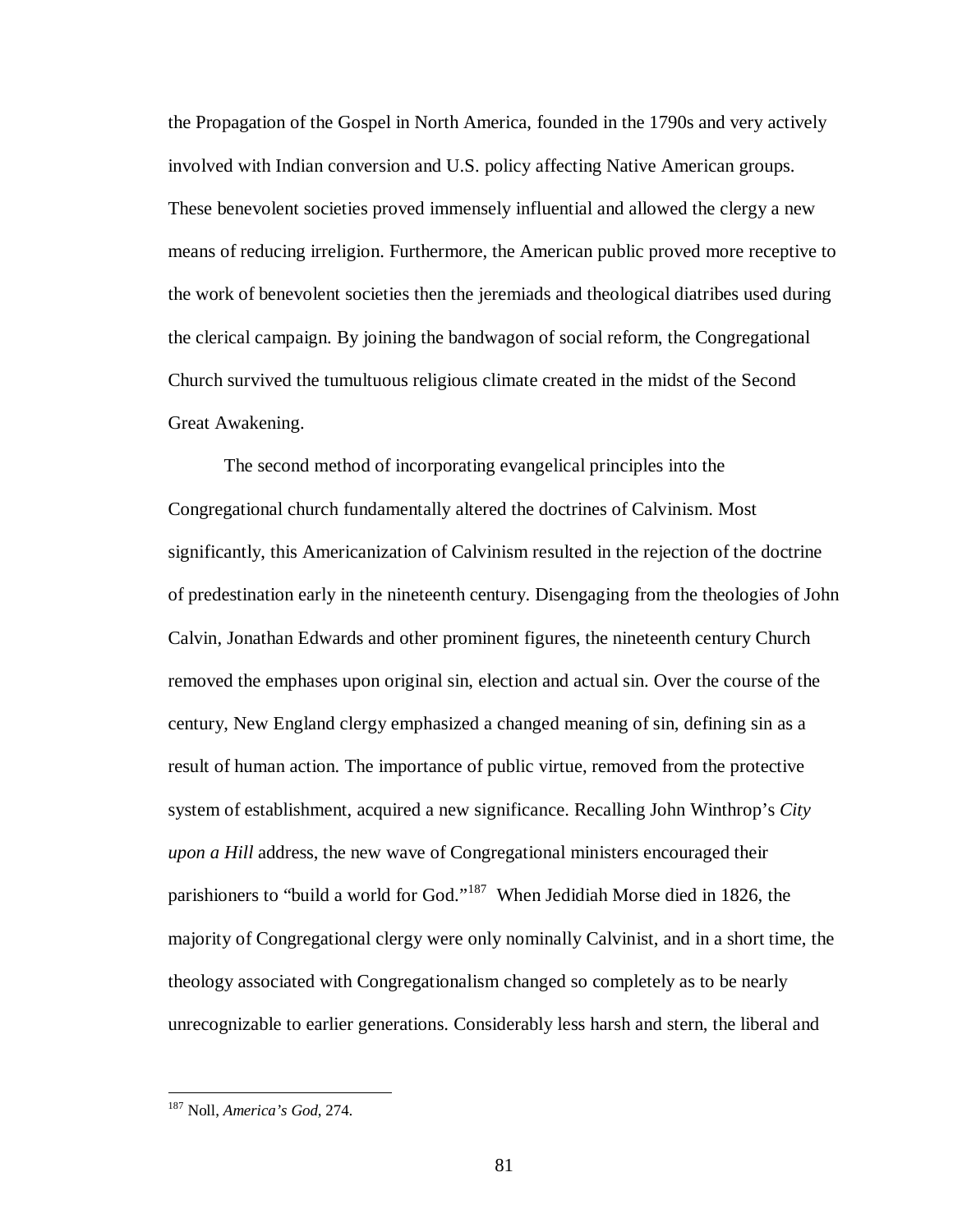the Propagation of the Gospel in North America, founded in the 1790s and very actively involved with Indian conversion and U.S. policy affecting Native American groups. These benevolent societies proved immensely influential and allowed the clergy a new means of reducing irreligion. Furthermore, the American public proved more receptive to the work of benevolent societies then the jeremiads and theological diatribes used during the clerical campaign. By joining the bandwagon of social reform, the Congregational Church survived the tumultuous religious climate created in the midst of the Second Great Awakening.

The second method of incorporating evangelical principles into the Congregational church fundamentally altered the doctrines of Calvinism. Most significantly, this Americanization of Calvinism resulted in the rejection of the doctrine of predestination early in the nineteenth century. Disengaging from the theologies of John Calvin, Jonathan Edwards and other prominent figures, the nineteenth century Church removed the emphases upon original sin, election and actual sin. Over the course of the century, New England clergy emphasized a changed meaning of sin, defining sin as a result of human action. The importance of public virtue, removed from the protective system of establishment, acquired a new significance. Recalling John Winthrop's *City upon a Hill* address, the new wave of Congregational ministers encouraged their parishioners to "build a world for God."[187] When Jedidiah Morse died in 1826, the majority of Congregational clergy were only nominally Calvinist, and in a short time, the theology associated with Congregationalism changed so completely as to be nearly unrecognizable to earlier generations. Considerably less harsh and stern, the liberal and

[187] Noll, *America's God*, 274.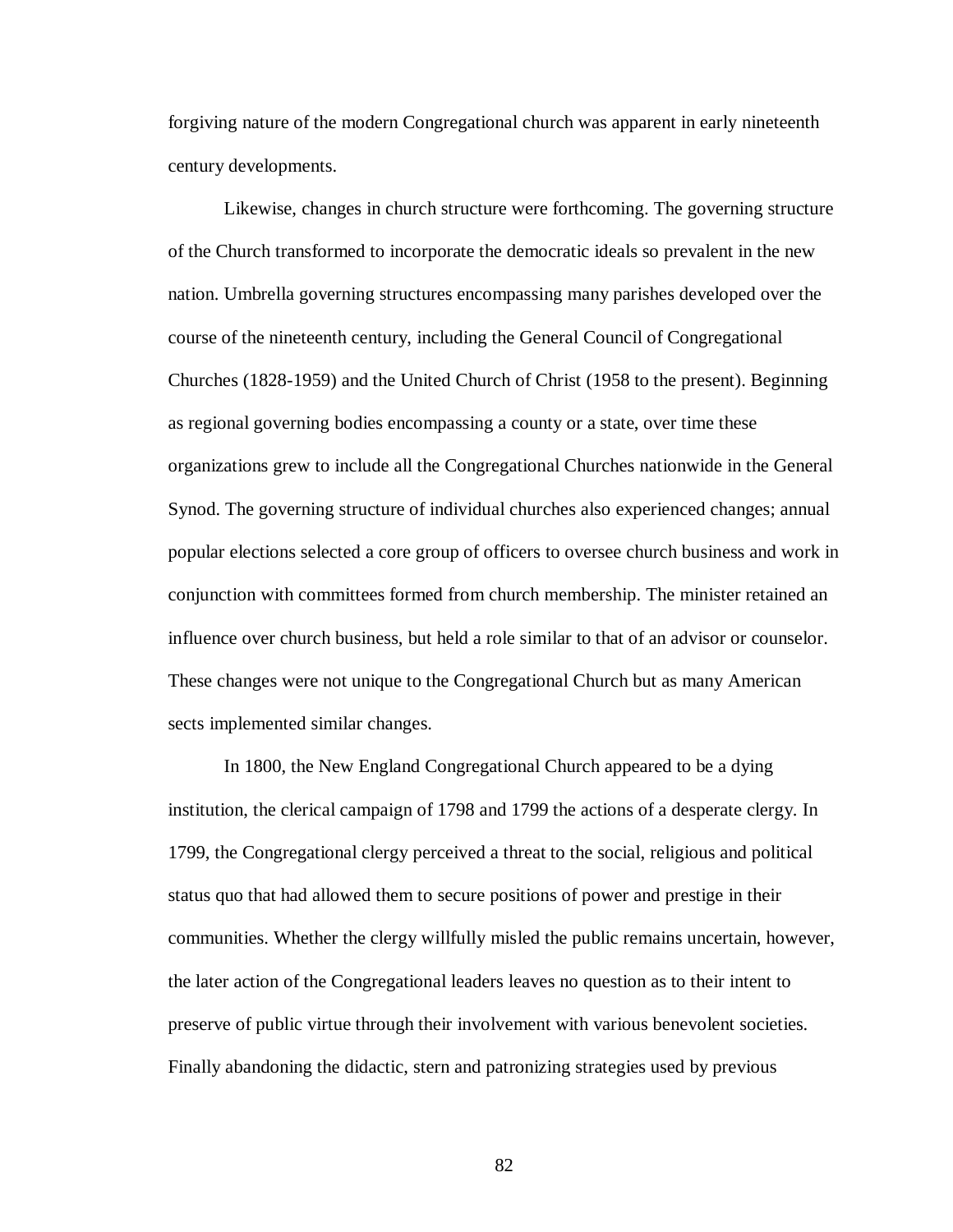forgiving nature of the modern Congregational church was apparent in early nineteenth century developments.

Likewise, changes in church structure were forthcoming. The governing structure of the Church transformed to incorporate the democratic ideals so prevalent in the new nation. Umbrella governing structures encompassing many parishes developed over the course of the nineteenth century, including the General Council of Congregational Churches (1828-1959) and the United Church of Christ (1958 to the present). Beginning as regional governing bodies encompassing a county or a state, over time these organizations grew to include all the Congregational Churches nationwide in the General Synod. The governing structure of individual churches also experienced changes; annual popular elections selected a core group of officers to oversee church business and work in conjunction with committees formed from church membership. The minister retained an influence over church business, but held a role similar to that of an advisor or counselor. These changes were not unique to the Congregational Church but as many American sects implemented similar changes.

In 1800, the New England Congregational Church appeared to be a dying institution, the clerical campaign of 1798 and 1799 the actions of a desperate clergy. In 1799, the Congregational clergy perceived a threat to the social, religious and political status quo that had allowed them to secure positions of power and prestige in their communities. Whether the clergy willfully misled the public remains uncertain, however, the later action of the Congregational leaders leaves no question as to their intent to preserve of public virtue through their involvement with various benevolent societies. Finally abandoning the didactic, stern and patronizing strategies used by previous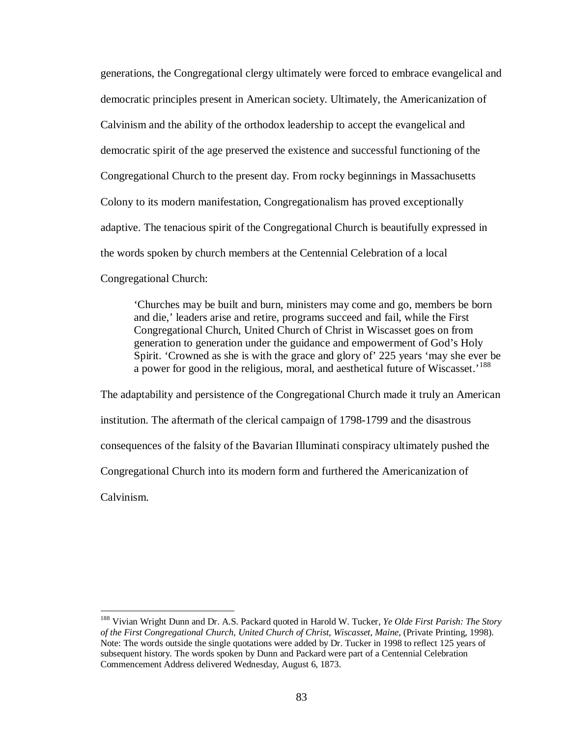generations, the Congregational clergy ultimately were forced to embrace evangelical and democratic principles present in American society. Ultimately, the Americanization of Calvinism and the ability of the orthodox leadership to accept the evangelical and democratic spirit of the age preserved the existence and successful functioning of the Congregational Church to the present day. From rocky beginnings in Massachusetts Colony to its modern manifestation, Congregationalism has proved exceptionally adaptive. The tenacious spirit of the Congregational Church is beautifully expressed in the words spoken by church members at the Centennial Celebration of a local Congregational Church:

> 'Churches may be built and burn, ministers may come and go, members be born and die,' leaders arise and retire, programs succeed and fail, while the First Congregational Church, United Church of Christ in Wiscasset goes on from generation to generation under the guidance and empowerment of God's Holy Spirit. 'Crowned as she is with the grace and glory of' 225 years 'may she ever be a power for good in the religious, moral, and aesthetical future of Wiscasset.'[188]

The adaptability and persistence of the Congregational Church made it truly an American institution. The aftermath of the clerical campaign of 1798-1799 and the disastrous consequences of the falsity of the Bavarian Illuminati conspiracy ultimately pushed the Congregational Church into its modern form and furthered the Americanization of Calvinism.

---

[188] Vivian Wright Dunn and Dr. A.S. Packard quoted in Harold W. Tucker, *Ye Olde First Parish: The Story of the First Congregational Church, United Church of Christ, Wiscasset, Maine*, (Private Printing, 1998). Note: The words outside the single quotations were added by Dr. Tucker in 1998 to reflect 125 years of subsequent history. The words spoken by Dunn and Packard were part of a Centennial Celebration Commencement Address delivered Wednesday, August 6, 1873.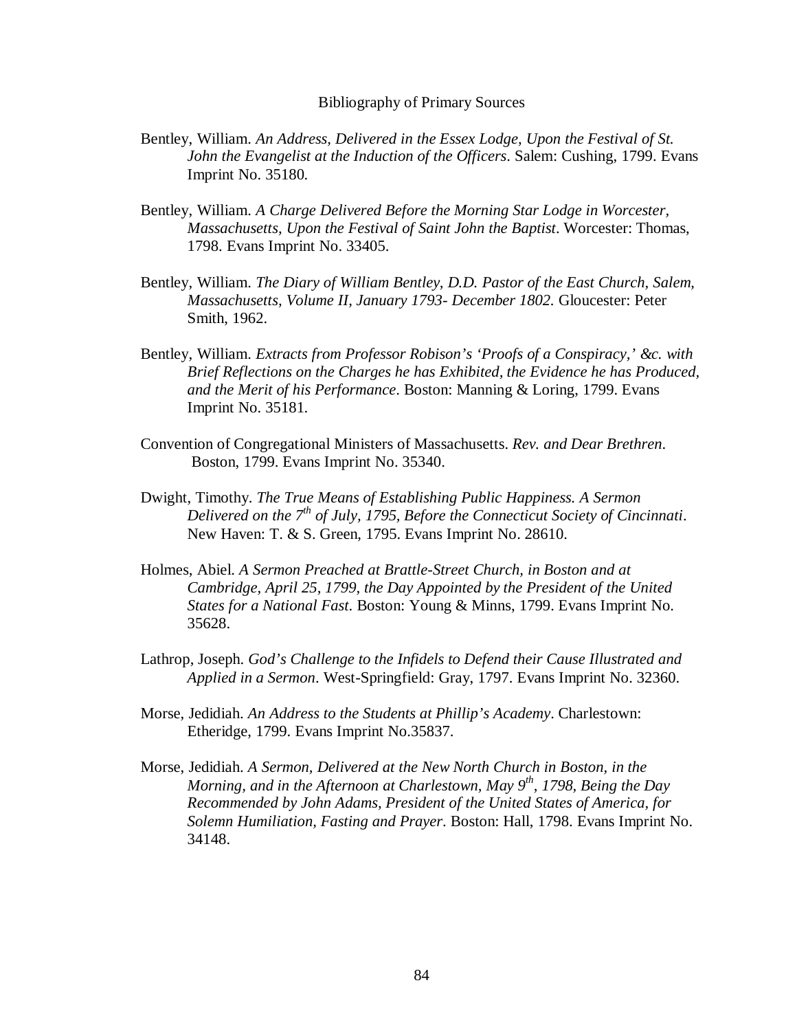# Bibliography of Primary Sources

Bentley, William. *An Address, Delivered in the Essex Lodge, Upon the Festival of St. John the Evangelist at the Induction of the Officers*. Salem: Cushing, 1799. Evans Imprint No. 35180.

Bentley, William. *A Charge Delivered Before the Morning Star Lodge in Worcester, Massachusetts, Upon the Festival of Saint John the Baptist*. Worcester: Thomas, 1798. Evans Imprint No. 33405.

Bentley, William. *The Diary of William Bentley, D.D. Pastor of the East Church, Salem, Massachusetts, Volume II, January 1793- December 1802*. Gloucester: Peter Smith, 1962.

Bentley, William. *Extracts from Professor Robison's 'Proofs of a Conspiracy,' &c. with Brief Reflections on the Charges he has Exhibited, the Evidence he has Produced, and the Merit of his Performance*. Boston: Manning & Loring, 1799. Evans Imprint No. 35181.

Convention of Congregational Ministers of Massachusetts. *Rev. and Dear Brethren*. Boston, 1799. Evans Imprint No. 35340.

Dwight, Timothy. *The True Means of Establishing Public Happiness. A Sermon Delivered on the 7th of July, 1795, Before the Connecticut Society of Cincinnati*. New Haven: T. & S. Green, 1795. Evans Imprint No. 28610.

Holmes, Abiel. *A Sermon Preached at Brattle-Street Church, in Boston and at Cambridge, April 25, 1799, the Day Appointed by the President of the United States for a National Fast*. Boston: Young & Minns, 1799. Evans Imprint No. 35628.

Lathrop, Joseph. *God's Challenge to the Infidels to Defend their Cause Illustrated and Applied in a Sermon*. West-Springfield: Gray, 1797. Evans Imprint No. 32360.

Morse, Jedidiah. *An Address to the Students at Phillip's Academy*. Charlestown: Etheridge, 1799. Evans Imprint No.35837.

Morse, Jedidiah. *A Sermon, Delivered at the New North Church in Boston, in the Morning, and in the Afternoon at Charlestown, May 9th, 1798, Being the Day Recommended by John Adams, President of the United States of America, for Solemn Humiliation, Fasting and Prayer*. Boston: Hall, 1798. Evans Imprint No. 34148.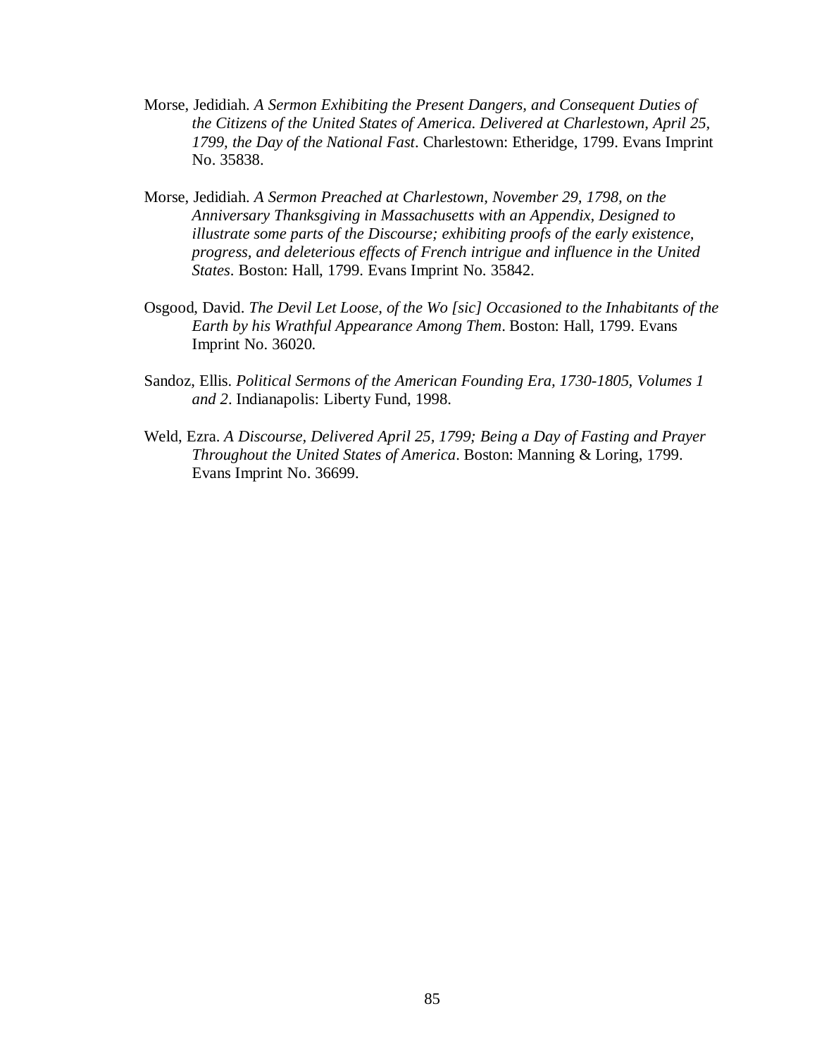Morse, Jedidiah. *A Sermon Exhibiting the Present Dangers, and Consequent Duties of the Citizens of the United States of America. Delivered at Charlestown, April 25, 1799, the Day of the National Fast*. Charlestown: Etheridge, 1799. Evans Imprint No. 35838.

Morse, Jedidiah. *A Sermon Preached at Charlestown, November 29, 1798, on the Anniversary Thanksgiving in Massachusetts with an Appendix, Designed to illustrate some parts of the Discourse; exhibiting proofs of the early existence, progress, and deleterious effects of French intrigue and influence in the United States*. Boston: Hall, 1799. Evans Imprint No. 35842.

Osgood, David. *The Devil Let Loose, of the Wo [sic] Occasioned to the Inhabitants of the Earth by his Wrathful Appearance Among Them*. Boston: Hall, 1799. Evans Imprint No. 36020.

Sandoz, Ellis. *Political Sermons of the American Founding Era, 1730-1805, Volumes 1 and 2*. Indianapolis: Liberty Fund, 1998.

Weld, Ezra. *A Discourse, Delivered April 25, 1799; Being a Day of Fasting and Prayer Throughout the United States of America*. Boston: Manning & Loring, 1799. Evans Imprint No. 36699.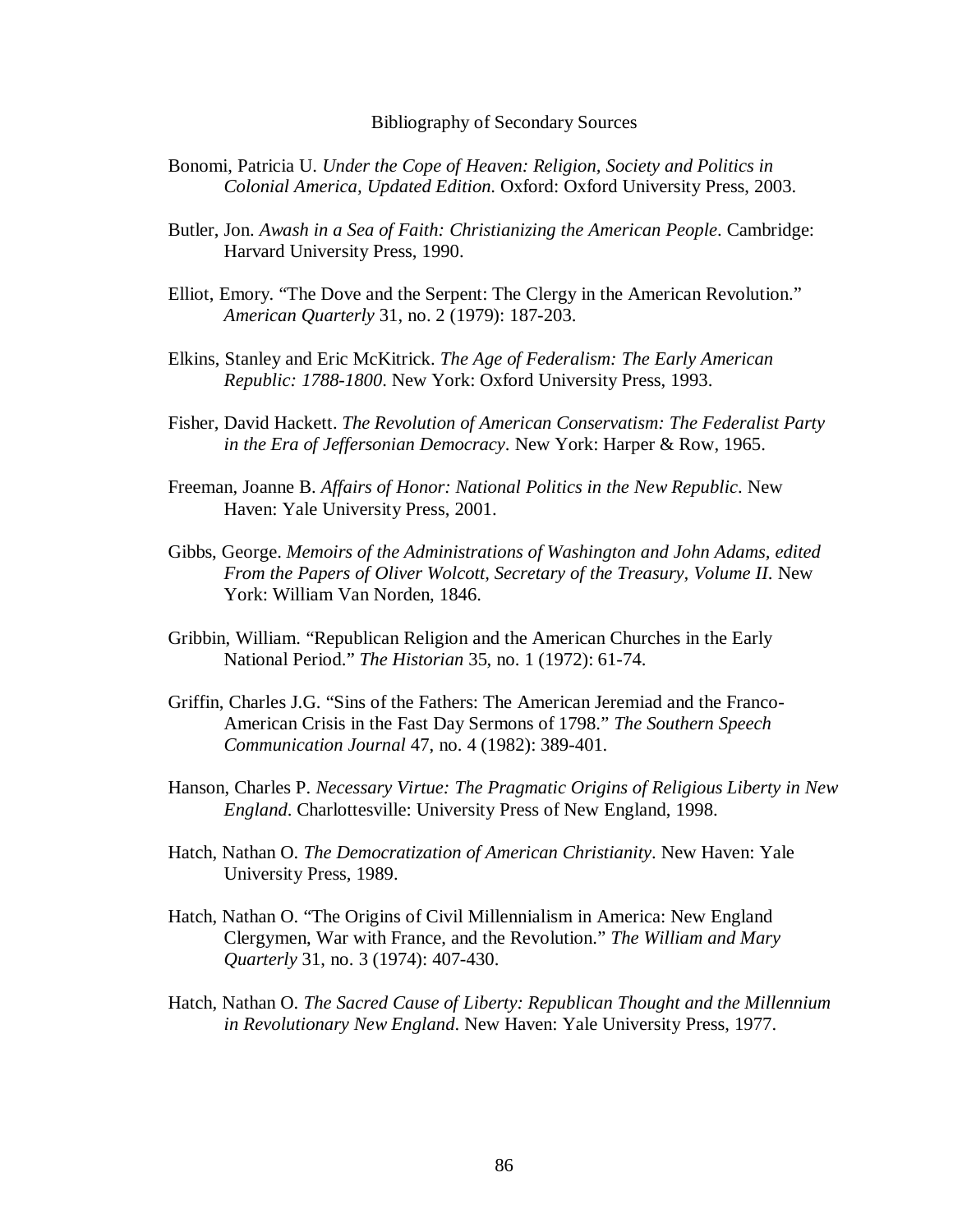# Bibliography of Secondary Sources

Bonomi, Patricia U. *Under the Cope of Heaven: Religion, Society and Politics in Colonial America, Updated Edition*. Oxford: Oxford University Press, 2003.

Butler, Jon. *Awash in a Sea of Faith: Christianizing the American People*. Cambridge: Harvard University Press, 1990.

Elliot, Emory. "The Dove and the Serpent: The Clergy in the American Revolution." *American Quarterly* 31, no. 2 (1979): 187-203.

Elkins, Stanley and Eric McKitrick. *The Age of Federalism: The Early American Republic: 1788-1800*. New York: Oxford University Press, 1993.

Fisher, David Hackett. *The Revolution of American Conservatism: The Federalist Party in the Era of Jeffersonian Democracy*. New York: Harper & Row, 1965.

Freeman, Joanne B. *Affairs of Honor: National Politics in the New Republic*. New Haven: Yale University Press, 2001.

Gibbs, George. *Memoirs of the Administrations of Washington and John Adams, edited From the Papers of Oliver Wolcott, Secretary of the Treasury, Volume II*. New York: William Van Norden, 1846.

Gribbin, William. "Republican Religion and the American Churches in the Early National Period." *The Historian* 35, no. 1 (1972): 61-74.

Griffin, Charles J.G. "Sins of the Fathers: The American Jeremiad and the Franco-American Crisis in the Fast Day Sermons of 1798." *The Southern Speech Communication Journal* 47, no. 4 (1982): 389-401.

Hanson, Charles P. *Necessary Virtue: The Pragmatic Origins of Religious Liberty in New England*. Charlottesville: University Press of New England, 1998.

Hatch, Nathan O. *The Democratization of American Christianity*. New Haven: Yale University Press, 1989.

Hatch, Nathan O. "The Origins of Civil Millennialism in America: New England Clergymen, War with France, and the Revolution." *The William and Mary Quarterly* 31, no. 3 (1974): 407-430.

Hatch, Nathan O. *The Sacred Cause of Liberty: Republican Thought and the Millennium in Revolutionary New England*. New Haven: Yale University Press, 1977.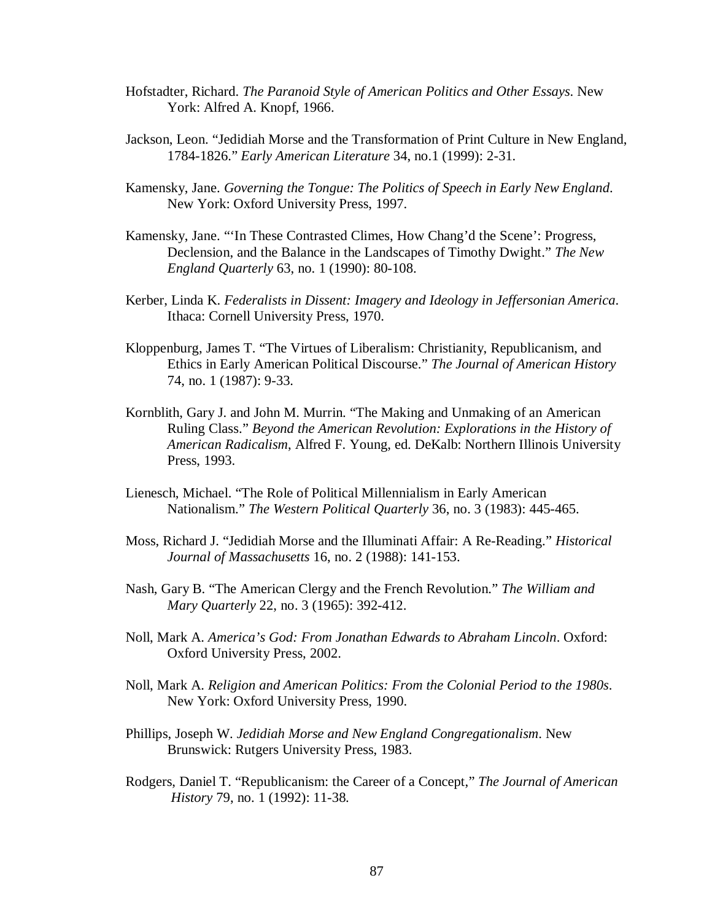Hofstadter, Richard. *The Paranoid Style of American Politics and Other Essays*. New York: Alfred A. Knopf, 1966.

Jackson, Leon. "Jedidiah Morse and the Transformation of Print Culture in New England, 1784-1826." *Early American Literature* 34, no.1 (1999): 2-31.

Kamensky, Jane. *Governing the Tongue: The Politics of Speech in Early New England*. New York: Oxford University Press, 1997.

Kamensky, Jane. "'In These Contrasted Climes, How Chang'd the Scene': Progress, Declension, and the Balance in the Landscapes of Timothy Dwight." *The New England Quarterly* 63, no. 1 (1990): 80-108.

Kerber, Linda K. *Federalists in Dissent: Imagery and Ideology in Jeffersonian America*. Ithaca: Cornell University Press, 1970.

Kloppenburg, James T. "The Virtues of Liberalism: Christianity, Republicanism, and Ethics in Early American Political Discourse." *The Journal of American History* 74, no. 1 (1987): 9-33.

Kornblith, Gary J. and John M. Murrin. "The Making and Unmaking of an American Ruling Class." *Beyond the American Revolution: Explorations in the History of American Radicalism*, Alfred F. Young, ed. DeKalb: Northern Illinois University Press, 1993.

Lienesch, Michael. "The Role of Political Millennialism in Early American Nationalism." *The Western Political Quarterly* 36, no. 3 (1983): 445-465.

Moss, Richard J. "Jedidiah Morse and the Illuminati Affair: A Re-Reading." *Historical Journal of Massachusetts* 16, no. 2 (1988): 141-153.

Nash, Gary B. "The American Clergy and the French Revolution." *The William and Mary Quarterly* 22, no. 3 (1965): 392-412.

Noll, Mark A. *America's God: From Jonathan Edwards to Abraham Lincoln*. Oxford: Oxford University Press, 2002.

Noll, Mark A. *Religion and American Politics: From the Colonial Period to the 1980s*. New York: Oxford University Press, 1990.

Phillips, Joseph W. *Jedidiah Morse and New England Congregationalism*. New Brunswick: Rutgers University Press, 1983.

Rodgers, Daniel T. "Republicanism: the Career of a Concept," *The Journal of American History* 79, no. 1 (1992): 11-38.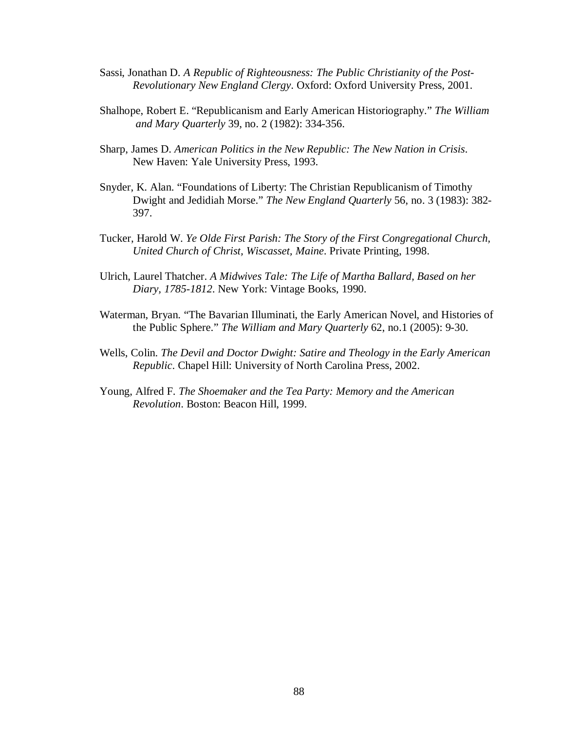Sassi, Jonathan D. *A Republic of Righteousness: The Public Christianity of the Post-Revolutionary New England Clergy*. Oxford: Oxford University Press, 2001.

Shalhope, Robert E. "Republicanism and Early American Historiography." *The William and Mary Quarterly* 39, no. 2 (1982): 334-356.

Sharp, James D. *American Politics in the New Republic: The New Nation in Crisis*. New Haven: Yale University Press, 1993.

Snyder, K. Alan. "Foundations of Liberty: The Christian Republicanism of Timothy Dwight and Jedidiah Morse." *The New England Quarterly* 56, no. 3 (1983): 382-397.

Tucker, Harold W. *Ye Olde First Parish: The Story of the First Congregational Church, United Church of Christ, Wiscasset, Maine*. Private Printing, 1998.

Ulrich, Laurel Thatcher. *A Midwives Tale: The Life of Martha Ballard, Based on her Diary, 1785-1812*. New York: Vintage Books, 1990.

Waterman, Bryan. "The Bavarian Illuminati, the Early American Novel, and Histories of the Public Sphere." *The William and Mary Quarterly* 62, no.1 (2005): 9-30.

Wells, Colin. *The Devil and Doctor Dwight: Satire and Theology in the Early American Republic*. Chapel Hill: University of North Carolina Press, 2002.

Young, Alfred F. *The Shoemaker and the Tea Party: Memory and the American Revolution*. Boston: Beacon Hill, 1999.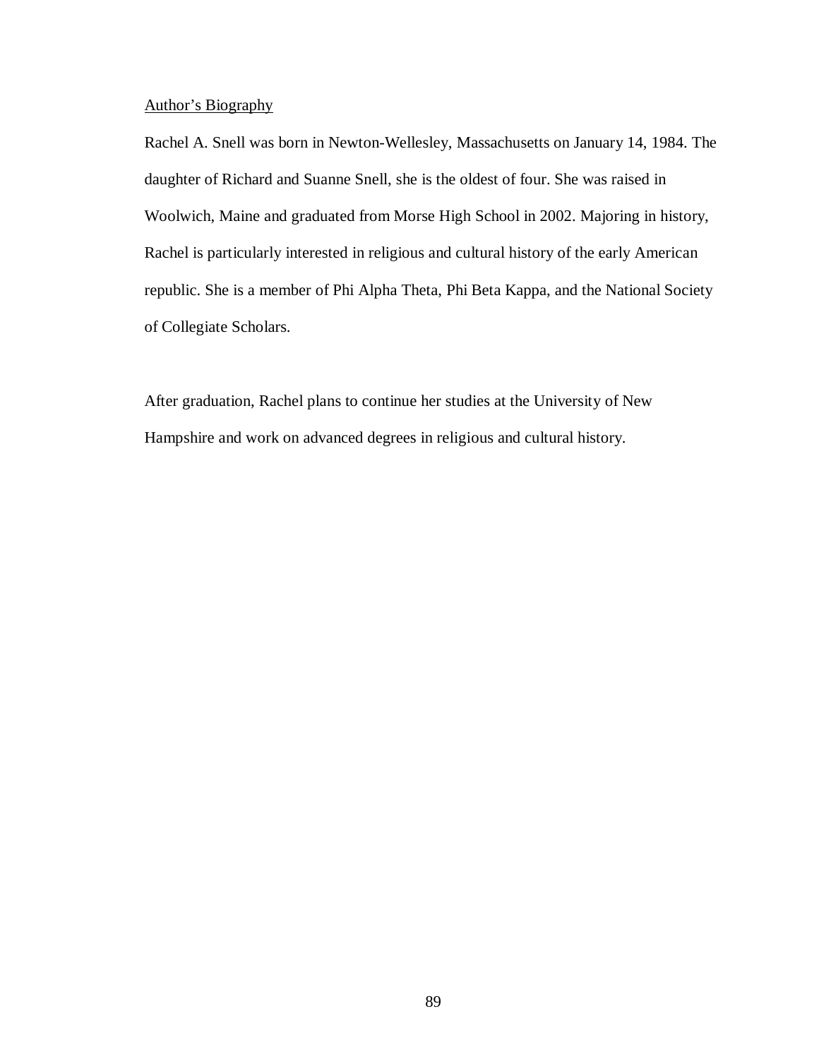## Author's Biography

Rachel A. Snell was born in Newton-Wellesley, Massachusetts on January 14, 1984. The daughter of Richard and Suanne Snell, she is the oldest of four. She was raised in Woolwich, Maine and graduated from Morse High School in 2002. Majoring in history, Rachel is particularly interested in religious and cultural history of the early American republic. She is a member of Phi Alpha Theta, Phi Beta Kappa, and the National Society of Collegiate Scholars.

After graduation, Rachel plans to continue her studies at the University of New Hampshire and work on advanced degrees in religious and cultural history.